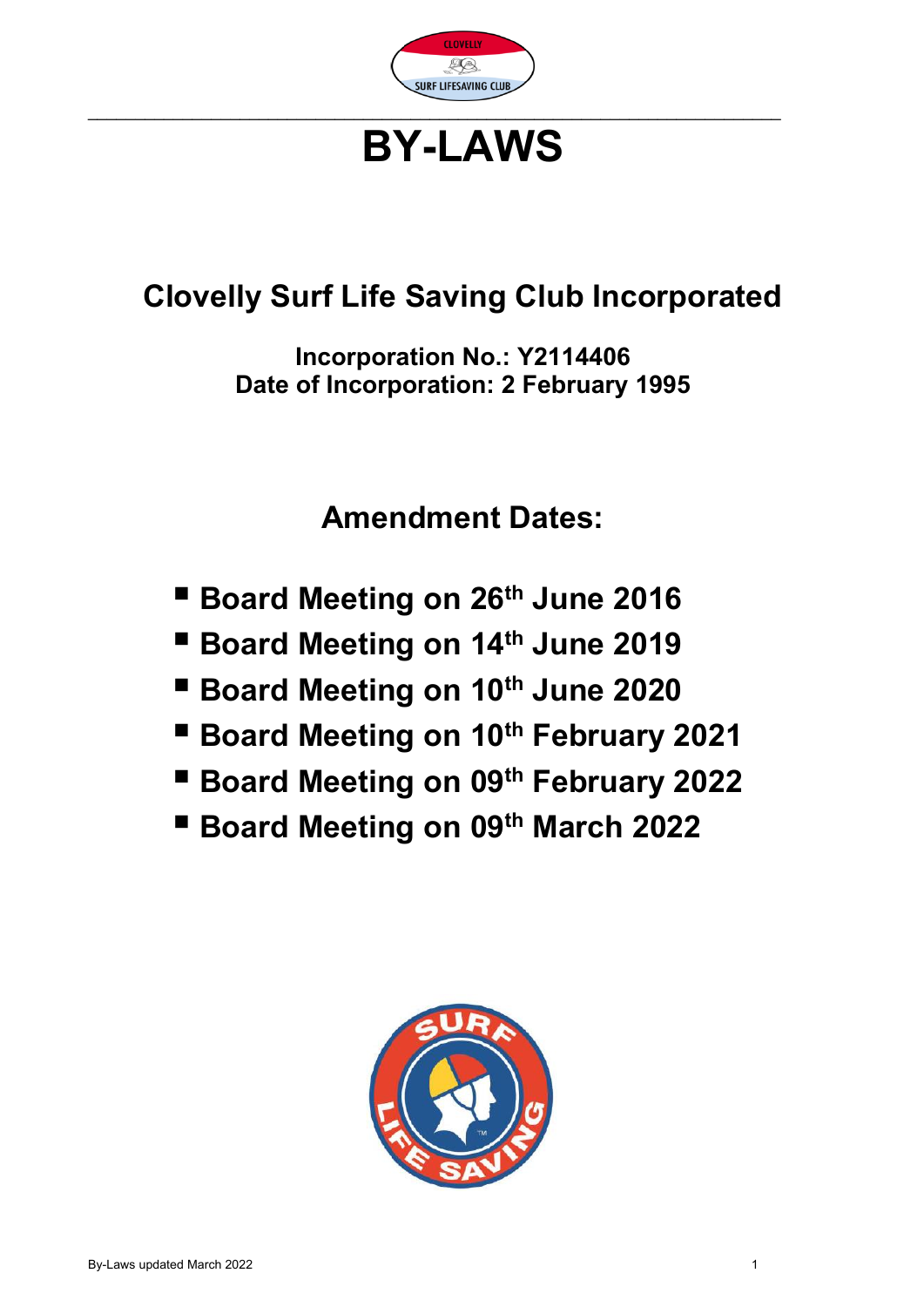# BY-LAWS

## Clovelly Surf Life Saving Club Incorporated

**Incorporation No.: Y2114406**
**Date of Incorporation: 2 February 1995**

## Amendment Dates:

- **Board Meeting on 26th June 2016**
- **Board Meeting on 14th June 2019**
- **Board Meeting on 10th June 2020**
- **Board Meeting on 10th February 2021**
- **Board Meeting on 09th February 2022**
- **Board Meeting on 09th March 2022**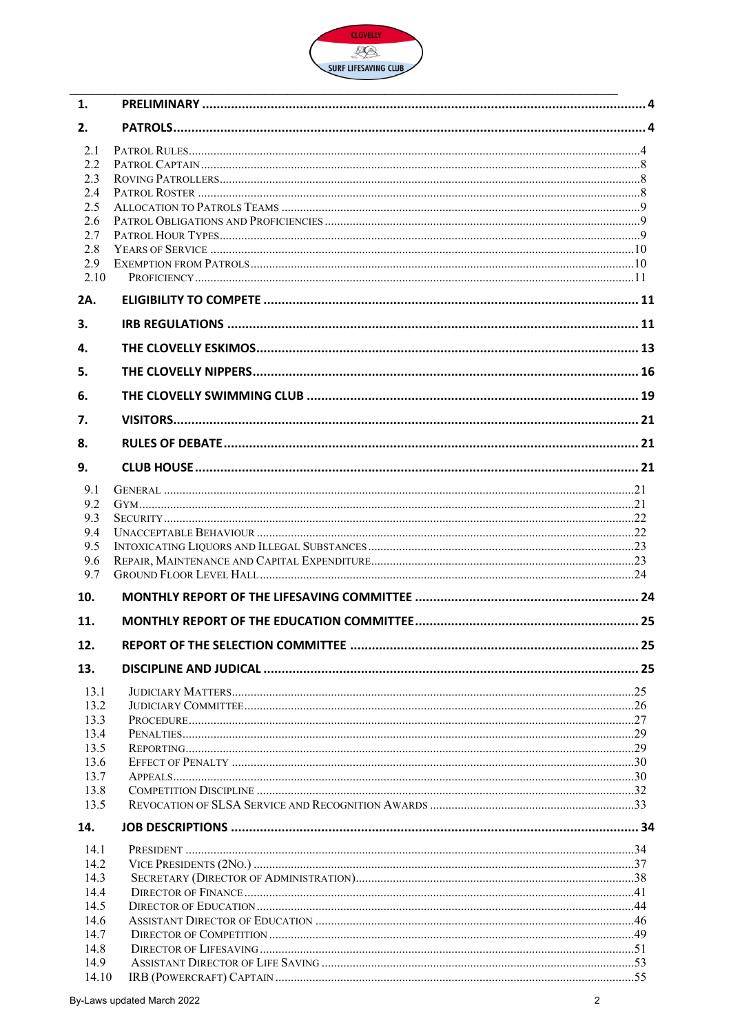| | | |
|---|---|---|
| **1.** | **PRELIMINARY** | **4** |
| **2.** | **PATROLS** | **4** |
| 2.1 | Patrol Rules | 4 |
| 2.2 | Patrol Captain | 8 |
| 2.3 | Roving Patrollers | 8 |
| 2.4 | Patrol Roster | 8 |
| 2.5 | Allocation to Patrols Teams | 9 |
| 2.6 | Patrol Obligations and Proficiencies | 9 |
| 2.7 | Patrol Hour Types | 9 |
| 2.8 | Years of Service | 10 |
| 2.9 | Exemption from Patrols | 10 |
| 2.10 | Proficiency | 11 |
| **2A.** | **ELIGIBILITY TO COMPETE** | **11** |
| **3.** | **IRB REGULATIONS** | **11** |
| **4.** | **THE CLOVELLY ESKIMOS** | **13** |
| **5.** | **THE CLOVELLY NIPPERS** | **16** |
| **6.** | **THE CLOVELLY SWIMMING CLUB** | **19** |
| **7.** | **VISITORS** | **21** |
| **8.** | **RULES OF DEBATE** | **21** |
| **9.** | **CLUB HOUSE** | **21** |
| 9.1 | General | 21 |
| 9.2 | Gym | 21 |
| 9.3 | Security | 22 |
| 9.4 | Unacceptable Behaviour | 22 |
| 9.5 | Intoxicating Liquors and Illegal Substances | 23 |
| 9.6 | Repair, Maintenance and Capital Expenditure | 23 |
| 9.7 | Ground Floor Level Hall | 24 |
| **10.** | **MONTHLY REPORT OF THE LIFESAVING COMMITTEE** | **24** |
| **11.** | **MONTHLY REPORT OF THE EDUCATION COMMITTEE** | **25** |
| **12.** | **REPORT OF THE SELECTION COMMITTEE** | **25** |
| **13.** | **DISCIPLINE AND JUDICAL** | **25** |
| 13.1 | Judiciary Matters | 25 |
| 13.2 | Judiciary Committee | 26 |
| 13.3 | Procedure | 27 |
| 13.4 | Penalties | 29 |
| 13.5 | Reporting | 29 |
| 13.6 | Effect of Penalty | 30 |
| 13.7 | Appeals | 30 |
| 13.8 | Competition Discipline | 32 |
| 13.5 | Revocation of SLSA Service and Recognition Awards | 33 |
| **14.** | **JOB DESCRIPTIONS** | **34** |
| 14.1 | President | 34 |
| 14.2 | Vice Presidents (2No.) | 37 |
| 14.3 | Secretary (Director of Administration) | 38 |
| 14.4 | Director of Finance | 41 |
| 14.5 | Director of Education | 44 |
| 14.6 | Assistant Director of Education | 46 |
| 14.7 | Director of Competition | 49 |
| 14.8 | Director of Lifesaving | 51 |
| 14.9 | Assistant Director of Life Saving | 53 |
| 14.10 | IRB (Powercraft) Captain | 55 |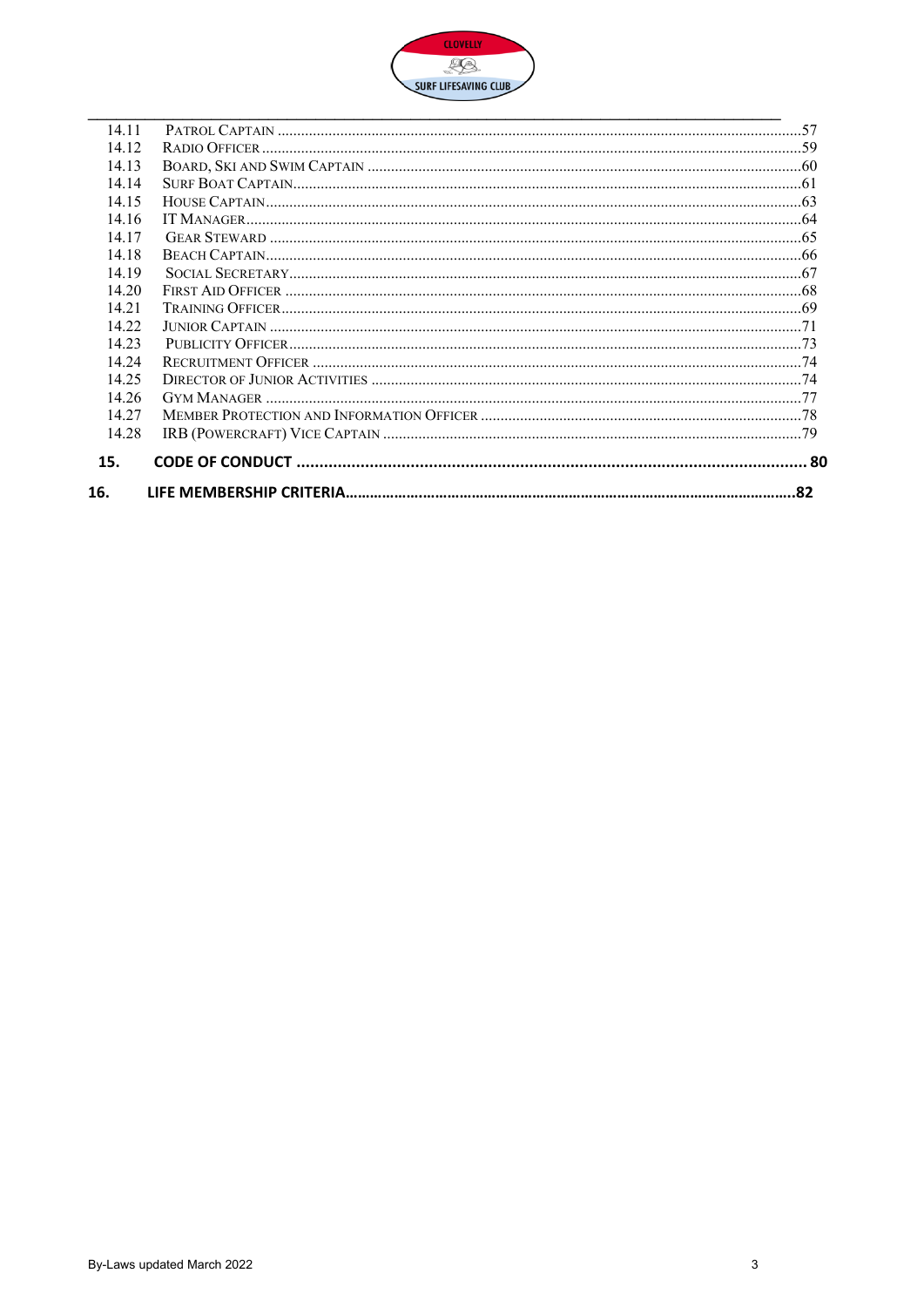| | | |
|---|---|---|
| 14.11 | PATROL CAPTAIN | 57 |
| 14.12 | RADIO OFFICER | 59 |
| 14.13 | BOARD, SKI AND SWIM CAPTAIN | 60 |
| 14.14 | SURF BOAT CAPTAIN | 61 |
| 14.15 | HOUSE CAPTAIN | 63 |
| 14.16 | IT MANAGER | 64 |
| 14.17 | GEAR STEWARD | 65 |
| 14.18 | BEACH CAPTAIN | 66 |
| 14.19 | SOCIAL SECRETARY | 67 |
| 14.20 | FIRST AID OFFICER | 68 |
| 14.21 | TRAINING OFFICER | 69 |
| 14.22 | JUNIOR CAPTAIN | 71 |
| 14.23 | PUBLICITY OFFICER | 73 |
| 14.24 | RECRUITMENT OFFICER | 74 |
| 14.25 | DIRECTOR OF JUNIOR ACTIVITIES | 74 |
| 14.26 | GYM MANAGER | 77 |
| 14.27 | MEMBER PROTECTION AND INFORMATION OFFICER | 78 |
| 14.28 | IRB (POWERCRAFT) VICE CAPTAIN | 79 |
| **15.** | **CODE OF CONDUCT** | **80** |
| **16.** | **LIFE MEMBERSHIP CRITERIA** | **82** |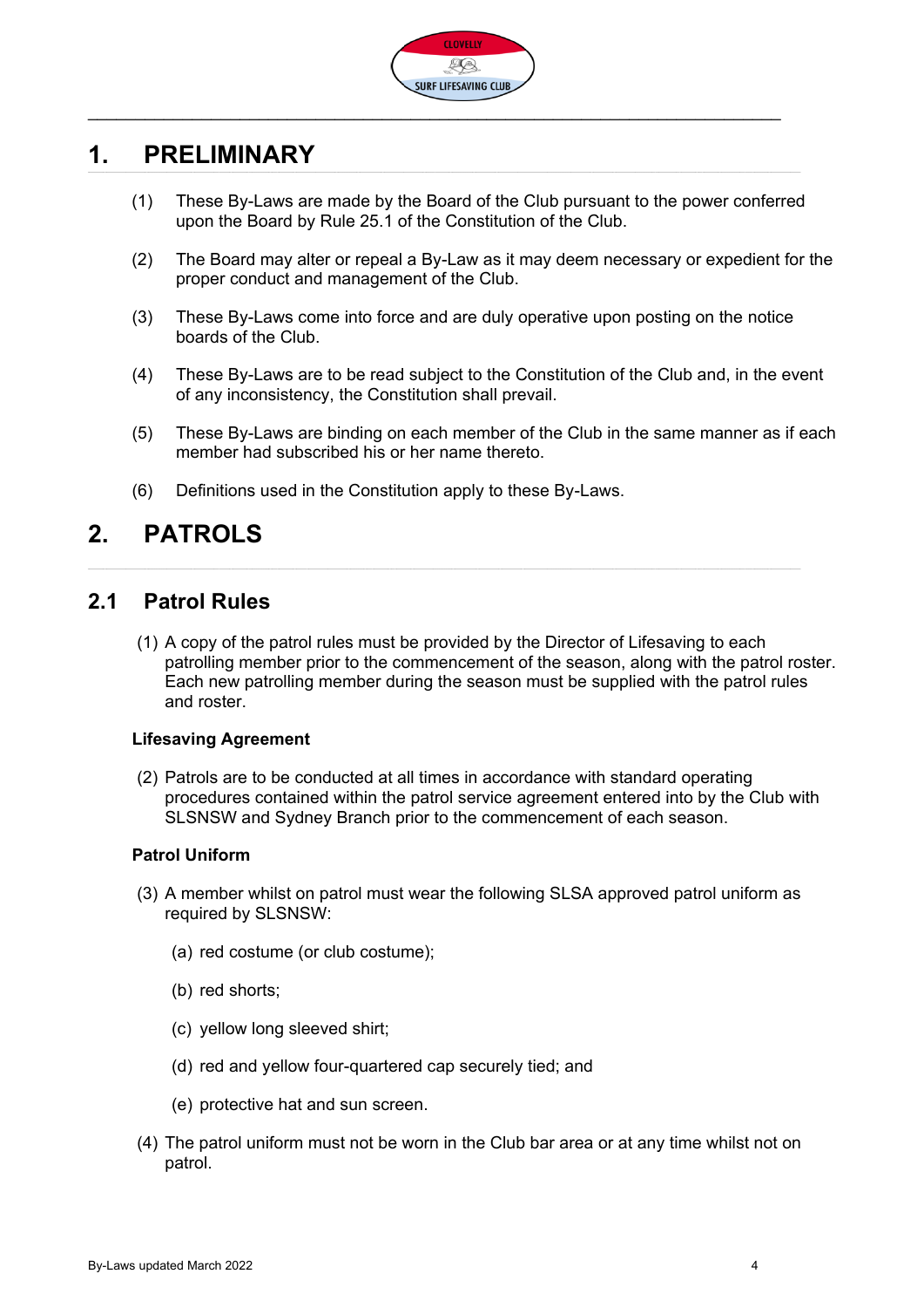# 1. PRELIMINARY

(1) These By-Laws are made by the Board of the Club pursuant to the power conferred upon the Board by Rule 25.1 of the Constitution of the Club.

(2) The Board may alter or repeal a By-Law as it may deem necessary or expedient for the proper conduct and management of the Club.

(3) These By-Laws come into force and are duly operative upon posting on the notice boards of the Club.

(4) These By-Laws are to be read subject to the Constitution of the Club and, in the event of any inconsistency, the Constitution shall prevail.

(5) These By-Laws are binding on each member of the Club in the same manner as if each member had subscribed his or her name thereto.

(6) Definitions used in the Constitution apply to these By-Laws.

# 2. PATROLS

## 2.1 Patrol Rules

(1) A copy of the patrol rules must be provided by the Director of Lifesaving to each patrolling member prior to the commencement of the season, along with the patrol roster. Each new patrolling member during the season must be supplied with the patrol rules and roster.

**Lifesaving Agreement**

(2) Patrols are to be conducted at all times in accordance with standard operating procedures contained within the patrol service agreement entered into by the Club with SLSNSW and Sydney Branch prior to the commencement of each season.

**Patrol Uniform**

(3) A member whilst on patrol must wear the following SLSA approved patrol uniform as required by SLSNSW:

(a) red costume (or club costume);

(b) red shorts;

(c) yellow long sleeved shirt;

(d) red and yellow four-quartered cap securely tied; and

(e) protective hat and sun screen.

(4) The patrol uniform must not be worn in the Club bar area or at any time whilst not on patrol.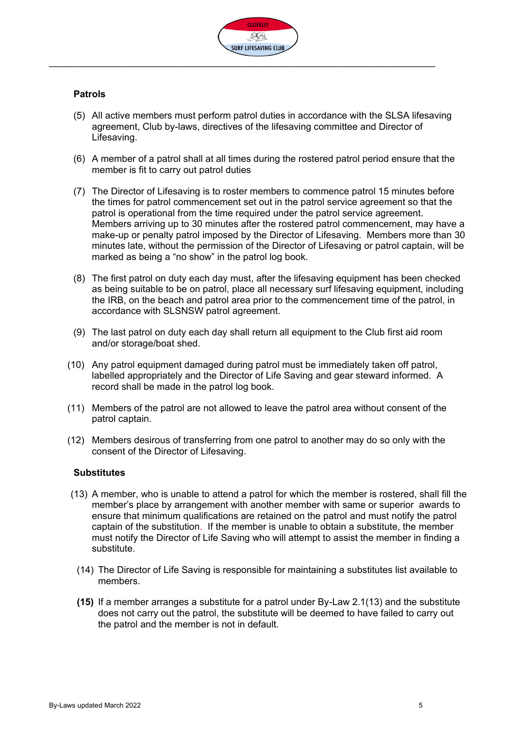**Patrols**

(5) All active members must perform patrol duties in accordance with the SLSA lifesaving agreement, Club by-laws, directives of the lifesaving committee and Director of Lifesaving.

(6) A member of a patrol shall at all times during the rostered patrol period ensure that the member is fit to carry out patrol duties

(7) The Director of Lifesaving is to roster members to commence patrol 15 minutes before the times for patrol commencement set out in the patrol service agreement so that the patrol is operational from the time required under the patrol service agreement. Members arriving up to 30 minutes after the rostered patrol commencement, may have a make-up or penalty patrol imposed by the Director of Lifesaving. Members more than 30 minutes late, without the permission of the Director of Lifesaving or patrol captain, will be marked as being a "no show" in the patrol log book.

(8) The first patrol on duty each day must, after the lifesaving equipment has been checked as being suitable to be on patrol, place all necessary surf lifesaving equipment, including the IRB, on the beach and patrol area prior to the commencement time of the patrol, in accordance with SLSNSW patrol agreement.

(9) The last patrol on duty each day shall return all equipment to the Club first aid room and/or storage/boat shed.

(10) Any patrol equipment damaged during patrol must be immediately taken off patrol, labelled appropriately and the Director of Life Saving and gear steward informed. A record shall be made in the patrol log book.

(11) Members of the patrol are not allowed to leave the patrol area without consent of the patrol captain.

(12) Members desirous of transferring from one patrol to another may do so only with the consent of the Director of Lifesaving.

**Substitutes**

(13) A member, who is unable to attend a patrol for which the member is rostered, shall fill the member's place by arrangement with another member with same or superior awards to ensure that minimum qualifications are retained on the patrol and must notify the patrol captain of the substitution. If the member is unable to obtain a substitute, the member must notify the Director of Life Saving who will attempt to assist the member in finding a substitute.

(14) The Director of Life Saving is responsible for maintaining a substitutes list available to members.

**(15)** If a member arranges a substitute for a patrol under By-Law 2.1(13) and the substitute does not carry out the patrol, the substitute will be deemed to have failed to carry out the patrol and the member is not in default.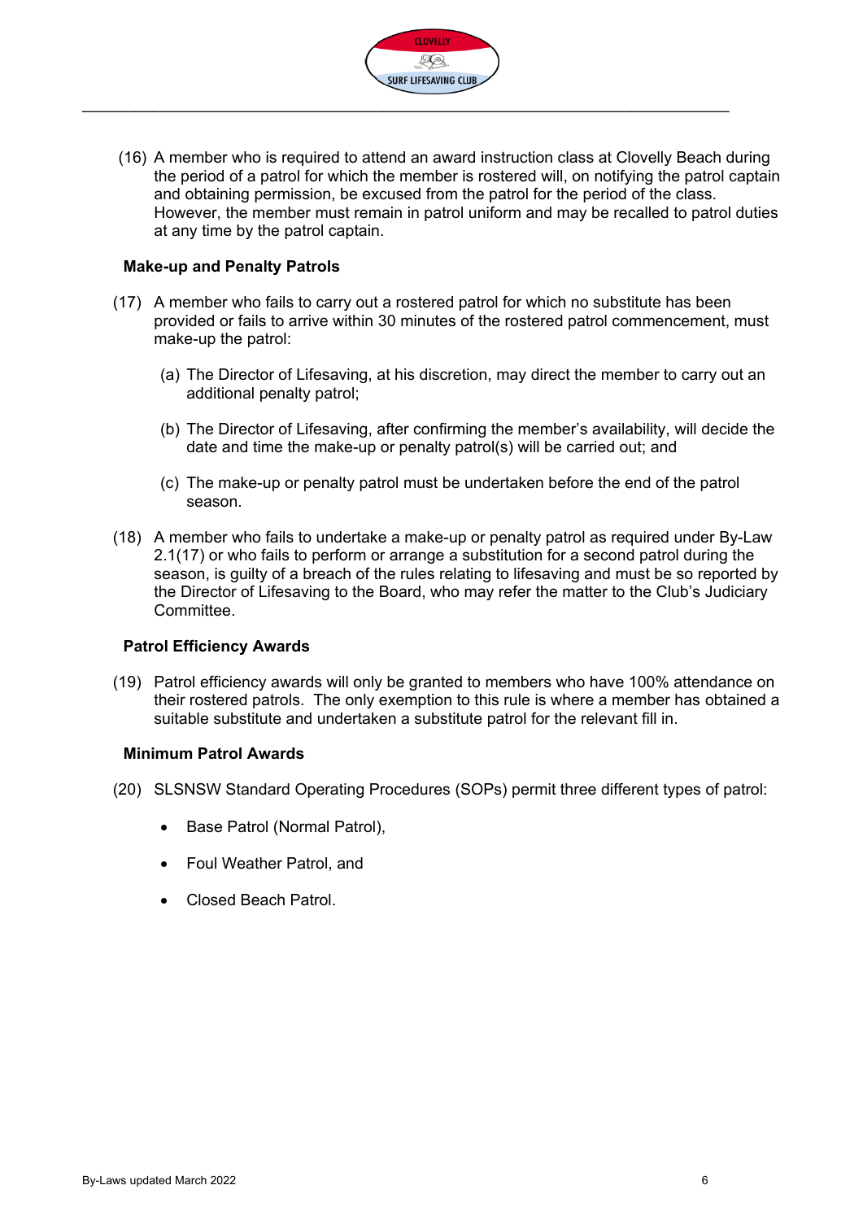(16) A member who is required to attend an award instruction class at Clovelly Beach during the period of a patrol for which the member is rostered will, on notifying the patrol captain and obtaining permission, be excused from the patrol for the period of the class. However, the member must remain in patrol uniform and may be recalled to patrol duties at any time by the patrol captain.

**Make-up and Penalty Patrols**

(17) A member who fails to carry out a rostered patrol for which no substitute has been provided or fails to arrive within 30 minutes of the rostered patrol commencement, must make-up the patrol:

(a) The Director of Lifesaving, at his discretion, may direct the member to carry out an additional penalty patrol;

(b) The Director of Lifesaving, after confirming the member's availability, will decide the date and time the make-up or penalty patrol(s) will be carried out; and

(c) The make-up or penalty patrol must be undertaken before the end of the patrol season.

(18) A member who fails to undertake a make-up or penalty patrol as required under By-Law 2.1(17) or who fails to perform or arrange a substitution for a second patrol during the season, is guilty of a breach of the rules relating to lifesaving and must be so reported by the Director of Lifesaving to the Board, who may refer the matter to the Club's Judiciary Committee.

**Patrol Efficiency Awards**

(19) Patrol efficiency awards will only be granted to members who have 100% attendance on their rostered patrols. The only exemption to this rule is where a member has obtained a suitable substitute and undertaken a substitute patrol for the relevant fill in.

**Minimum Patrol Awards**

(20) SLSNSW Standard Operating Procedures (SOPs) permit three different types of patrol:

- Base Patrol (Normal Patrol),
- Foul Weather Patrol, and
- Closed Beach Patrol.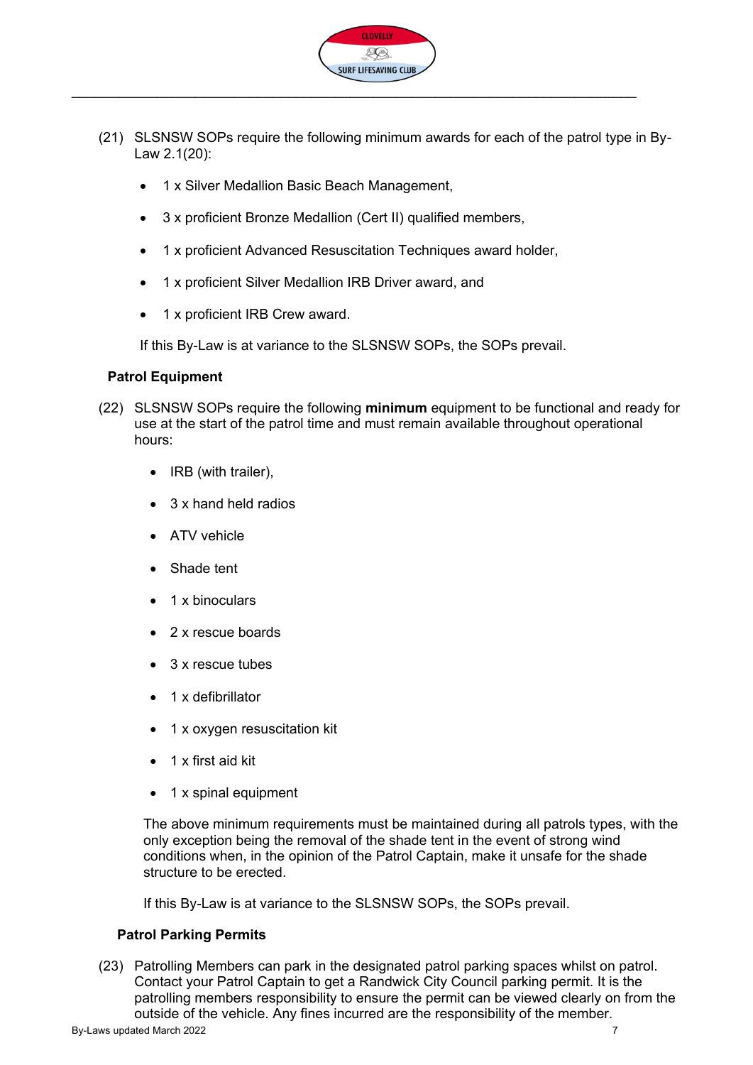(21) SLSNSW SOPs require the following minimum awards for each of the patrol type in By-Law 2.1(20):

- 1 x Silver Medallion Basic Beach Management,
- 3 x proficient Bronze Medallion (Cert II) qualified members,
- 1 x proficient Advanced Resuscitation Techniques award holder,
- 1 x proficient Silver Medallion IRB Driver award, and
- 1 x proficient IRB Crew award.

If this By-Law is at variance to the SLSNSW SOPs, the SOPs prevail.

**Patrol Equipment**

(22) SLSNSW SOPs require the following **minimum** equipment to be functional and ready for use at the start of the patrol time and must remain available throughout operational hours:

- IRB (with trailer),
- 3 x hand held radios
- ATV vehicle
- Shade tent
- 1 x binoculars
- 2 x rescue boards
- 3 x rescue tubes
- 1 x defibrillator
- 1 x oxygen resuscitation kit
- 1 x first aid kit
- 1 x spinal equipment

The above minimum requirements must be maintained during all patrols types, with the only exception being the removal of the shade tent in the event of strong wind conditions when, in the opinion of the Patrol Captain, make it unsafe for the shade structure to be erected.

If this By-Law is at variance to the SLSNSW SOPs, the SOPs prevail.

**Patrol Parking Permits**

(23) Patrolling Members can park in the designated patrol parking spaces whilst on patrol. Contact your Patrol Captain to get a Randwick City Council parking permit. It is the patrolling members responsibility to ensure the permit can be viewed clearly on from the outside of the vehicle. Any fines incurred are the responsibility of the member.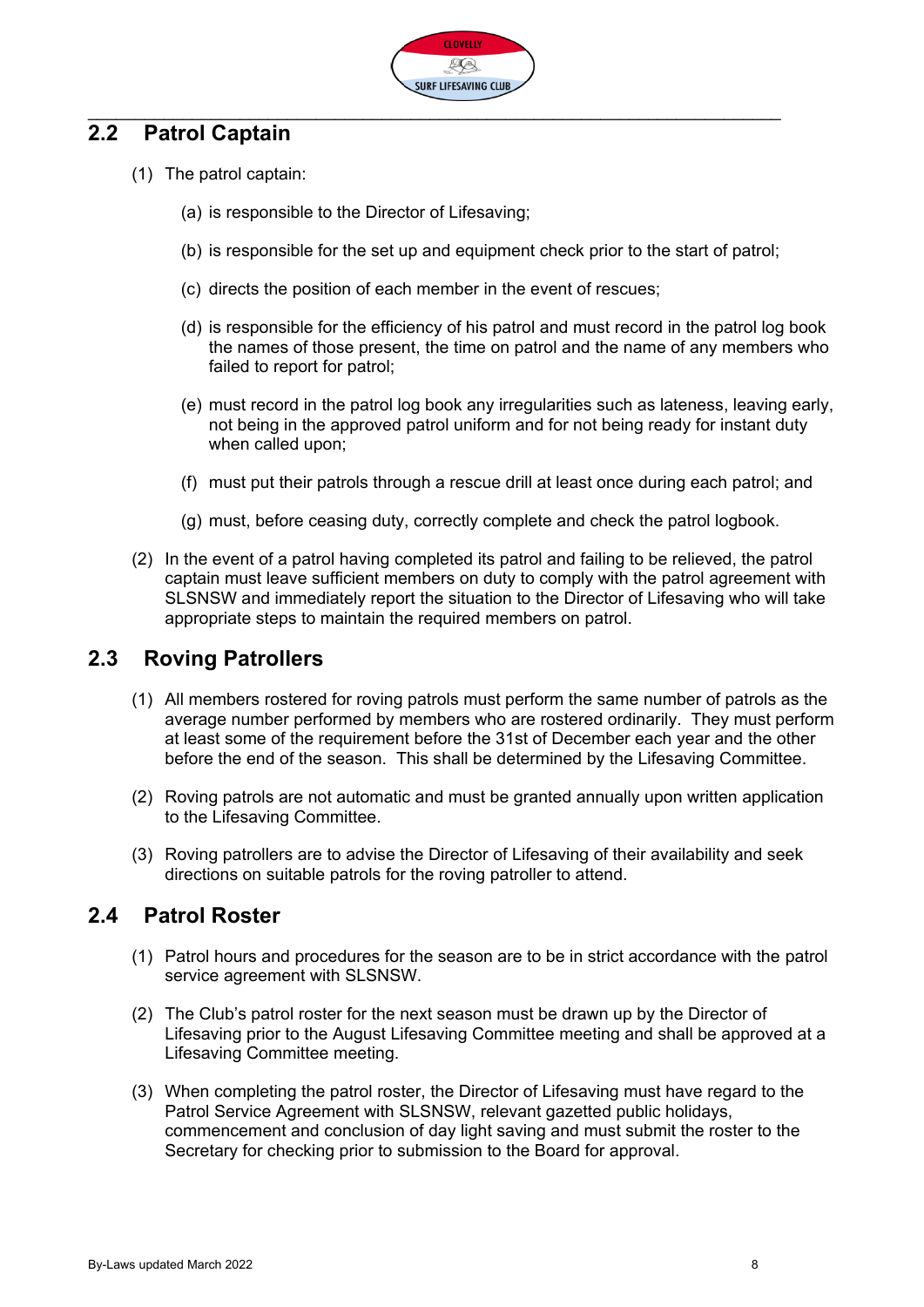## 2.2 Patrol Captain

(1) The patrol captain:

(a) is responsible to the Director of Lifesaving;

(b) is responsible for the set up and equipment check prior to the start of patrol;

(c) directs the position of each member in the event of rescues;

(d) is responsible for the efficiency of his patrol and must record in the patrol log book the names of those present, the time on patrol and the name of any members who failed to report for patrol;

(e) must record in the patrol log book any irregularities such as lateness, leaving early, not being in the approved patrol uniform and for not being ready for instant duty when called upon;

(f) must put their patrols through a rescue drill at least once during each patrol; and

(g) must, before ceasing duty, correctly complete and check the patrol logbook.

(2) In the event of a patrol having completed its patrol and failing to be relieved, the patrol captain must leave sufficient members on duty to comply with the patrol agreement with SLSNSW and immediately report the situation to the Director of Lifesaving who will take appropriate steps to maintain the required members on patrol.

## 2.3 Roving Patrollers

(1) All members rostered for roving patrols must perform the same number of patrols as the average number performed by members who are rostered ordinarily. They must perform at least some of the requirement before the 31st of December each year and the other before the end of the season. This shall be determined by the Lifesaving Committee.

(2) Roving patrols are not automatic and must be granted annually upon written application to the Lifesaving Committee.

(3) Roving patrollers are to advise the Director of Lifesaving of their availability and seek directions on suitable patrols for the roving patroller to attend.

## 2.4 Patrol Roster

(1) Patrol hours and procedures for the season are to be in strict accordance with the patrol service agreement with SLSNSW.

(2) The Club's patrol roster for the next season must be drawn up by the Director of Lifesaving prior to the August Lifesaving Committee meeting and shall be approved at a Lifesaving Committee meeting.

(3) When completing the patrol roster, the Director of Lifesaving must have regard to the Patrol Service Agreement with SLSNSW, relevant gazetted public holidays, commencement and conclusion of day light saving and must submit the roster to the Secretary for checking prior to submission to the Board for approval.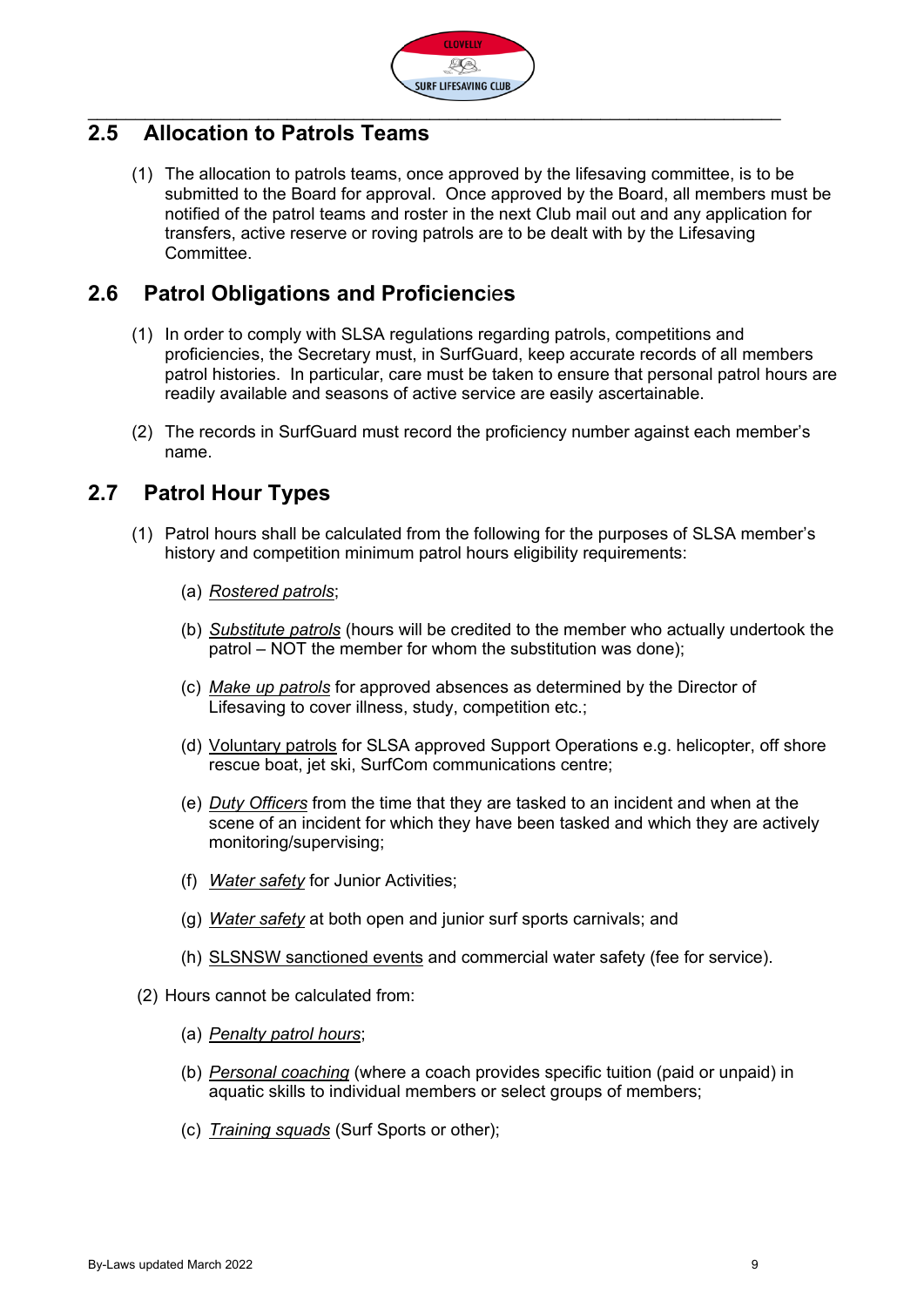## 2.5 Allocation to Patrols Teams

(1) The allocation to patrols teams, once approved by the lifesaving committee, is to be submitted to the Board for approval. Once approved by the Board, all members must be notified of the patrol teams and roster in the next Club mail out and any application for transfers, active reserve or roving patrols are to be dealt with by the Lifesaving Committee.

## 2.6 Patrol Obligations and Proficiencies

(1) In order to comply with SLSA regulations regarding patrols, competitions and proficiencies, the Secretary must, in SurfGuard, keep accurate records of all members patrol histories. In particular, care must be taken to ensure that personal patrol hours are readily available and seasons of active service are easily ascertainable.

(2) The records in SurfGuard must record the proficiency number against each member's name.

## 2.7 Patrol Hour Types

(1) Patrol hours shall be calculated from the following for the purposes of SLSA member's history and competition minimum patrol hours eligibility requirements:

(a) *Rostered patrols*;

(b) *Substitute patrols* (hours will be credited to the member who actually undertook the patrol – NOT the member for whom the substitution was done);

(c) *Make up patrols* for approved absences as determined by the Director of Lifesaving to cover illness, study, competition etc.;

(d) Voluntary patrols for SLSA approved Support Operations e.g. helicopter, off shore rescue boat, jet ski, SurfCom communications centre;

(e) *Duty Officers* from the time that they are tasked to an incident and when at the scene of an incident for which they have been tasked and which they are actively monitoring/supervising;

(f) *Water safety* for Junior Activities;

(g) *Water safety* at both open and junior surf sports carnivals; and

(h) SLSNSW sanctioned events and commercial water safety (fee for service).

(2) Hours cannot be calculated from:

(a) *Penalty patrol hours*;

(b) *Personal coaching* (where a coach provides specific tuition (paid or unpaid) in aquatic skills to individual members or select groups of members;

(c) *Training squads* (Surf Sports or other);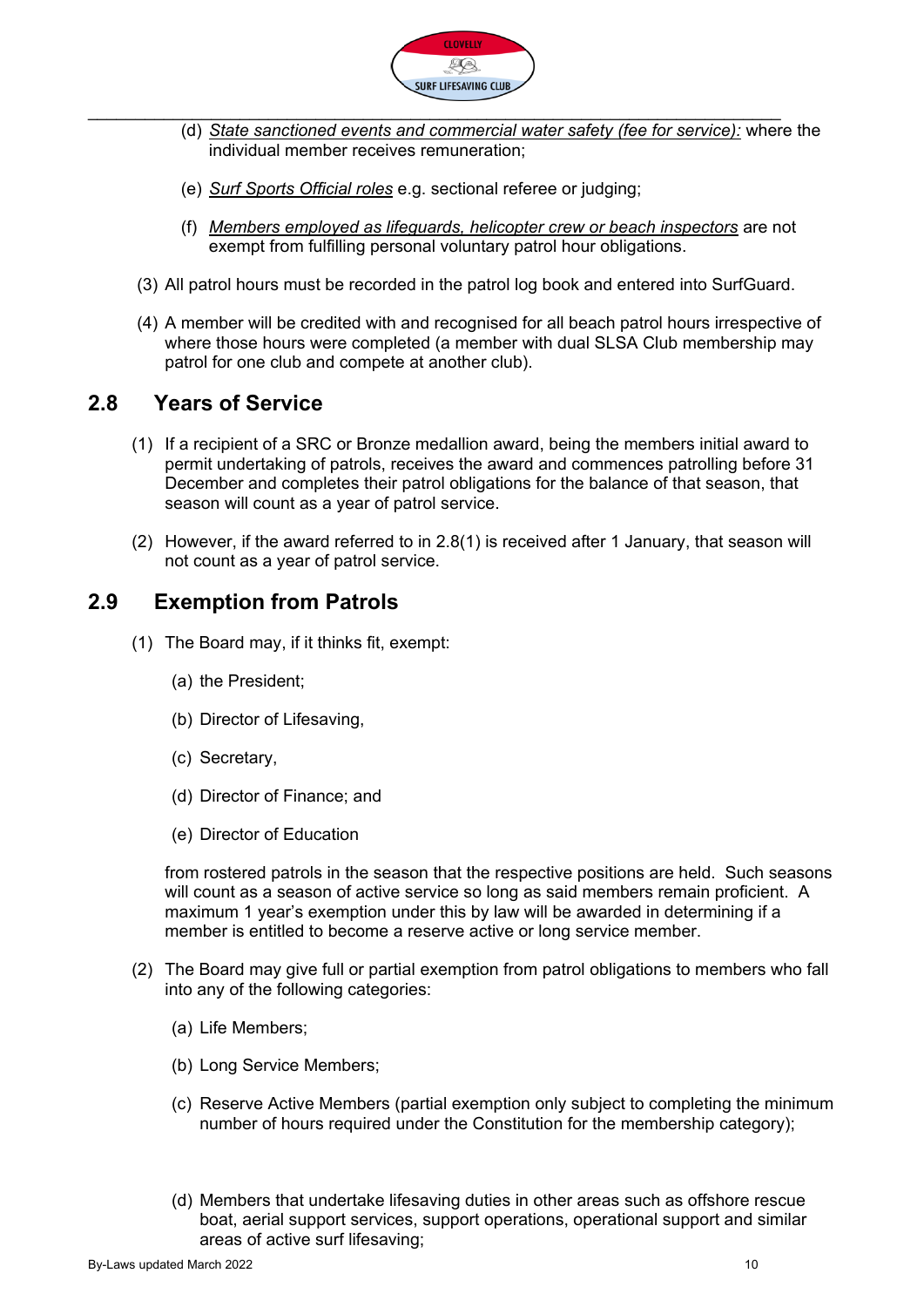(d) _State sanctioned events and commercial water safety (fee for service):_ where the individual member receives remuneration;

(e) _Surf Sports Official roles_ e.g. sectional referee or judging;

(f) _Members employed as lifeguards, helicopter crew or beach inspectors_ are not exempt from fulfilling personal voluntary patrol hour obligations.

(3) All patrol hours must be recorded in the patrol log book and entered into SurfGuard.

(4) A member will be credited with and recognised for all beach patrol hours irrespective of where those hours were completed (a member with dual SLSA Club membership may patrol for one club and compete at another club).

## 2.8 Years of Service

(1) If a recipient of a SRC or Bronze medallion award, being the members initial award to permit undertaking of patrols, receives the award and commences patrolling before 31 December and completes their patrol obligations for the balance of that season, that season will count as a year of patrol service.

(2) However, if the award referred to in 2.8(1) is received after 1 January, that season will not count as a year of patrol service.

## 2.9 Exemption from Patrols

(1) The Board may, if it thinks fit, exempt:

(a) the President;

(b) Director of Lifesaving,

(c) Secretary,

(d) Director of Finance; and

(e) Director of Education

from rostered patrols in the season that the respective positions are held. Such seasons will count as a season of active service so long as said members remain proficient. A maximum 1 year's exemption under this by law will be awarded in determining if a member is entitled to become a reserve active or long service member.

(2) The Board may give full or partial exemption from patrol obligations to members who fall into any of the following categories:

(a) Life Members;

(b) Long Service Members;

(c) Reserve Active Members (partial exemption only subject to completing the minimum number of hours required under the Constitution for the membership category);

(d) Members that undertake lifesaving duties in other areas such as offshore rescue boat, aerial support services, support operations, operational support and similar areas of active surf lifesaving;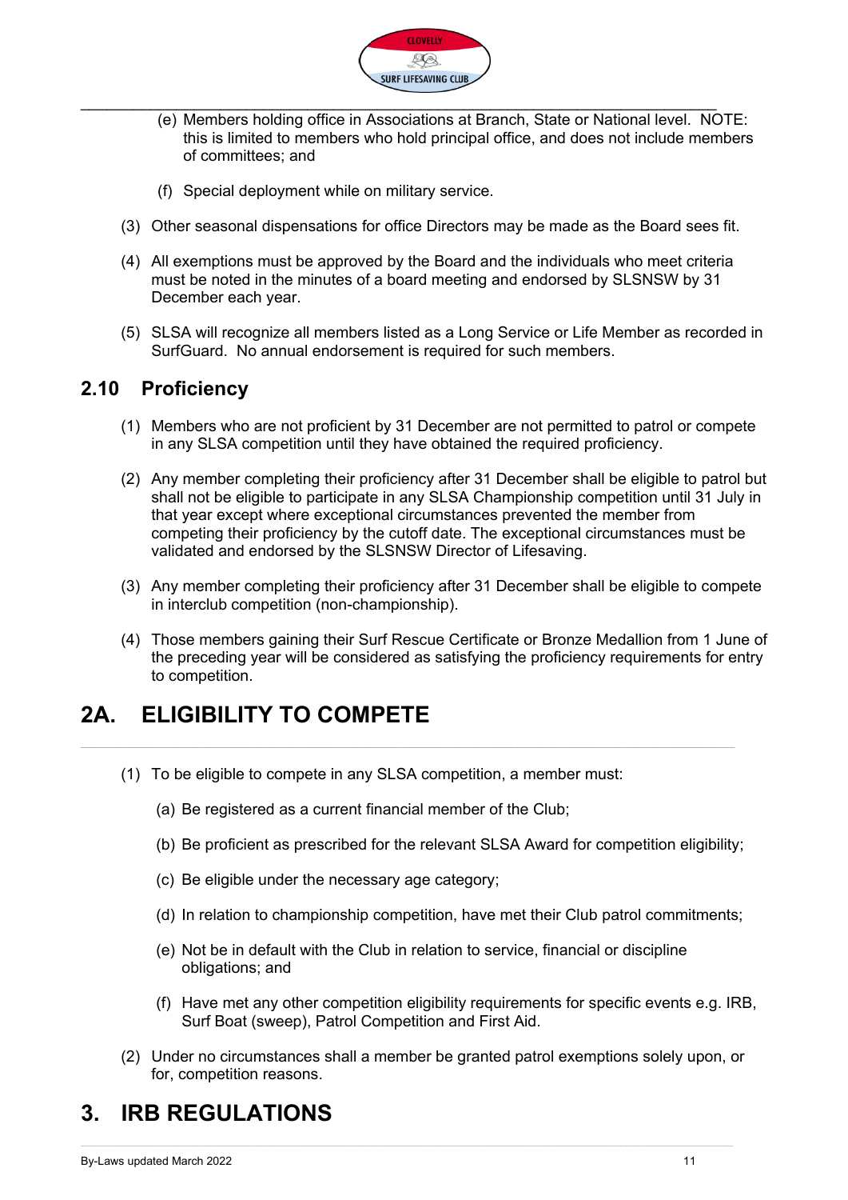(e) Members holding office in Associations at Branch, State or National level. NOTE: this is limited to members who hold principal office, and does not include members of committees; and

(f) Special deployment while on military service.

(3) Other seasonal dispensations for office Directors may be made as the Board sees fit.

(4) All exemptions must be approved by the Board and the individuals who meet criteria must be noted in the minutes of a board meeting and endorsed by SLSNSW by 31 December each year.

(5) SLSA will recognize all members listed as a Long Service or Life Member as recorded in SurfGuard. No annual endorsement is required for such members.

## 2.10 Proficiency

(1) Members who are not proficient by 31 December are not permitted to patrol or compete in any SLSA competition until they have obtained the required proficiency.

(2) Any member completing their proficiency after 31 December shall be eligible to patrol but shall not be eligible to participate in any SLSA Championship competition until 31 July in that year except where exceptional circumstances prevented the member from competing their proficiency by the cutoff date. The exceptional circumstances must be validated and endorsed by the SLSNSW Director of Lifesaving.

(3) Any member completing their proficiency after 31 December shall be eligible to compete in interclub competition (non-championship).

(4) Those members gaining their Surf Rescue Certificate or Bronze Medallion from 1 June of the preceding year will be considered as satisfying the proficiency requirements for entry to competition.

# 2A. ELIGIBILITY TO COMPETE

(1) To be eligible to compete in any SLSA competition, a member must:

(a) Be registered as a current financial member of the Club;

(b) Be proficient as prescribed for the relevant SLSA Award for competition eligibility;

(c) Be eligible under the necessary age category;

(d) In relation to championship competition, have met their Club patrol commitments;

(e) Not be in default with the Club in relation to service, financial or discipline obligations; and

(f) Have met any other competition eligibility requirements for specific events e.g. IRB, Surf Boat (sweep), Patrol Competition and First Aid.

(2) Under no circumstances shall a member be granted patrol exemptions solely upon, or for, competition reasons.

# 3. IRB REGULATIONS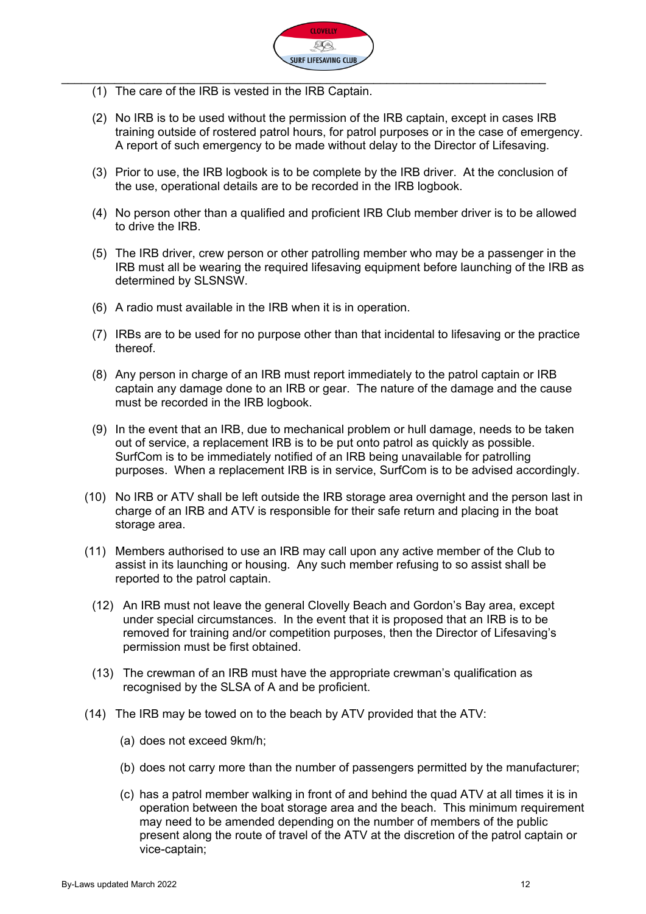(1) The care of the IRB is vested in the IRB Captain.

(2) No IRB is to be used without the permission of the IRB captain, except in cases IRB training outside of rostered patrol hours, for patrol purposes or in the case of emergency. A report of such emergency to be made without delay to the Director of Lifesaving.

(3) Prior to use, the IRB logbook is to be complete by the IRB driver. At the conclusion of the use, operational details are to be recorded in the IRB logbook.

(4) No person other than a qualified and proficient IRB Club member driver is to be allowed to drive the IRB.

(5) The IRB driver, crew person or other patrolling member who may be a passenger in the IRB must all be wearing the required lifesaving equipment before launching of the IRB as determined by SLSNSW.

(6) A radio must available in the IRB when it is in operation.

(7) IRBs are to be used for no purpose other than that incidental to lifesaving or the practice thereof.

(8) Any person in charge of an IRB must report immediately to the patrol captain or IRB captain any damage done to an IRB or gear. The nature of the damage and the cause must be recorded in the IRB logbook.

(9) In the event that an IRB, due to mechanical problem or hull damage, needs to be taken out of service, a replacement IRB is to be put onto patrol as quickly as possible. SurfCom is to be immediately notified of an IRB being unavailable for patrolling purposes. When a replacement IRB is in service, SurfCom is to be advised accordingly.

(10) No IRB or ATV shall be left outside the IRB storage area overnight and the person last in charge of an IRB and ATV is responsible for their safe return and placing in the boat storage area.

(11) Members authorised to use an IRB may call upon any active member of the Club to assist in its launching or housing. Any such member refusing to so assist shall be reported to the patrol captain.

(12) An IRB must not leave the general Clovelly Beach and Gordon's Bay area, except under special circumstances. In the event that it is proposed that an IRB is to be removed for training and/or competition purposes, then the Director of Lifesaving's permission must be first obtained.

(13) The crewman of an IRB must have the appropriate crewman's qualification as recognised by the SLSA of A and be proficient.

(14) The IRB may be towed on to the beach by ATV provided that the ATV:

(a) does not exceed 9km/h;

(b) does not carry more than the number of passengers permitted by the manufacturer;

(c) has a patrol member walking in front of and behind the quad ATV at all times it is in operation between the boat storage area and the beach. This minimum requirement may need to be amended depending on the number of members of the public present along the route of travel of the ATV at the discretion of the patrol captain or vice-captain;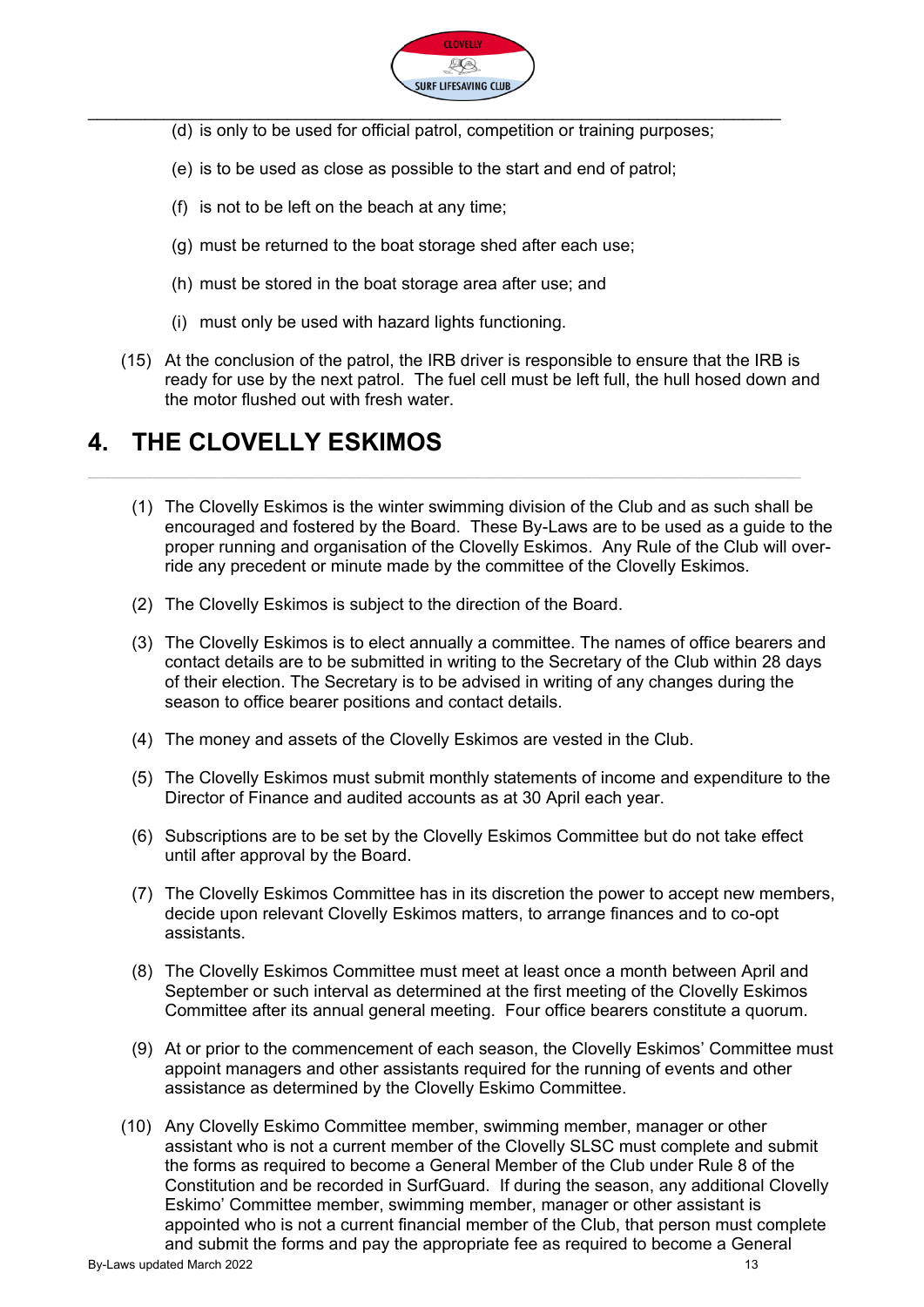(d) is only to be used for official patrol, competition or training purposes;

(e) is to be used as close as possible to the start and end of patrol;

(f) is not to be left on the beach at any time;

(g) must be returned to the boat storage shed after each use;

(h) must be stored in the boat storage area after use; and

(i) must only be used with hazard lights functioning.

(15) At the conclusion of the patrol, the IRB driver is responsible to ensure that the IRB is ready for use by the next patrol. The fuel cell must be left full, the hull hosed down and the motor flushed out with fresh water.

# 4. THE CLOVELLY ESKIMOS

(1) The Clovelly Eskimos is the winter swimming division of the Club and as such shall be encouraged and fostered by the Board. These By-Laws are to be used as a guide to the proper running and organisation of the Clovelly Eskimos. Any Rule of the Club will over-ride any precedent or minute made by the committee of the Clovelly Eskimos.

(2) The Clovelly Eskimos is subject to the direction of the Board.

(3) The Clovelly Eskimos is to elect annually a committee. The names of office bearers and contact details are to be submitted in writing to the Secretary of the Club within 28 days of their election. The Secretary is to be advised in writing of any changes during the season to office bearer positions and contact details.

(4) The money and assets of the Clovelly Eskimos are vested in the Club.

(5) The Clovelly Eskimos must submit monthly statements of income and expenditure to the Director of Finance and audited accounts as at 30 April each year.

(6) Subscriptions are to be set by the Clovelly Eskimos Committee but do not take effect until after approval by the Board.

(7) The Clovelly Eskimos Committee has in its discretion the power to accept new members, decide upon relevant Clovelly Eskimos matters, to arrange finances and to co-opt assistants.

(8) The Clovelly Eskimos Committee must meet at least once a month between April and September or such interval as determined at the first meeting of the Clovelly Eskimos Committee after its annual general meeting. Four office bearers constitute a quorum.

(9) At or prior to the commencement of each season, the Clovelly Eskimos' Committee must appoint managers and other assistants required for the running of events and other assistance as determined by the Clovelly Eskimo Committee.

(10) Any Clovelly Eskimo Committee member, swimming member, manager or other assistant who is not a current member of the Clovelly SLSC must complete and submit the forms as required to become a General Member of the Club under Rule 8 of the Constitution and be recorded in SurfGuard. If during the season, any additional Clovelly Eskimo' Committee member, swimming member, manager or other assistant is appointed who is not a current financial member of the Club, that person must complete and submit the forms and pay the appropriate fee as required to become a General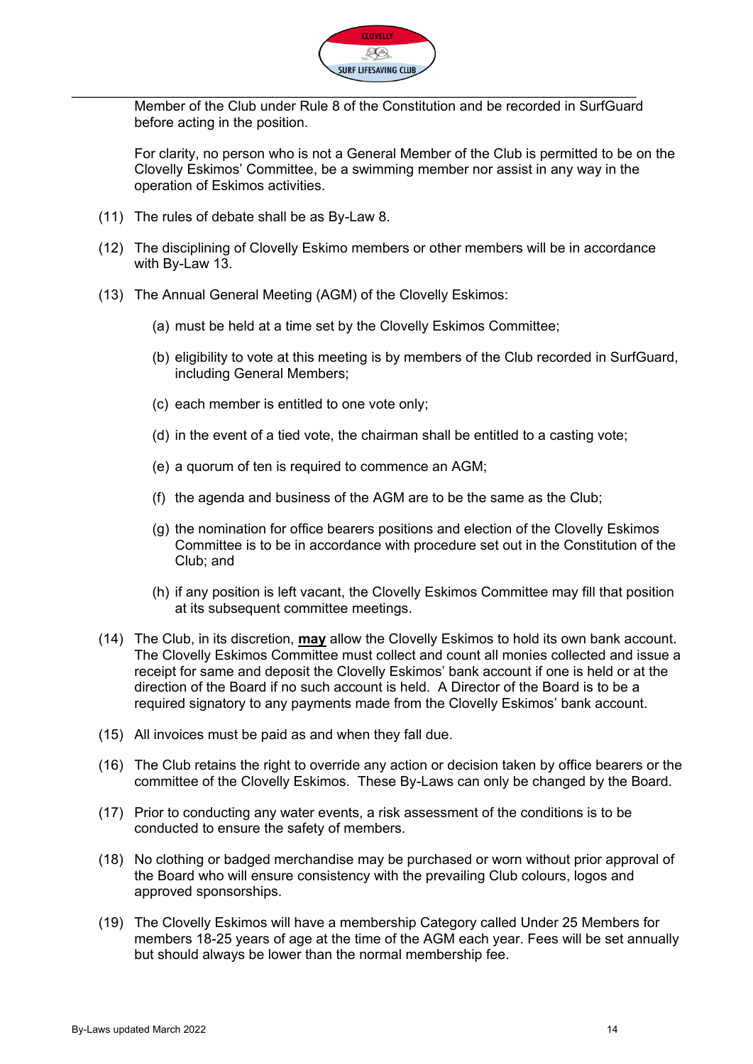Member of the Club under Rule 8 of the Constitution and be recorded in SurfGuard before acting in the position.

For clarity, no person who is not a General Member of the Club is permitted to be on the Clovelly Eskimos' Committee, be a swimming member nor assist in any way in the operation of Eskimos activities.

(11) The rules of debate shall be as By-Law 8.

(12) The disciplining of Clovelly Eskimo members or other members will be in accordance with By-Law 13.

(13) The Annual General Meeting (AGM) of the Clovelly Eskimos:

(a) must be held at a time set by the Clovelly Eskimos Committee;

(b) eligibility to vote at this meeting is by members of the Club recorded in SurfGuard, including General Members;

(c) each member is entitled to one vote only;

(d) in the event of a tied vote, the chairman shall be entitled to a casting vote;

(e) a quorum of ten is required to commence an AGM;

(f) the agenda and business of the AGM are to be the same as the Club;

(g) the nomination for office bearers positions and election of the Clovelly Eskimos Committee is to be in accordance with procedure set out in the Constitution of the Club; and

(h) if any position is left vacant, the Clovelly Eskimos Committee may fill that position at its subsequent committee meetings.

(14) The Club, in its discretion, **may** allow the Clovelly Eskimos to hold its own bank account. The Clovelly Eskimos Committee must collect and count all monies collected and issue a receipt for same and deposit the Clovelly Eskimos' bank account if one is held or at the direction of the Board if no such account is held. A Director of the Board is to be a required signatory to any payments made from the Clovelly Eskimos' bank account.

(15) All invoices must be paid as and when they fall due.

(16) The Club retains the right to override any action or decision taken by office bearers or the committee of the Clovelly Eskimos. These By-Laws can only be changed by the Board.

(17) Prior to conducting any water events, a risk assessment of the conditions is to be conducted to ensure the safety of members.

(18) No clothing or badged merchandise may be purchased or worn without prior approval of the Board who will ensure consistency with the prevailing Club colours, logos and approved sponsorships.

(19) The Clovelly Eskimos will have a membership Category called Under 25 Members for members 18-25 years of age at the time of the AGM each year. Fees will be set annually but should always be lower than the normal membership fee.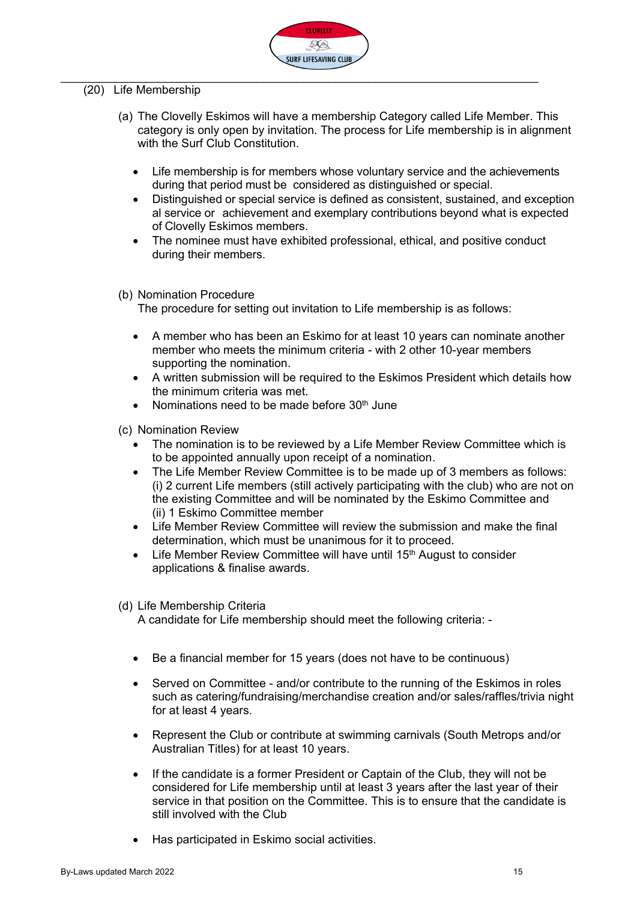(20) Life Membership

(a) The Clovelly Eskimos will have a membership Category called Life Member. This category is only open by invitation. The process for Life membership is in alignment with the Surf Club Constitution.

- Life membership is for members whose voluntary service and the achievements during that period must be considered as distinguished or special.
- Distinguished or special service is defined as consistent, sustained, and exception al service or achievement and exemplary contributions beyond what is expected of Clovelly Eskimos members.
- The nominee must have exhibited professional, ethical, and positive conduct during their members.

(b) Nomination Procedure
The procedure for setting out invitation to Life membership is as follows:

- A member who has been an Eskimo for at least 10 years can nominate another member who meets the minimum criteria - with 2 other 10-year members supporting the nomination.
- A written submission will be required to the Eskimos President which details how the minimum criteria was met.
- Nominations need to be made before 30th June

(c) Nomination Review

- The nomination is to be reviewed by a Life Member Review Committee which is to be appointed annually upon receipt of a nomination.
- The Life Member Review Committee is to be made up of 3 members as follows: (i) 2 current Life members (still actively participating with the club) who are not on the existing Committee and will be nominated by the Eskimo Committee and (ii) 1 Eskimo Committee member
- Life Member Review Committee will review the submission and make the final determination, which must be unanimous for it to proceed.
- Life Member Review Committee will have until 15th August to consider applications & finalise awards.

(d) Life Membership Criteria
A candidate for Life membership should meet the following criteria: -

- Be a financial member for 15 years (does not have to be continuous)
- Served on Committee - and/or contribute to the running of the Eskimos in roles such as catering/fundraising/merchandise creation and/or sales/raffles/trivia night for at least 4 years.
- Represent the Club or contribute at swimming carnivals (South Metrops and/or Australian Titles) for at least 10 years.
- If the candidate is a former President or Captain of the Club, they will not be considered for Life membership until at least 3 years after the last year of their service in that position on the Committee. This is to ensure that the candidate is still involved with the Club
- Has participated in Eskimo social activities.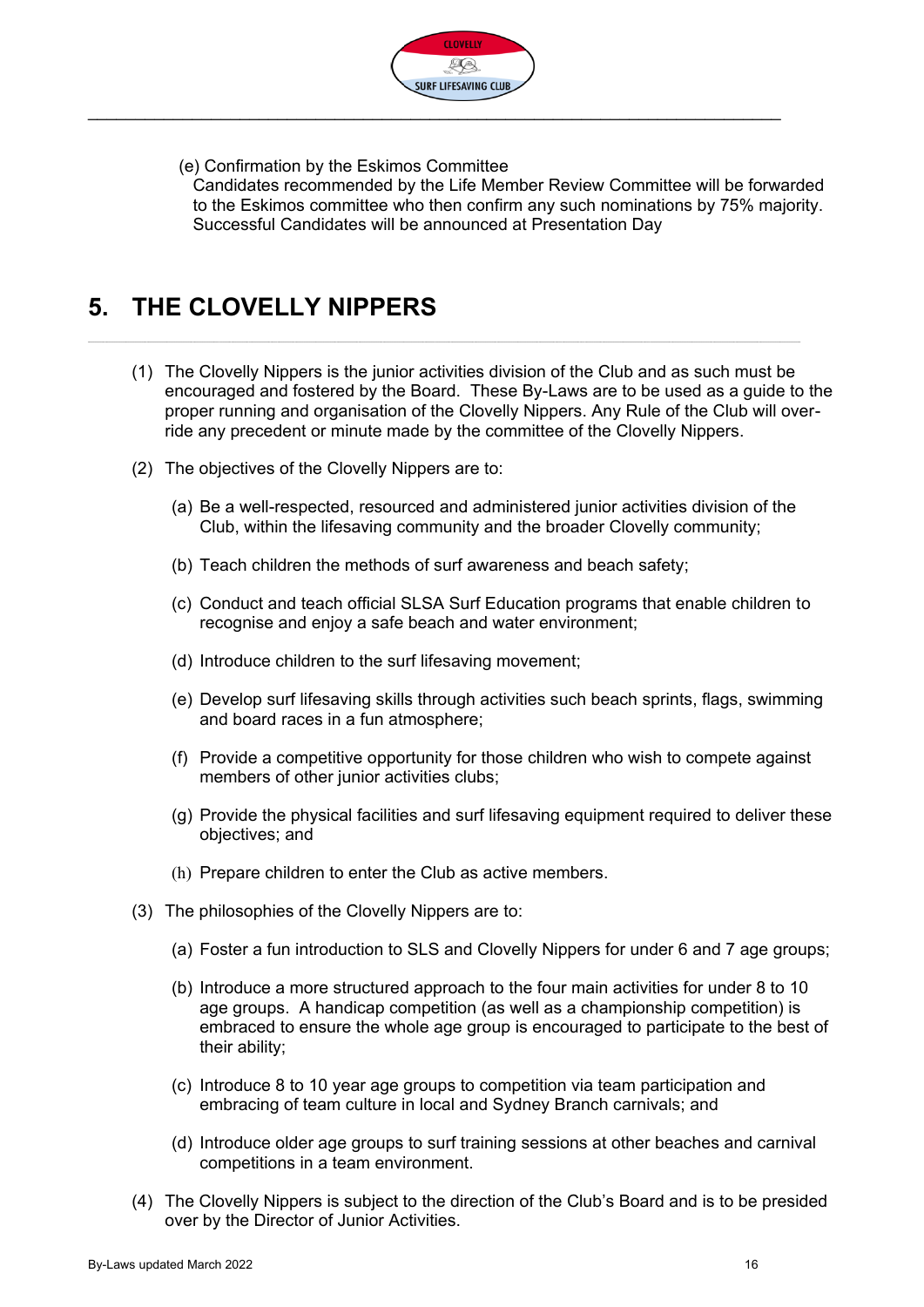(e) Confirmation by the Eskimos Committee
Candidates recommended by the Life Member Review Committee will be forwarded to the Eskimos committee who then confirm any such nominations by 75% majority. Successful Candidates will be announced at Presentation Day

## 5. THE CLOVELLY NIPPERS

(1) The Clovelly Nippers is the junior activities division of the Club and as such must be encouraged and fostered by the Board. These By-Laws are to be used as a guide to the proper running and organisation of the Clovelly Nippers. Any Rule of the Club will over-ride any precedent or minute made by the committee of the Clovelly Nippers.

(2) The objectives of the Clovelly Nippers are to:

(a) Be a well-respected, resourced and administered junior activities division of the Club, within the lifesaving community and the broader Clovelly community;

(b) Teach children the methods of surf awareness and beach safety;

(c) Conduct and teach official SLSA Surf Education programs that enable children to recognise and enjoy a safe beach and water environment;

(d) Introduce children to the surf lifesaving movement;

(e) Develop surf lifesaving skills through activities such beach sprints, flags, swimming and board races in a fun atmosphere;

(f) Provide a competitive opportunity for those children who wish to compete against members of other junior activities clubs;

(g) Provide the physical facilities and surf lifesaving equipment required to deliver these objectives; and

(h) Prepare children to enter the Club as active members.

(3) The philosophies of the Clovelly Nippers are to:

(a) Foster a fun introduction to SLS and Clovelly Nippers for under 6 and 7 age groups;

(b) Introduce a more structured approach to the four main activities for under 8 to 10 age groups. A handicap competition (as well as a championship competition) is embraced to ensure the whole age group is encouraged to participate to the best of their ability;

(c) Introduce 8 to 10 year age groups to competition via team participation and embracing of team culture in local and Sydney Branch carnivals; and

(d) Introduce older age groups to surf training sessions at other beaches and carnival competitions in a team environment.

(4) The Clovelly Nippers is subject to the direction of the Club's Board and is to be presided over by the Director of Junior Activities.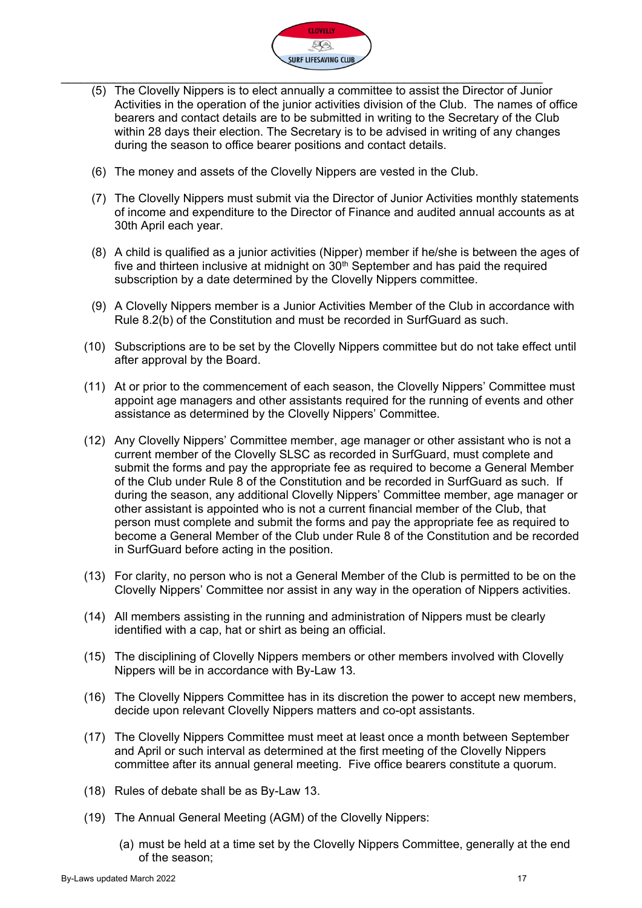(5) The Clovelly Nippers is to elect annually a committee to assist the Director of Junior Activities in the operation of the junior activities division of the Club. The names of office bearers and contact details are to be submitted in writing to the Secretary of the Club within 28 days their election. The Secretary is to be advised in writing of any changes during the season to office bearer positions and contact details.

(6) The money and assets of the Clovelly Nippers are vested in the Club.

(7) The Clovelly Nippers must submit via the Director of Junior Activities monthly statements of income and expenditure to the Director of Finance and audited annual accounts as at 30th April each year.

(8) A child is qualified as a junior activities (Nipper) member if he/she is between the ages of five and thirteen inclusive at midnight on 30th September and has paid the required subscription by a date determined by the Clovelly Nippers committee.

(9) A Clovelly Nippers member is a Junior Activities Member of the Club in accordance with Rule 8.2(b) of the Constitution and must be recorded in SurfGuard as such.

(10) Subscriptions are to be set by the Clovelly Nippers committee but do not take effect until after approval by the Board.

(11) At or prior to the commencement of each season, the Clovelly Nippers' Committee must appoint age managers and other assistants required for the running of events and other assistance as determined by the Clovelly Nippers' Committee.

(12) Any Clovelly Nippers' Committee member, age manager or other assistant who is not a current member of the Clovelly SLSC as recorded in SurfGuard, must complete and submit the forms and pay the appropriate fee as required to become a General Member of the Club under Rule 8 of the Constitution and be recorded in SurfGuard as such. If during the season, any additional Clovelly Nippers' Committee member, age manager or other assistant is appointed who is not a current financial member of the Club, that person must complete and submit the forms and pay the appropriate fee as required to become a General Member of the Club under Rule 8 of the Constitution and be recorded in SurfGuard before acting in the position.

(13) For clarity, no person who is not a General Member of the Club is permitted to be on the Clovelly Nippers' Committee nor assist in any way in the operation of Nippers activities.

(14) All members assisting in the running and administration of Nippers must be clearly identified with a cap, hat or shirt as being an official.

(15) The disciplining of Clovelly Nippers members or other members involved with Clovelly Nippers will be in accordance with By-Law 13.

(16) The Clovelly Nippers Committee has in its discretion the power to accept new members, decide upon relevant Clovelly Nippers matters and co-opt assistants.

(17) The Clovelly Nippers Committee must meet at least once a month between September and April or such interval as determined at the first meeting of the Clovelly Nippers committee after its annual general meeting. Five office bearers constitute a quorum.

(18) Rules of debate shall be as By-Law 13.

(19) The Annual General Meeting (AGM) of the Clovelly Nippers:

(a) must be held at a time set by the Clovelly Nippers Committee, generally at the end of the season;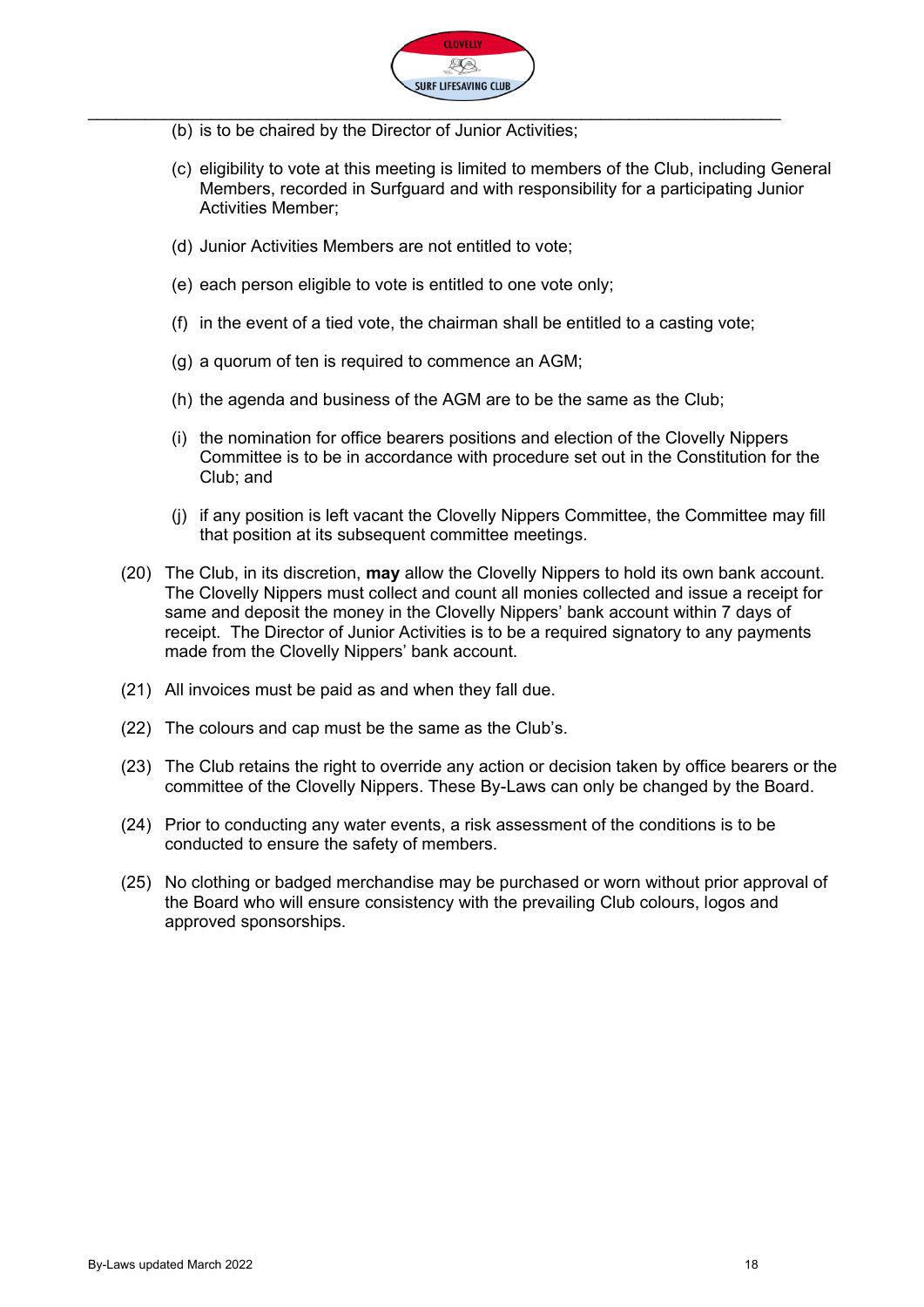(b) is to be chaired by the Director of Junior Activities;

(c) eligibility to vote at this meeting is limited to members of the Club, including General Members, recorded in Surfguard and with responsibility for a participating Junior Activities Member;

(d) Junior Activities Members are not entitled to vote;

(e) each person eligible to vote is entitled to one vote only;

(f) in the event of a tied vote, the chairman shall be entitled to a casting vote;

(g) a quorum of ten is required to commence an AGM;

(h) the agenda and business of the AGM are to be the same as the Club;

(i) the nomination for office bearers positions and election of the Clovelly Nippers Committee is to be in accordance with procedure set out in the Constitution for the Club; and

(j) if any position is left vacant the Clovelly Nippers Committee, the Committee may fill that position at its subsequent committee meetings.

(20) The Club, in its discretion, **may** allow the Clovelly Nippers to hold its own bank account. The Clovelly Nippers must collect and count all monies collected and issue a receipt for same and deposit the money in the Clovelly Nippers' bank account within 7 days of receipt. The Director of Junior Activities is to be a required signatory to any payments made from the Clovelly Nippers' bank account.

(21) All invoices must be paid as and when they fall due.

(22) The colours and cap must be the same as the Club's.

(23) The Club retains the right to override any action or decision taken by office bearers or the committee of the Clovelly Nippers. These By-Laws can only be changed by the Board.

(24) Prior to conducting any water events, a risk assessment of the conditions is to be conducted to ensure the safety of members.

(25) No clothing or badged merchandise may be purchased or worn without prior approval of the Board who will ensure consistency with the prevailing Club colours, logos and approved sponsorships.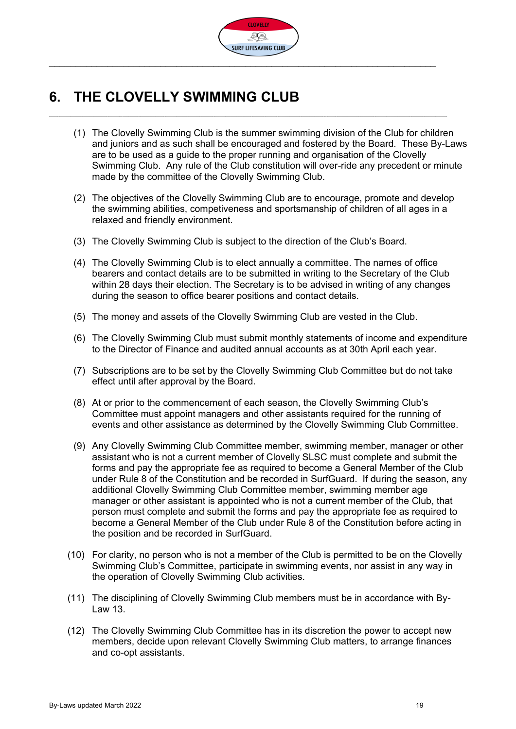# 6. THE CLOVELLY SWIMMING CLUB

(1) The Clovelly Swimming Club is the summer swimming division of the Club for children and juniors and as such shall be encouraged and fostered by the Board. These By-Laws are to be used as a guide to the proper running and organisation of the Clovelly Swimming Club. Any rule of the Club constitution will over-ride any precedent or minute made by the committee of the Clovelly Swimming Club.

(2) The objectives of the Clovelly Swimming Club are to encourage, promote and develop the swimming abilities, competiveness and sportsmanship of children of all ages in a relaxed and friendly environment.

(3) The Clovelly Swimming Club is subject to the direction of the Club's Board.

(4) The Clovelly Swimming Club is to elect annually a committee. The names of office bearers and contact details are to be submitted in writing to the Secretary of the Club within 28 days their election. The Secretary is to be advised in writing of any changes during the season to office bearer positions and contact details.

(5) The money and assets of the Clovelly Swimming Club are vested in the Club.

(6) The Clovelly Swimming Club must submit monthly statements of income and expenditure to the Director of Finance and audited annual accounts as at 30th April each year.

(7) Subscriptions are to be set by the Clovelly Swimming Club Committee but do not take effect until after approval by the Board.

(8) At or prior to the commencement of each season, the Clovelly Swimming Club's Committee must appoint managers and other assistants required for the running of events and other assistance as determined by the Clovelly Swimming Club Committee.

(9) Any Clovelly Swimming Club Committee member, swimming member, manager or other assistant who is not a current member of Clovelly SLSC must complete and submit the forms and pay the appropriate fee as required to become a General Member of the Club under Rule 8 of the Constitution and be recorded in SurfGuard. If during the season, any additional Clovelly Swimming Club Committee member, swimming member age manager or other assistant is appointed who is not a current member of the Club, that person must complete and submit the forms and pay the appropriate fee as required to become a General Member of the Club under Rule 8 of the Constitution before acting in the position and be recorded in SurfGuard.

(10) For clarity, no person who is not a member of the Club is permitted to be on the Clovelly Swimming Club's Committee, participate in swimming events, nor assist in any way in the operation of Clovelly Swimming Club activities.

(11) The disciplining of Clovelly Swimming Club members must be in accordance with By-Law 13.

(12) The Clovelly Swimming Club Committee has in its discretion the power to accept new members, decide upon relevant Clovelly Swimming Club matters, to arrange finances and co-opt assistants.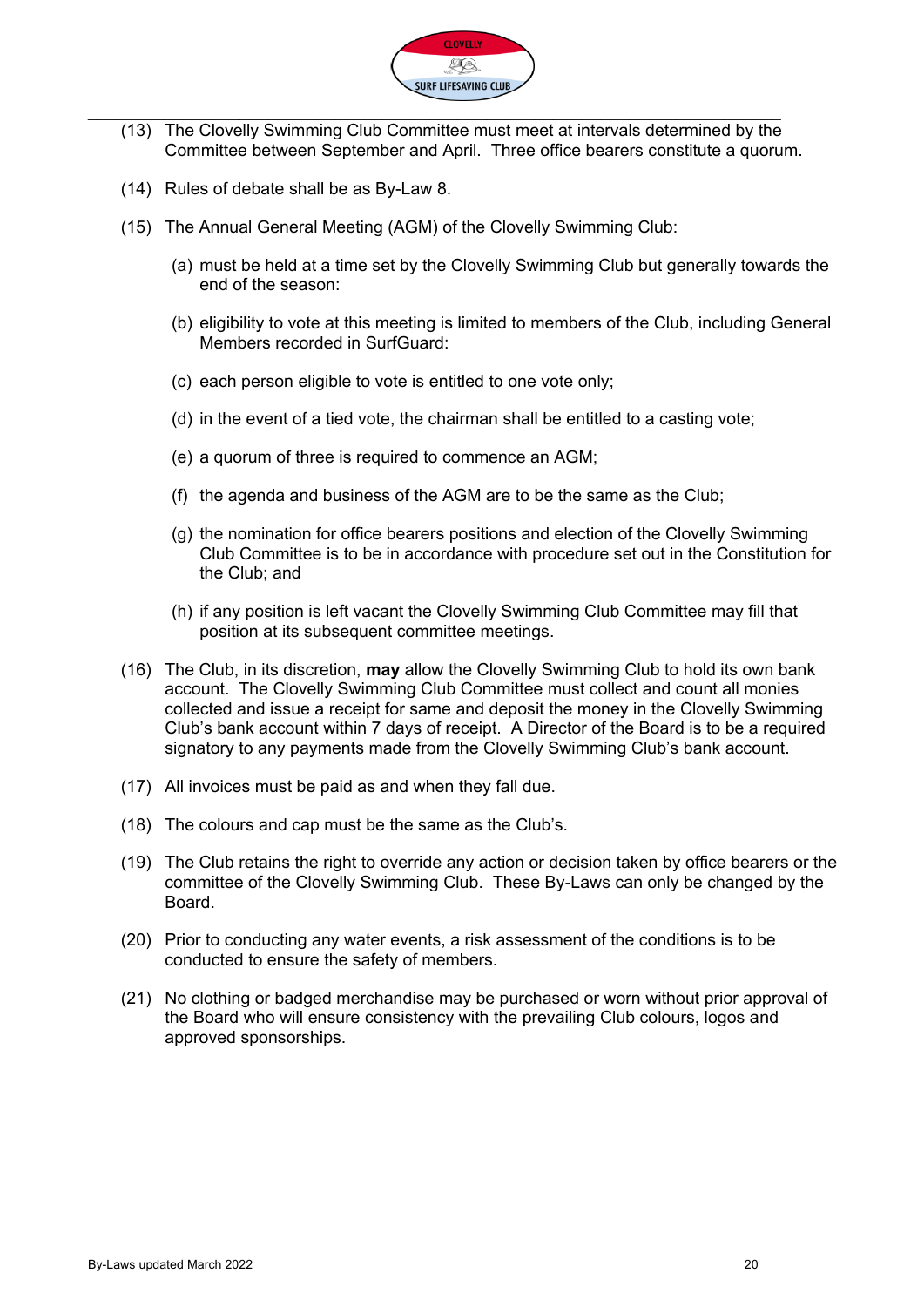(13) The Clovelly Swimming Club Committee must meet at intervals determined by the Committee between September and April. Three office bearers constitute a quorum.

(14) Rules of debate shall be as By-Law 8.

(15) The Annual General Meeting (AGM) of the Clovelly Swimming Club:

  (a) must be held at a time set by the Clovelly Swimming Club but generally towards the end of the season:

  (b) eligibility to vote at this meeting is limited to members of the Club, including General Members recorded in SurfGuard:

  (c) each person eligible to vote is entitled to one vote only;

  (d) in the event of a tied vote, the chairman shall be entitled to a casting vote;

  (e) a quorum of three is required to commence an AGM;

  (f) the agenda and business of the AGM are to be the same as the Club;

  (g) the nomination for office bearers positions and election of the Clovelly Swimming Club Committee is to be in accordance with procedure set out in the Constitution for the Club; and

  (h) if any position is left vacant the Clovelly Swimming Club Committee may fill that position at its subsequent committee meetings.

(16) The Club, in its discretion, **may** allow the Clovelly Swimming Club to hold its own bank account. The Clovelly Swimming Club Committee must collect and count all monies collected and issue a receipt for same and deposit the money in the Clovelly Swimming Club's bank account within 7 days of receipt. A Director of the Board is to be a required signatory to any payments made from the Clovelly Swimming Club's bank account.

(17) All invoices must be paid as and when they fall due.

(18) The colours and cap must be the same as the Club's.

(19) The Club retains the right to override any action or decision taken by office bearers or the committee of the Clovelly Swimming Club. These By-Laws can only be changed by the Board.

(20) Prior to conducting any water events, a risk assessment of the conditions is to be conducted to ensure the safety of members.

(21) No clothing or badged merchandise may be purchased or worn without prior approval of the Board who will ensure consistency with the prevailing Club colours, logos and approved sponsorships.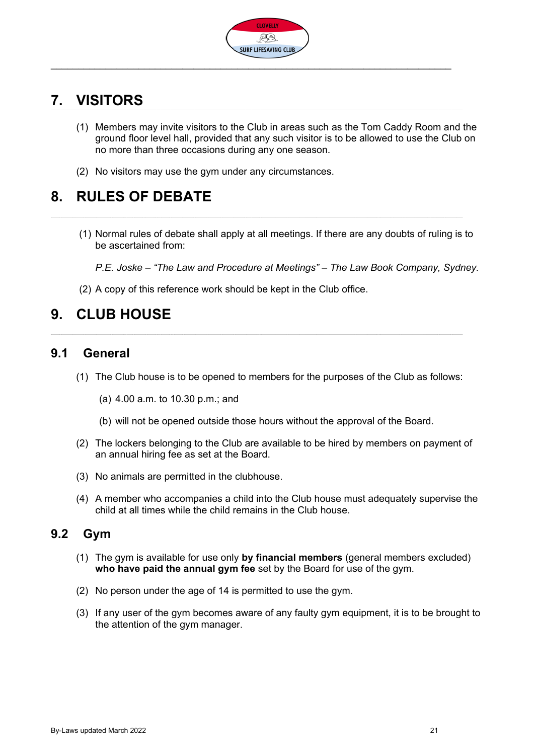# 7. VISITORS

(1) Members may invite visitors to the Club in areas such as the Tom Caddy Room and the ground floor level hall, provided that any such visitor is to be allowed to use the Club on no more than three occasions during any one season.

(2) No visitors may use the gym under any circumstances.

# 8. RULES OF DEBATE

(1) Normal rules of debate shall apply at all meetings. If there are any doubts of ruling is to be ascertained from:

*P.E. Joske – "The Law and Procedure at Meetings" – The Law Book Company, Sydney.*

(2) A copy of this reference work should be kept in the Club office.

# 9. CLUB HOUSE

## 9.1 General

(1) The Club house is to be opened to members for the purposes of the Club as follows:

(a) 4.00 a.m. to 10.30 p.m.; and

(b) will not be opened outside those hours without the approval of the Board.

(2) The lockers belonging to the Club are available to be hired by members on payment of an annual hiring fee as set at the Board.

(3) No animals are permitted in the clubhouse.

(4) A member who accompanies a child into the Club house must adequately supervise the child at all times while the child remains in the Club house.

## 9.2 Gym

(1) The gym is available for use only **by financial members** (general members excluded) **who have paid the annual gym fee** set by the Board for use of the gym.

(2) No person under the age of 14 is permitted to use the gym.

(3) If any user of the gym becomes aware of any faulty gym equipment, it is to be brought to the attention of the gym manager.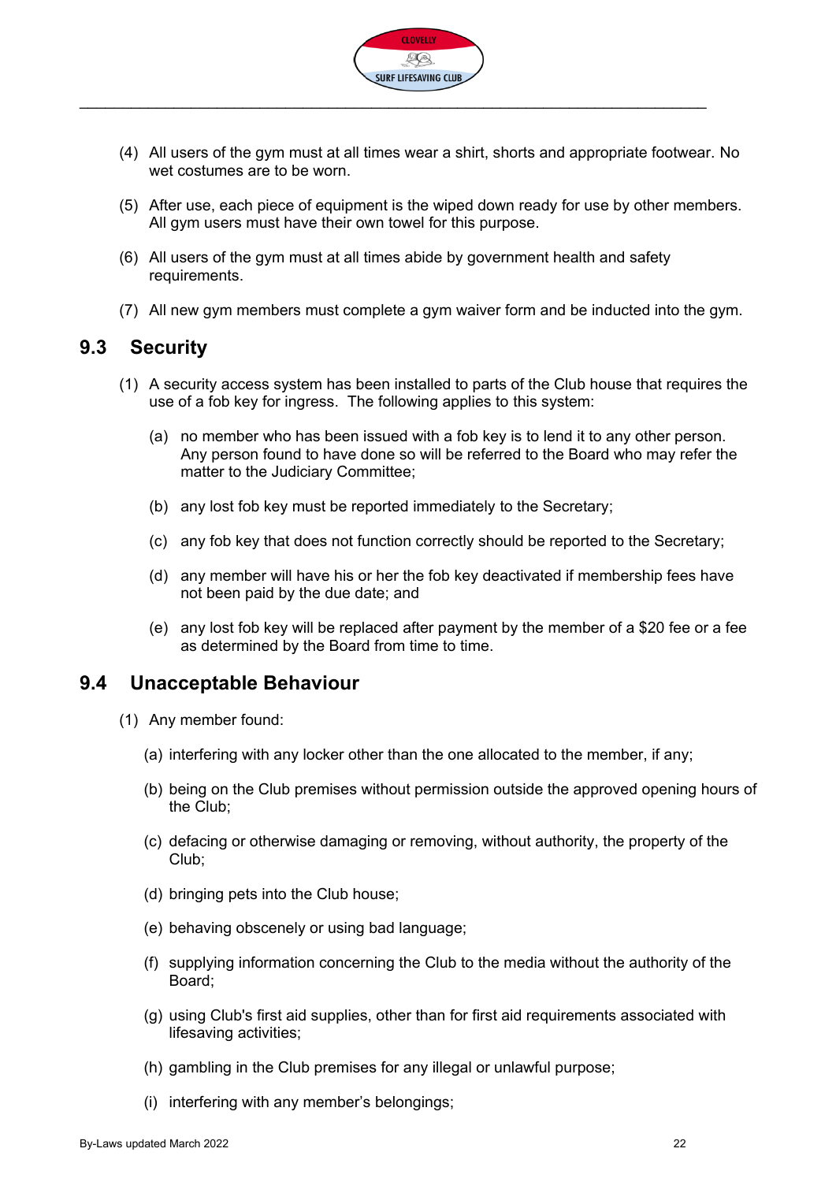(4) All users of the gym must at all times wear a shirt, shorts and appropriate footwear. No wet costumes are to be worn.

(5) After use, each piece of equipment is the wiped down ready for use by other members. All gym users must have their own towel for this purpose.

(6) All users of the gym must at all times abide by government health and safety requirements.

(7) All new gym members must complete a gym waiver form and be inducted into the gym.

## 9.3 Security

(1) A security access system has been installed to parts of the Club house that requires the use of a fob key for ingress. The following applies to this system:

   (a) no member who has been issued with a fob key is to lend it to any other person. Any person found to have done so will be referred to the Board who may refer the matter to the Judiciary Committee;

   (b) any lost fob key must be reported immediately to the Secretary;

   (c) any fob key that does not function correctly should be reported to the Secretary;

   (d) any member will have his or her the fob key deactivated if membership fees have not been paid by the due date; and

   (e) any lost fob key will be replaced after payment by the member of a $20 fee or a fee as determined by the Board from time to time.

## 9.4 Unacceptable Behaviour

(1) Any member found:

   (a) interfering with any locker other than the one allocated to the member, if any;

   (b) being on the Club premises without permission outside the approved opening hours of the Club;

   (c) defacing or otherwise damaging or removing, without authority, the property of the Club;

   (d) bringing pets into the Club house;

   (e) behaving obscenely or using bad language;

   (f) supplying information concerning the Club to the media without the authority of the Board;

   (g) using Club's first aid supplies, other than for first aid requirements associated with lifesaving activities;

   (h) gambling in the Club premises for any illegal or unlawful purpose;

   (i) interfering with any member's belongings;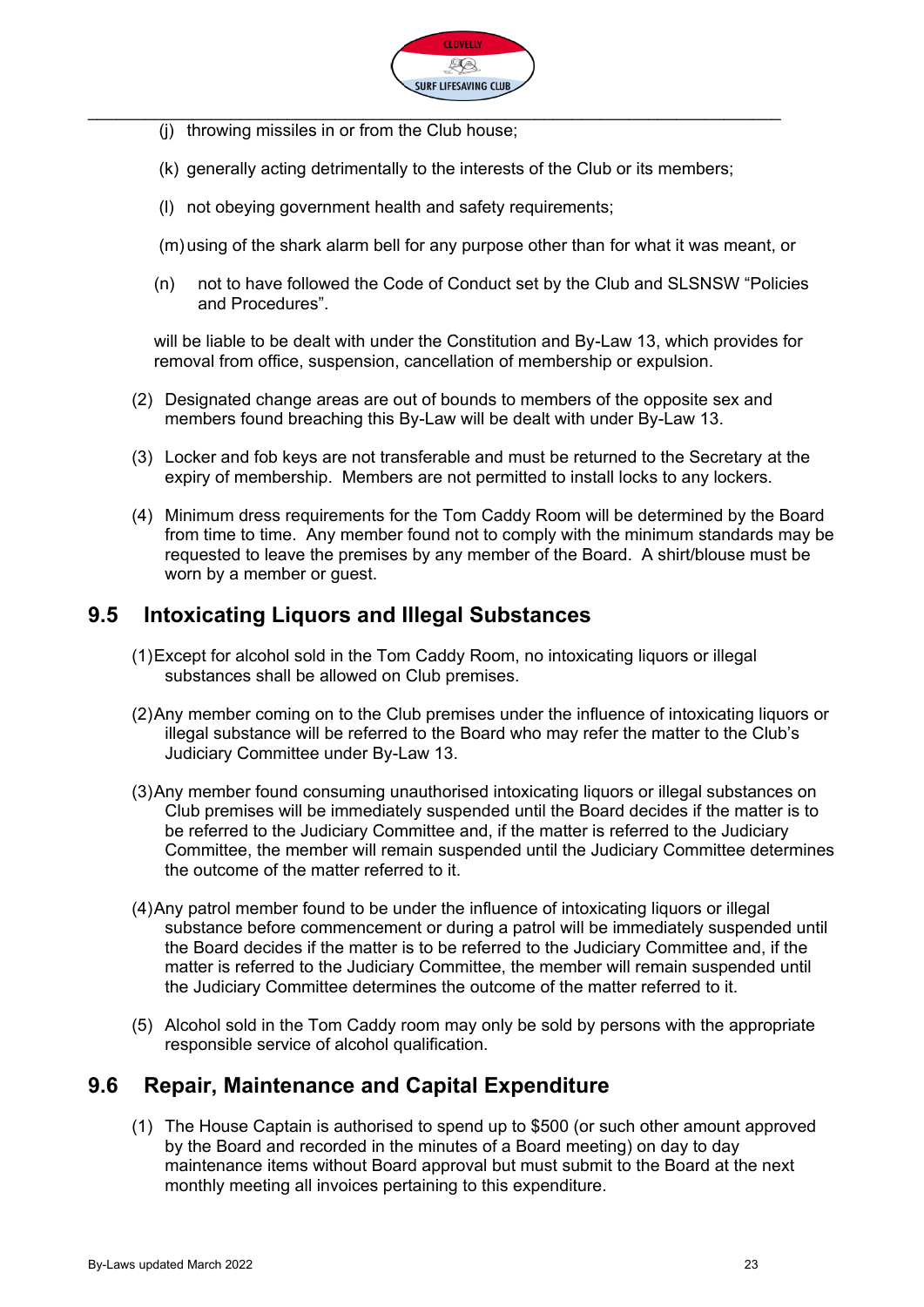(j) throwing missiles in or from the Club house;

(k) generally acting detrimentally to the interests of the Club or its members;

(l) not obeying government health and safety requirements;

(m) using of the shark alarm bell for any purpose other than for what it was meant, or

(n) not to have followed the Code of Conduct set by the Club and SLSNSW "Policies and Procedures".

will be liable to be dealt with under the Constitution and By-Law 13, which provides for removal from office, suspension, cancellation of membership or expulsion.

(2) Designated change areas are out of bounds to members of the opposite sex and members found breaching this By-Law will be dealt with under By-Law 13.

(3) Locker and fob keys are not transferable and must be returned to the Secretary at the expiry of membership. Members are not permitted to install locks to any lockers.

(4) Minimum dress requirements for the Tom Caddy Room will be determined by the Board from time to time. Any member found not to comply with the minimum standards may be requested to leave the premises by any member of the Board. A shirt/blouse must be worn by a member or guest.

## 9.5 Intoxicating Liquors and Illegal Substances

(1) Except for alcohol sold in the Tom Caddy Room, no intoxicating liquors or illegal substances shall be allowed on Club premises.

(2) Any member coming on to the Club premises under the influence of intoxicating liquors or illegal substance will be referred to the Board who may refer the matter to the Club's Judiciary Committee under By-Law 13.

(3) Any member found consuming unauthorised intoxicating liquors or illegal substances on Club premises will be immediately suspended until the Board decides if the matter is to be referred to the Judiciary Committee and, if the matter is referred to the Judiciary Committee, the member will remain suspended until the Judiciary Committee determines the outcome of the matter referred to it.

(4) Any patrol member found to be under the influence of intoxicating liquors or illegal substance before commencement or during a patrol will be immediately suspended until the Board decides if the matter is to be referred to the Judiciary Committee and, if the matter is referred to the Judiciary Committee, the member will remain suspended until the Judiciary Committee determines the outcome of the matter referred to it.

(5) Alcohol sold in the Tom Caddy room may only be sold by persons with the appropriate responsible service of alcohol qualification.

## 9.6 Repair, Maintenance and Capital Expenditure

(1) The House Captain is authorised to spend up to $500 (or such other amount approved by the Board and recorded in the minutes of a Board meeting) on day to day maintenance items without Board approval but must submit to the Board at the next monthly meeting all invoices pertaining to this expenditure.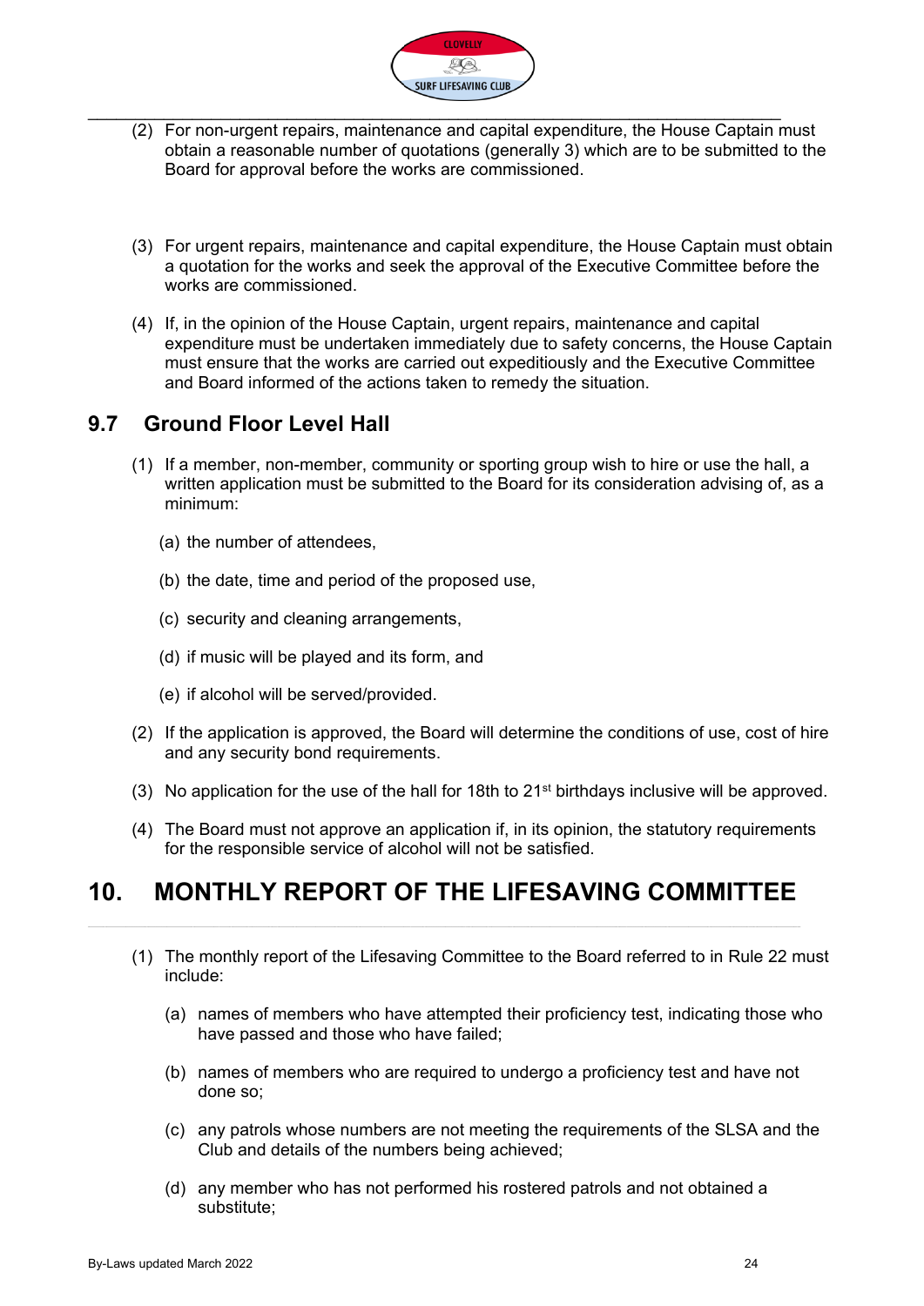(2) For non-urgent repairs, maintenance and capital expenditure, the House Captain must obtain a reasonable number of quotations (generally 3) which are to be submitted to the Board for approval before the works are commissioned.

(3) For urgent repairs, maintenance and capital expenditure, the House Captain must obtain a quotation for the works and seek the approval of the Executive Committee before the works are commissioned.

(4) If, in the opinion of the House Captain, urgent repairs, maintenance and capital expenditure must be undertaken immediately due to safety concerns, the House Captain must ensure that the works are carried out expeditiously and the Executive Committee and Board informed of the actions taken to remedy the situation.

## 9.7 Ground Floor Level Hall

(1) If a member, non-member, community or sporting group wish to hire or use the hall, a written application must be submitted to the Board for its consideration advising of, as a minimum:

(a) the number of attendees,

(b) the date, time and period of the proposed use,

(c) security and cleaning arrangements,

(d) if music will be played and its form, and

(e) if alcohol will be served/provided.

(2) If the application is approved, the Board will determine the conditions of use, cost of hire and any security bond requirements.

(3) No application for the use of the hall for 18th to 21st birthdays inclusive will be approved.

(4) The Board must not approve an application if, in its opinion, the statutory requirements for the responsible service of alcohol will not be satisfied.

# 10. MONTHLY REPORT OF THE LIFESAVING COMMITTEE

(1) The monthly report of the Lifesaving Committee to the Board referred to in Rule 22 must include:

(a) names of members who have attempted their proficiency test, indicating those who have passed and those who have failed;

(b) names of members who are required to undergo a proficiency test and have not done so;

(c) any patrols whose numbers are not meeting the requirements of the SLSA and the Club and details of the numbers being achieved;

(d) any member who has not performed his rostered patrols and not obtained a substitute;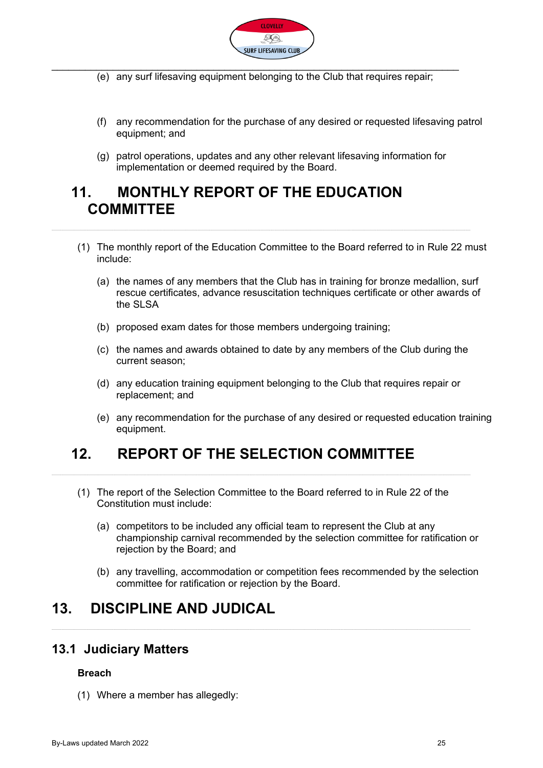(e) any surf lifesaving equipment belonging to the Club that requires repair;

(f) any recommendation for the purchase of any desired or requested lifesaving patrol equipment; and

(g) patrol operations, updates and any other relevant lifesaving information for implementation or deemed required by the Board.

## 11. MONTHLY REPORT OF THE EDUCATION COMMITTEE

(1) The monthly report of the Education Committee to the Board referred to in Rule 22 must include:

(a) the names of any members that the Club has in training for bronze medallion, surf rescue certificates, advance resuscitation techniques certificate or other awards of the SLSA

(b) proposed exam dates for those members undergoing training;

(c) the names and awards obtained to date by any members of the Club during the current season;

(d) any education training equipment belonging to the Club that requires repair or replacement; and

(e) any recommendation for the purchase of any desired or requested education training equipment.

## 12. REPORT OF THE SELECTION COMMITTEE

(1) The report of the Selection Committee to the Board referred to in Rule 22 of the Constitution must include:

(a) competitors to be included any official team to represent the Club at any championship carnival recommended by the selection committee for ratification or rejection by the Board; and

(b) any travelling, accommodation or competition fees recommended by the selection committee for ratification or rejection by the Board.

## 13. DISCIPLINE AND JUDICAL

### 13.1 Judiciary Matters

**Breach**

(1) Where a member has allegedly: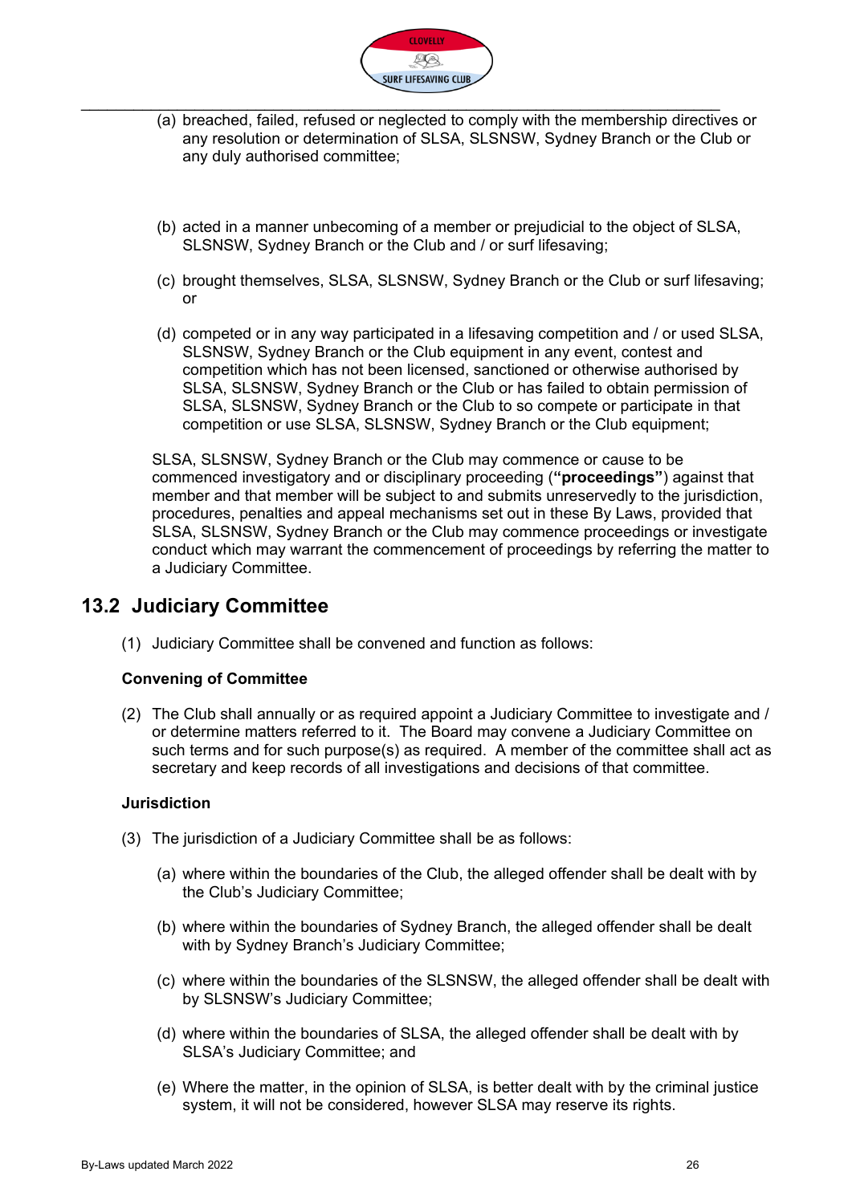(a) breached, failed, refused or neglected to comply with the membership directives or any resolution or determination of SLSA, SLSNSW, Sydney Branch or the Club or any duly authorised committee;

(b) acted in a manner unbecoming of a member or prejudicial to the object of SLSA, SLSNSW, Sydney Branch or the Club and / or surf lifesaving;

(c) brought themselves, SLSA, SLSNSW, Sydney Branch or the Club or surf lifesaving; or

(d) competed or in any way participated in a lifesaving competition and / or used SLSA, SLSNSW, Sydney Branch or the Club equipment in any event, contest and competition which has not been licensed, sanctioned or otherwise authorised by SLSA, SLSNSW, Sydney Branch or the Club or has failed to obtain permission of SLSA, SLSNSW, Sydney Branch or the Club to so compete or participate in that competition or use SLSA, SLSNSW, Sydney Branch or the Club equipment;

SLSA, SLSNSW, Sydney Branch or the Club may commence or cause to be commenced investigatory and or disciplinary proceeding (**"proceedings"**) against that member and that member will be subject to and submits unreservedly to the jurisdiction, procedures, penalties and appeal mechanisms set out in these By Laws, provided that SLSA, SLSNSW, Sydney Branch or the Club may commence proceedings or investigate conduct which may warrant the commencement of proceedings by referring the matter to a Judiciary Committee.

## 13.2 Judiciary Committee

(1) Judiciary Committee shall be convened and function as follows:

**Convening of Committee**

(2) The Club shall annually or as required appoint a Judiciary Committee to investigate and / or determine matters referred to it. The Board may convene a Judiciary Committee on such terms and for such purpose(s) as required. A member of the committee shall act as secretary and keep records of all investigations and decisions of that committee.

**Jurisdiction**

(3) The jurisdiction of a Judiciary Committee shall be as follows:

(a) where within the boundaries of the Club, the alleged offender shall be dealt with by the Club's Judiciary Committee;

(b) where within the boundaries of Sydney Branch, the alleged offender shall be dealt with by Sydney Branch's Judiciary Committee;

(c) where within the boundaries of the SLSNSW, the alleged offender shall be dealt with by SLSNSW's Judiciary Committee;

(d) where within the boundaries of SLSA, the alleged offender shall be dealt with by SLSA's Judiciary Committee; and

(e) Where the matter, in the opinion of SLSA, is better dealt with by the criminal justice system, it will not be considered, however SLSA may reserve its rights.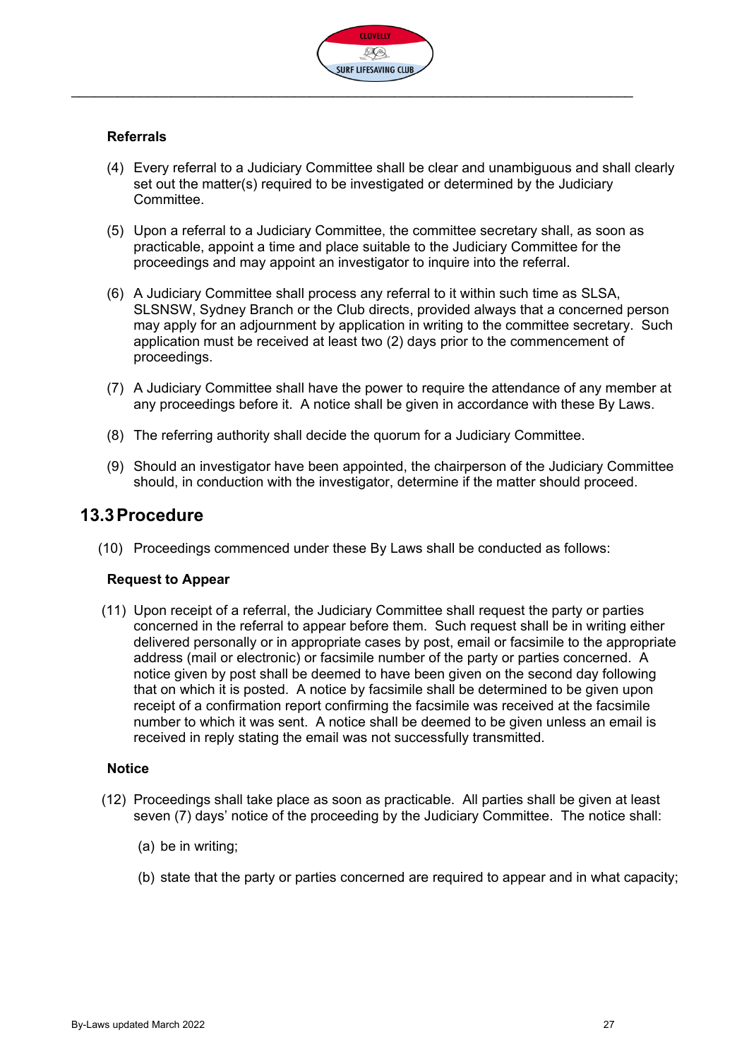**Referrals**

(4) Every referral to a Judiciary Committee shall be clear and unambiguous and shall clearly set out the matter(s) required to be investigated or determined by the Judiciary Committee.

(5) Upon a referral to a Judiciary Committee, the committee secretary shall, as soon as practicable, appoint a time and place suitable to the Judiciary Committee for the proceedings and may appoint an investigator to inquire into the referral.

(6) A Judiciary Committee shall process any referral to it within such time as SLSA, SLSNSW, Sydney Branch or the Club directs, provided always that a concerned person may apply for an adjournment by application in writing to the committee secretary. Such application must be received at least two (2) days prior to the commencement of proceedings.

(7) A Judiciary Committee shall have the power to require the attendance of any member at any proceedings before it. A notice shall be given in accordance with these By Laws.

(8) The referring authority shall decide the quorum for a Judiciary Committee.

(9) Should an investigator have been appointed, the chairperson of the Judiciary Committee should, in conduction with the investigator, determine if the matter should proceed.

## 13.3 Procedure

(10) Proceedings commenced under these By Laws shall be conducted as follows:

**Request to Appear**

(11) Upon receipt of a referral, the Judiciary Committee shall request the party or parties concerned in the referral to appear before them. Such request shall be in writing either delivered personally or in appropriate cases by post, email or facsimile to the appropriate address (mail or electronic) or facsimile number of the party or parties concerned. A notice given by post shall be deemed to have been given on the second day following that on which it is posted. A notice by facsimile shall be determined to be given upon receipt of a confirmation report confirming the facsimile was received at the facsimile number to which it was sent. A notice shall be deemed to be given unless an email is received in reply stating the email was not successfully transmitted.

**Notice**

(12) Proceedings shall take place as soon as practicable. All parties shall be given at least seven (7) days' notice of the proceeding by the Judiciary Committee. The notice shall:

(a) be in writing;

(b) state that the party or parties concerned are required to appear and in what capacity;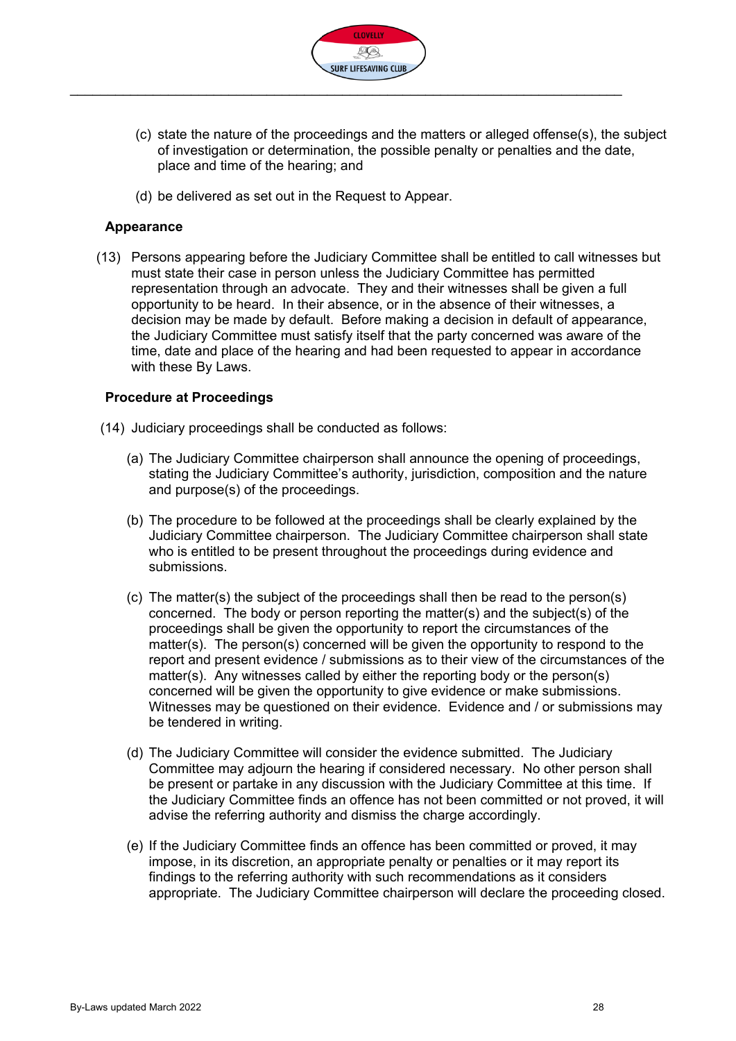(c) state the nature of the proceedings and the matters or alleged offense(s), the subject of investigation or determination, the possible penalty or penalties and the date, place and time of the hearing; and

(d) be delivered as set out in the Request to Appear.

**Appearance**

(13) Persons appearing before the Judiciary Committee shall be entitled to call witnesses but must state their case in person unless the Judiciary Committee has permitted representation through an advocate. They and their witnesses shall be given a full opportunity to be heard. In their absence, or in the absence of their witnesses, a decision may be made by default. Before making a decision in default of appearance, the Judiciary Committee must satisfy itself that the party concerned was aware of the time, date and place of the hearing and had been requested to appear in accordance with these By Laws.

**Procedure at Proceedings**

(14) Judiciary proceedings shall be conducted as follows:

(a) The Judiciary Committee chairperson shall announce the opening of proceedings, stating the Judiciary Committee's authority, jurisdiction, composition and the nature and purpose(s) of the proceedings.

(b) The procedure to be followed at the proceedings shall be clearly explained by the Judiciary Committee chairperson. The Judiciary Committee chairperson shall state who is entitled to be present throughout the proceedings during evidence and submissions.

(c) The matter(s) the subject of the proceedings shall then be read to the person(s) concerned. The body or person reporting the matter(s) and the subject(s) of the proceedings shall be given the opportunity to report the circumstances of the matter(s). The person(s) concerned will be given the opportunity to respond to the report and present evidence / submissions as to their view of the circumstances of the matter(s). Any witnesses called by either the reporting body or the person(s) concerned will be given the opportunity to give evidence or make submissions. Witnesses may be questioned on their evidence. Evidence and / or submissions may be tendered in writing.

(d) The Judiciary Committee will consider the evidence submitted. The Judiciary Committee may adjourn the hearing if considered necessary. No other person shall be present or partake in any discussion with the Judiciary Committee at this time. If the Judiciary Committee finds an offence has not been committed or not proved, it will advise the referring authority and dismiss the charge accordingly.

(e) If the Judiciary Committee finds an offence has been committed or proved, it may impose, in its discretion, an appropriate penalty or penalties or it may report its findings to the referring authority with such recommendations as it considers appropriate. The Judiciary Committee chairperson will declare the proceeding closed.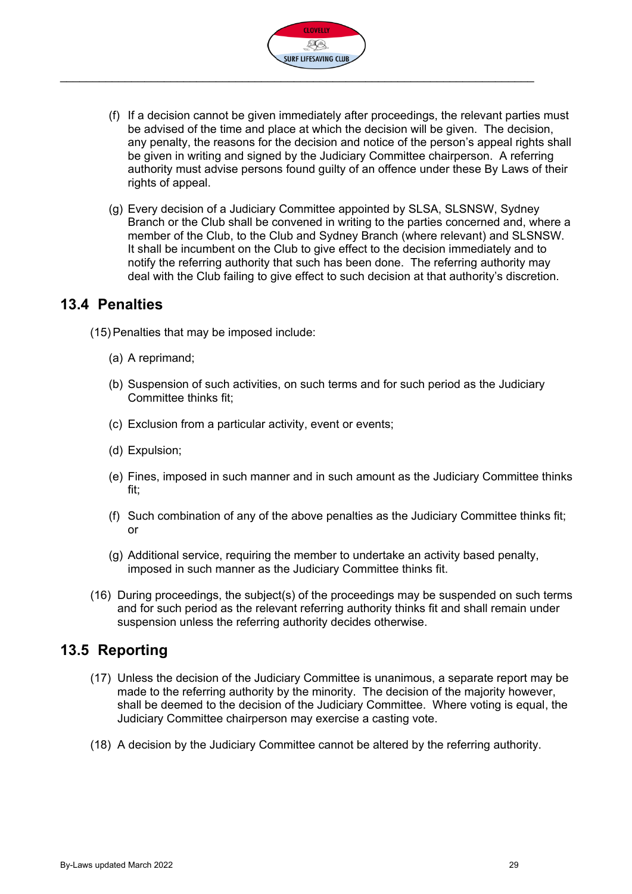(f) If a decision cannot be given immediately after proceedings, the relevant parties must be advised of the time and place at which the decision will be given. The decision, any penalty, the reasons for the decision and notice of the person's appeal rights shall be given in writing and signed by the Judiciary Committee chairperson. A referring authority must advise persons found guilty of an offence under these By Laws of their rights of appeal.

(g) Every decision of a Judiciary Committee appointed by SLSA, SLSNSW, Sydney Branch or the Club shall be convened in writing to the parties concerned and, where a member of the Club, to the Club and Sydney Branch (where relevant) and SLSNSW. It shall be incumbent on the Club to give effect to the decision immediately and to notify the referring authority that such has been done. The referring authority may deal with the Club failing to give effect to such decision at that authority's discretion.

## 13.4 Penalties

(15) Penalties that may be imposed include:

(a) A reprimand;

(b) Suspension of such activities, on such terms and for such period as the Judiciary Committee thinks fit;

(c) Exclusion from a particular activity, event or events;

(d) Expulsion;

(e) Fines, imposed in such manner and in such amount as the Judiciary Committee thinks fit;

(f) Such combination of any of the above penalties as the Judiciary Committee thinks fit; or

(g) Additional service, requiring the member to undertake an activity based penalty, imposed in such manner as the Judiciary Committee thinks fit.

(16) During proceedings, the subject(s) of the proceedings may be suspended on such terms and for such period as the relevant referring authority thinks fit and shall remain under suspension unless the referring authority decides otherwise.

## 13.5 Reporting

(17) Unless the decision of the Judiciary Committee is unanimous, a separate report may be made to the referring authority by the minority. The decision of the majority however, shall be deemed to the decision of the Judiciary Committee. Where voting is equal, the Judiciary Committee chairperson may exercise a casting vote.

(18) A decision by the Judiciary Committee cannot be altered by the referring authority.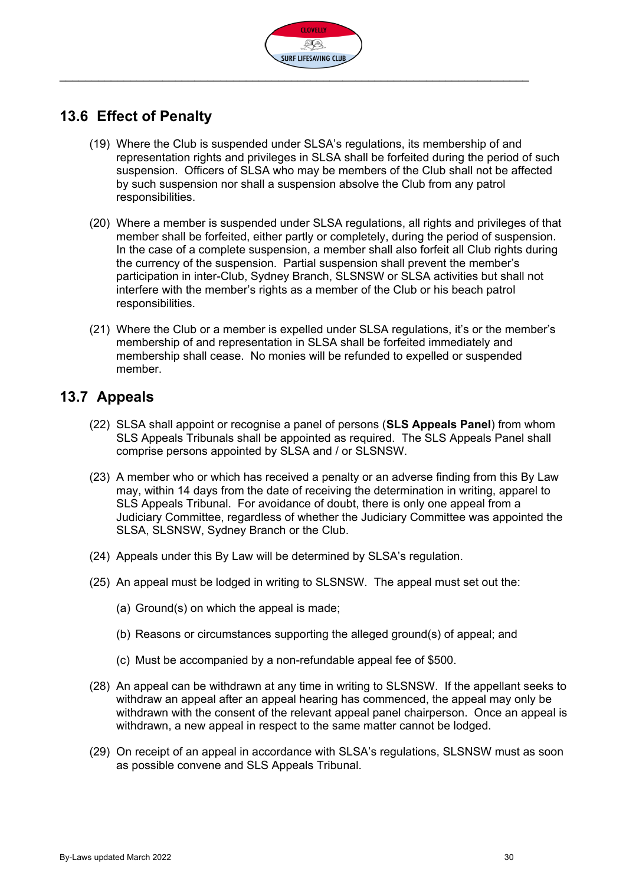## 13.6 Effect of Penalty

(19) Where the Club is suspended under SLSA's regulations, its membership of and representation rights and privileges in SLSA shall be forfeited during the period of such suspension. Officers of SLSA who may be members of the Club shall not be affected by such suspension nor shall a suspension absolve the Club from any patrol responsibilities.

(20) Where a member is suspended under SLSA regulations, all rights and privileges of that member shall be forfeited, either partly or completely, during the period of suspension. In the case of a complete suspension, a member shall also forfeit all Club rights during the currency of the suspension. Partial suspension shall prevent the member's participation in inter-Club, Sydney Branch, SLSNSW or SLSA activities but shall not interfere with the member's rights as a member of the Club or his beach patrol responsibilities.

(21) Where the Club or a member is expelled under SLSA regulations, it's or the member's membership of and representation in SLSA shall be forfeited immediately and membership shall cease. No monies will be refunded to expelled or suspended member.

## 13.7 Appeals

(22) SLSA shall appoint or recognise a panel of persons (**SLS Appeals Panel**) from whom SLS Appeals Tribunals shall be appointed as required. The SLS Appeals Panel shall comprise persons appointed by SLSA and / or SLSNSW.

(23) A member who or which has received a penalty or an adverse finding from this By Law may, within 14 days from the date of receiving the determination in writing, apparel to SLS Appeals Tribunal. For avoidance of doubt, there is only one appeal from a Judiciary Committee, regardless of whether the Judiciary Committee was appointed the SLSA, SLSNSW, Sydney Branch or the Club.

(24) Appeals under this By Law will be determined by SLSA's regulation.

(25) An appeal must be lodged in writing to SLSNSW. The appeal must set out the:

(a) Ground(s) on which the appeal is made;

(b) Reasons or circumstances supporting the alleged ground(s) of appeal; and

(c) Must be accompanied by a non-refundable appeal fee of $500.

(28) An appeal can be withdrawn at any time in writing to SLSNSW. If the appellant seeks to withdraw an appeal after an appeal hearing has commenced, the appeal may only be withdrawn with the consent of the relevant appeal panel chairperson. Once an appeal is withdrawn, a new appeal in respect to the same matter cannot be lodged.

(29) On receipt of an appeal in accordance with SLSA's regulations, SLSNSW must as soon as possible convene and SLS Appeals Tribunal.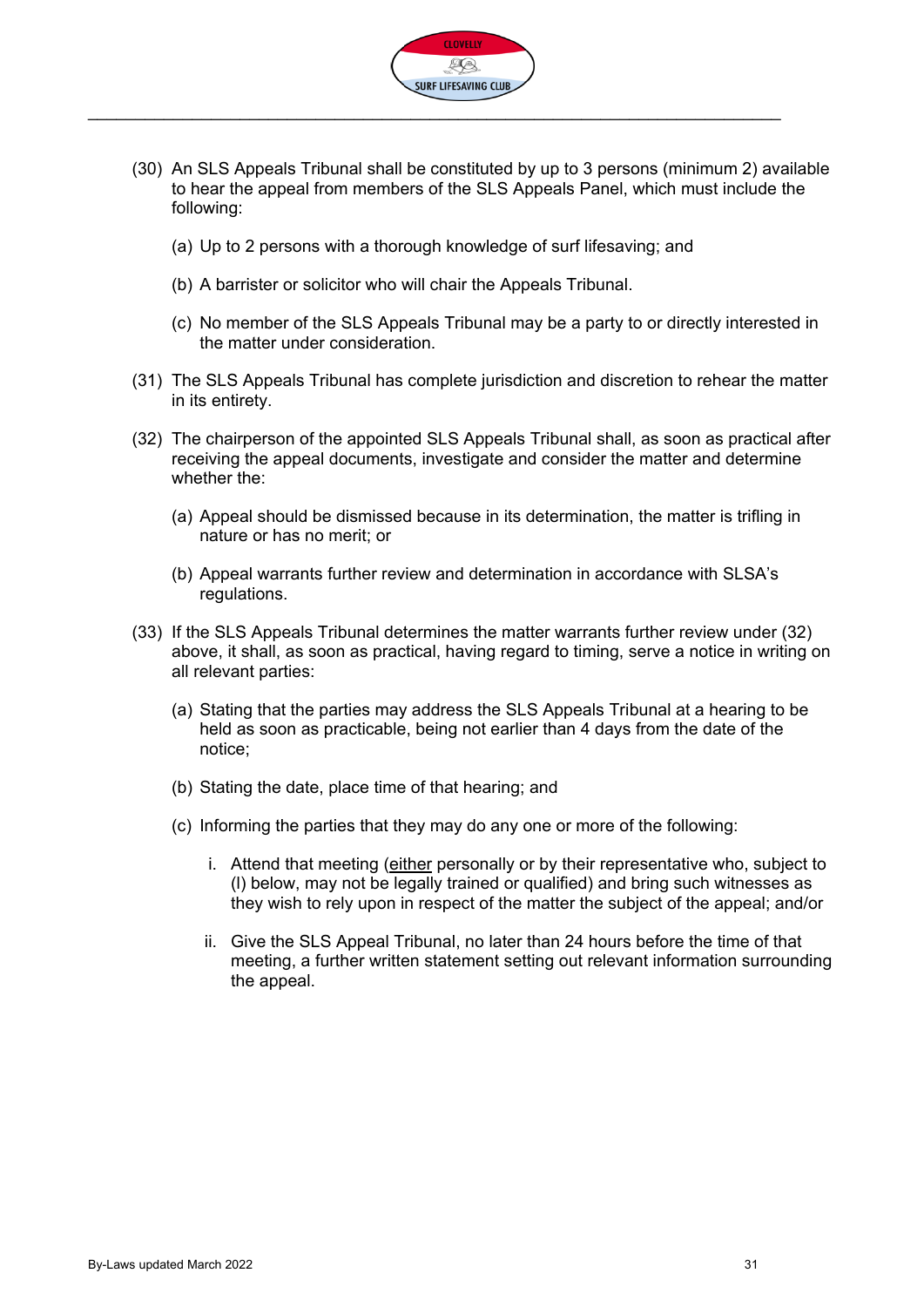(30) An SLS Appeals Tribunal shall be constituted by up to 3 persons (minimum 2) available to hear the appeal from members of the SLS Appeals Panel, which must include the following:

   (a) Up to 2 persons with a thorough knowledge of surf lifesaving; and

   (b) A barrister or solicitor who will chair the Appeals Tribunal.

   (c) No member of the SLS Appeals Tribunal may be a party to or directly interested in the matter under consideration.

(31) The SLS Appeals Tribunal has complete jurisdiction and discretion to rehear the matter in its entirety.

(32) The chairperson of the appointed SLS Appeals Tribunal shall, as soon as practical after receiving the appeal documents, investigate and consider the matter and determine whether the:

   (a) Appeal should be dismissed because in its determination, the matter is trifling in nature or has no merit; or

   (b) Appeal warrants further review and determination in accordance with SLSA's regulations.

(33) If the SLS Appeals Tribunal determines the matter warrants further review under (32) above, it shall, as soon as practical, having regard to timing, serve a notice in writing on all relevant parties:

   (a) Stating that the parties may address the SLS Appeals Tribunal at a hearing to be held as soon as practicable, being not earlier than 4 days from the date of the notice;

   (b) Stating the date, place time of that hearing; and

   (c) Informing the parties that they may do any one or more of the following:

      i. Attend that meeting (either personally or by their representative who, subject to (l) below, may not be legally trained or qualified) and bring such witnesses as they wish to rely upon in respect of the matter the subject of the appeal; and/or

      ii. Give the SLS Appeal Tribunal, no later than 24 hours before the time of that meeting, a further written statement setting out relevant information surrounding the appeal.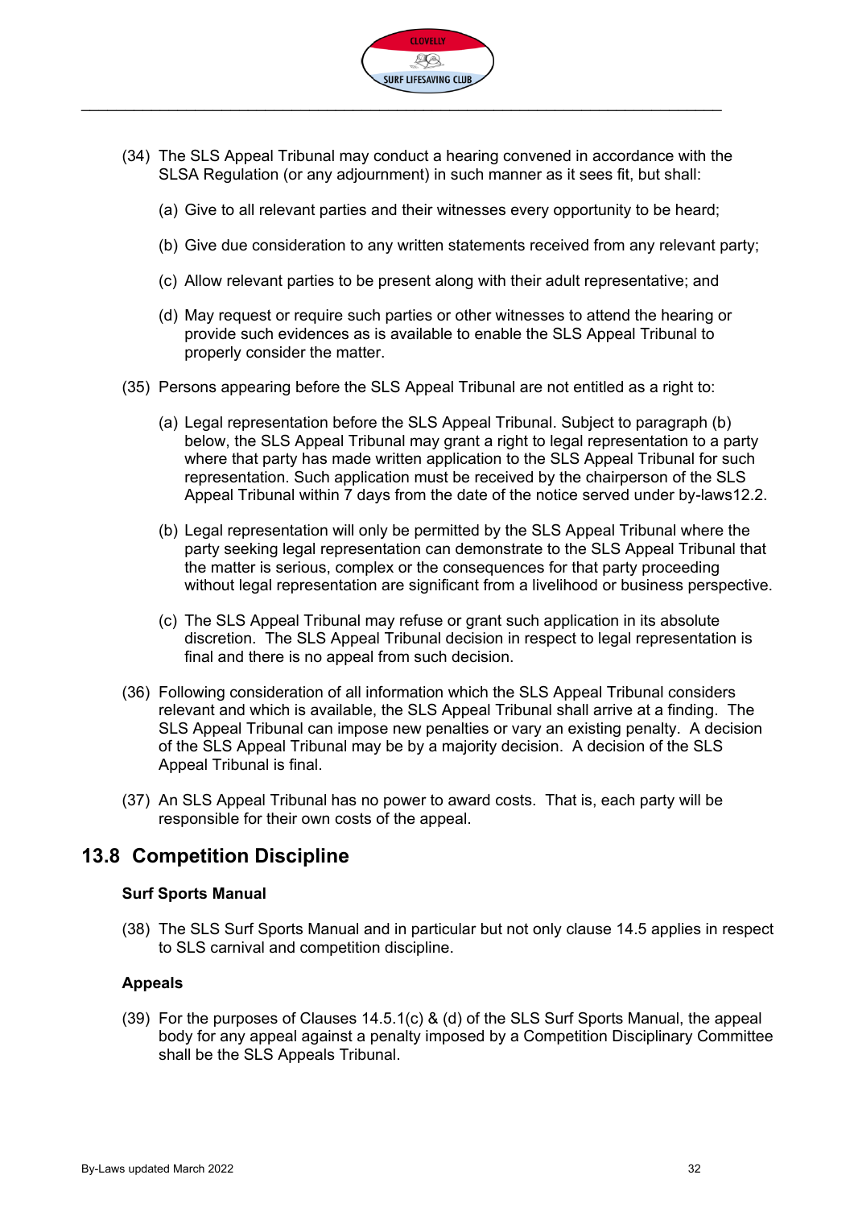(34) The SLS Appeal Tribunal may conduct a hearing convened in accordance with the SLSA Regulation (or any adjournment) in such manner as it sees fit, but shall:

(a) Give to all relevant parties and their witnesses every opportunity to be heard;

(b) Give due consideration to any written statements received from any relevant party;

(c) Allow relevant parties to be present along with their adult representative; and

(d) May request or require such parties or other witnesses to attend the hearing or provide such evidences as is available to enable the SLS Appeal Tribunal to properly consider the matter.

(35) Persons appearing before the SLS Appeal Tribunal are not entitled as a right to:

(a) Legal representation before the SLS Appeal Tribunal. Subject to paragraph (b) below, the SLS Appeal Tribunal may grant a right to legal representation to a party where that party has made written application to the SLS Appeal Tribunal for such representation. Such application must be received by the chairperson of the SLS Appeal Tribunal within 7 days from the date of the notice served under by-laws12.2.

(b) Legal representation will only be permitted by the SLS Appeal Tribunal where the party seeking legal representation can demonstrate to the SLS Appeal Tribunal that the matter is serious, complex or the consequences for that party proceeding without legal representation are significant from a livelihood or business perspective.

(c) The SLS Appeal Tribunal may refuse or grant such application in its absolute discretion. The SLS Appeal Tribunal decision in respect to legal representation is final and there is no appeal from such decision.

(36) Following consideration of all information which the SLS Appeal Tribunal considers relevant and which is available, the SLS Appeal Tribunal shall arrive at a finding. The SLS Appeal Tribunal can impose new penalties or vary an existing penalty. A decision of the SLS Appeal Tribunal may be by a majority decision. A decision of the SLS Appeal Tribunal is final.

(37) An SLS Appeal Tribunal has no power to award costs. That is, each party will be responsible for their own costs of the appeal.

## 13.8 Competition Discipline

**Surf Sports Manual**

(38) The SLS Surf Sports Manual and in particular but not only clause 14.5 applies in respect to SLS carnival and competition discipline.

**Appeals**

(39) For the purposes of Clauses 14.5.1(c) & (d) of the SLS Surf Sports Manual, the appeal body for any appeal against a penalty imposed by a Competition Disciplinary Committee shall be the SLS Appeals Tribunal.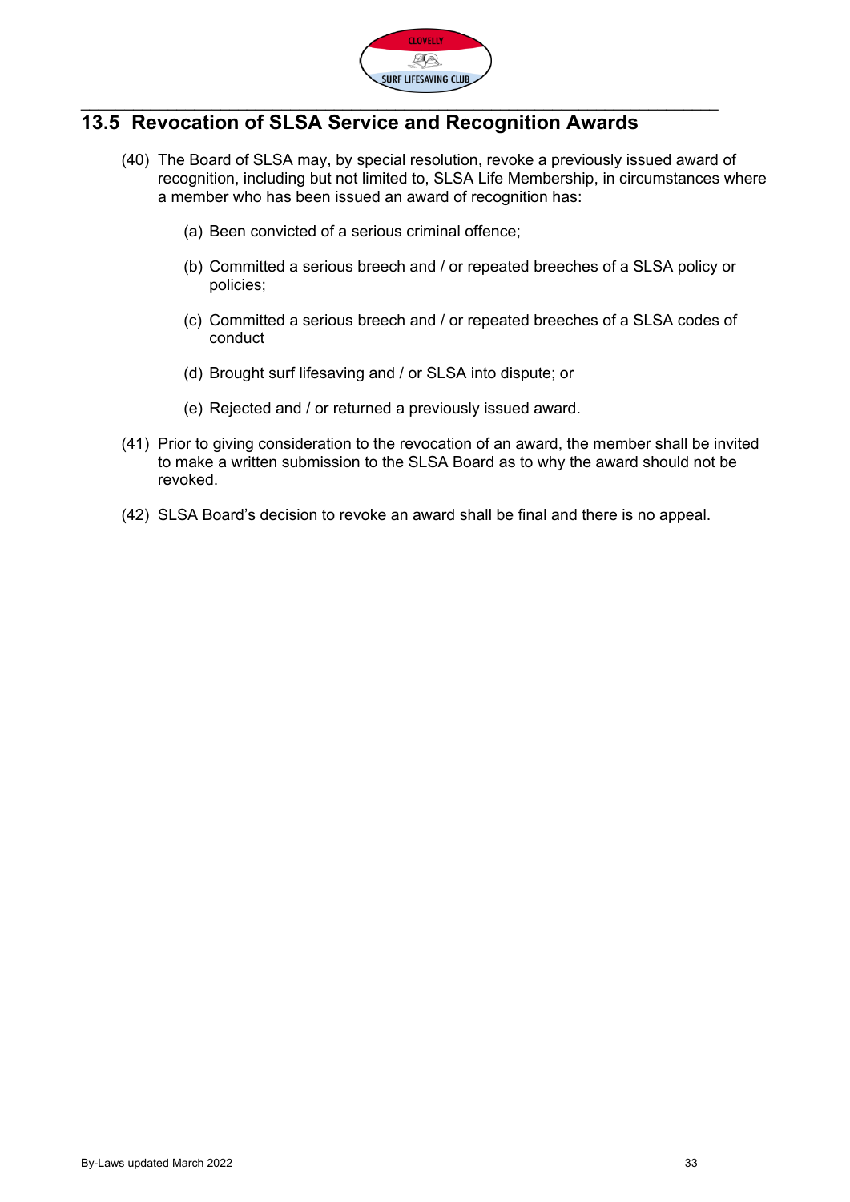## 13.5 Revocation of SLSA Service and Recognition Awards

(40) The Board of SLSA may, by special resolution, revoke a previously issued award of recognition, including but not limited to, SLSA Life Membership, in circumstances where a member who has been issued an award of recognition has:

(a) Been convicted of a serious criminal offence;

(b) Committed a serious breech and / or repeated breeches of a SLSA policy or policies;

(c) Committed a serious breech and / or repeated breeches of a SLSA codes of conduct

(d) Brought surf lifesaving and / or SLSA into dispute; or

(e) Rejected and / or returned a previously issued award.

(41) Prior to giving consideration to the revocation of an award, the member shall be invited to make a written submission to the SLSA Board as to why the award should not be revoked.

(42) SLSA Board's decision to revoke an award shall be final and there is no appeal.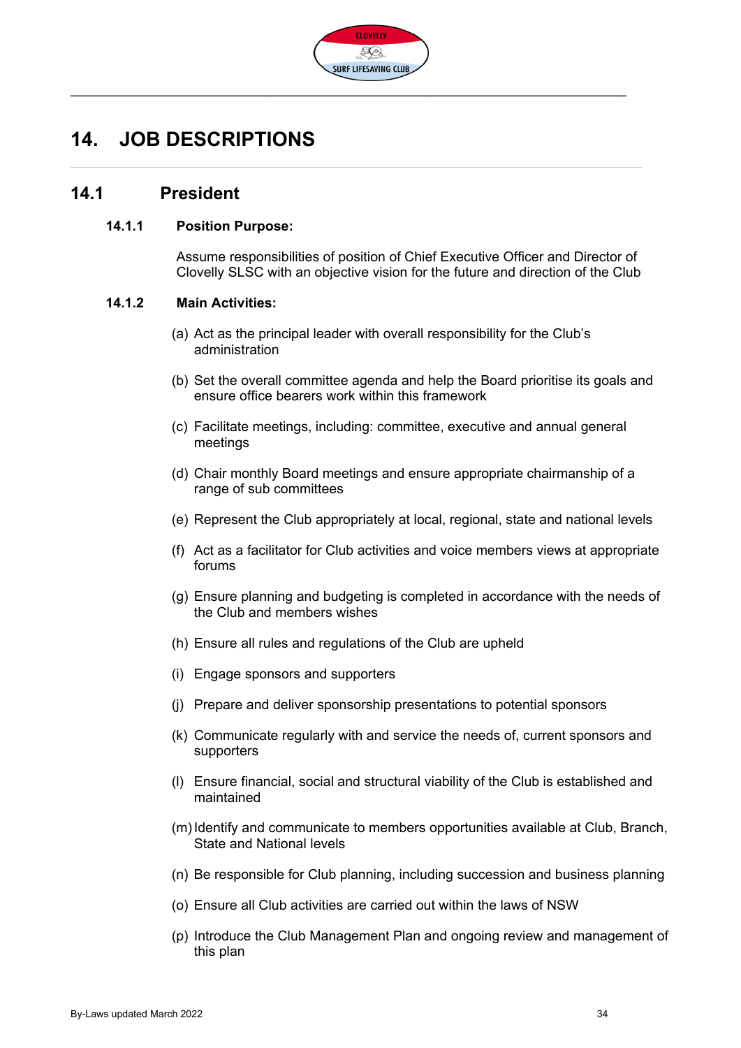# 14. JOB DESCRIPTIONS

## 14.1 President

### 14.1.1 Position Purpose:

Assume responsibilities of position of Chief Executive Officer and Director of Clovelly SLSC with an objective vision for the future and direction of the Club

### 14.1.2 Main Activities:

(a) Act as the principal leader with overall responsibility for the Club's administration

(b) Set the overall committee agenda and help the Board prioritise its goals and ensure office bearers work within this framework

(c) Facilitate meetings, including: committee, executive and annual general meetings

(d) Chair monthly Board meetings and ensure appropriate chairmanship of a range of sub committees

(e) Represent the Club appropriately at local, regional, state and national levels

(f) Act as a facilitator for Club activities and voice members views at appropriate forums

(g) Ensure planning and budgeting is completed in accordance with the needs of the Club and members wishes

(h) Ensure all rules and regulations of the Club are upheld

(i) Engage sponsors and supporters

(j) Prepare and deliver sponsorship presentations to potential sponsors

(k) Communicate regularly with and service the needs of, current sponsors and supporters

(l) Ensure financial, social and structural viability of the Club is established and maintained

(m) Identify and communicate to members opportunities available at Club, Branch, State and National levels

(n) Be responsible for Club planning, including succession and business planning

(o) Ensure all Club activities are carried out within the laws of NSW

(p) Introduce the Club Management Plan and ongoing review and management of this plan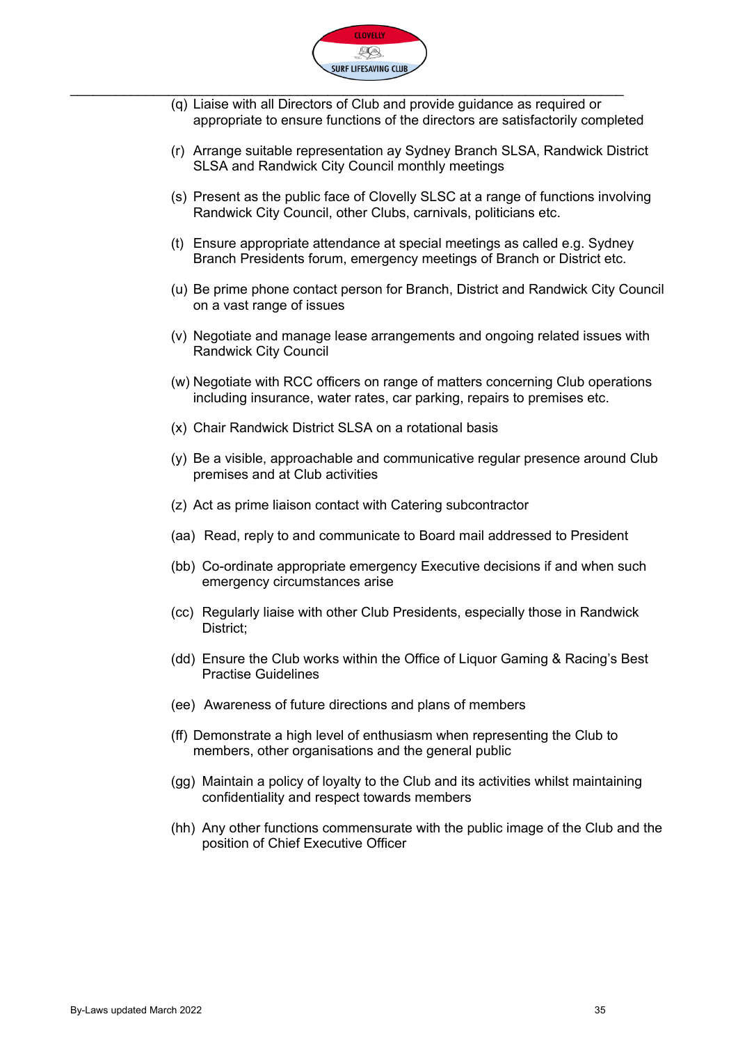(q) Liaise with all Directors of Club and provide guidance as required or appropriate to ensure functions of the directors are satisfactorily completed

(r) Arrange suitable representation ay Sydney Branch SLSA, Randwick District SLSA and Randwick City Council monthly meetings

(s) Present as the public face of Clovelly SLSC at a range of functions involving Randwick City Council, other Clubs, carnivals, politicians etc.

(t) Ensure appropriate attendance at special meetings as called e.g. Sydney Branch Presidents forum, emergency meetings of Branch or District etc.

(u) Be prime phone contact person for Branch, District and Randwick City Council on a vast range of issues

(v) Negotiate and manage lease arrangements and ongoing related issues with Randwick City Council

(w) Negotiate with RCC officers on range of matters concerning Club operations including insurance, water rates, car parking, repairs to premises etc.

(x) Chair Randwick District SLSA on a rotational basis

(y) Be a visible, approachable and communicative regular presence around Club premises and at Club activities

(z) Act as prime liaison contact with Catering subcontractor

(aa) Read, reply to and communicate to Board mail addressed to President

(bb) Co-ordinate appropriate emergency Executive decisions if and when such emergency circumstances arise

(cc) Regularly liaise with other Club Presidents, especially those in Randwick District;

(dd) Ensure the Club works within the Office of Liquor Gaming & Racing's Best Practise Guidelines

(ee) Awareness of future directions and plans of members

(ff) Demonstrate a high level of enthusiasm when representing the Club to members, other organisations and the general public

(gg) Maintain a policy of loyalty to the Club and its activities whilst maintaining confidentiality and respect towards members

(hh) Any other functions commensurate with the public image of the Club and the position of Chief Executive Officer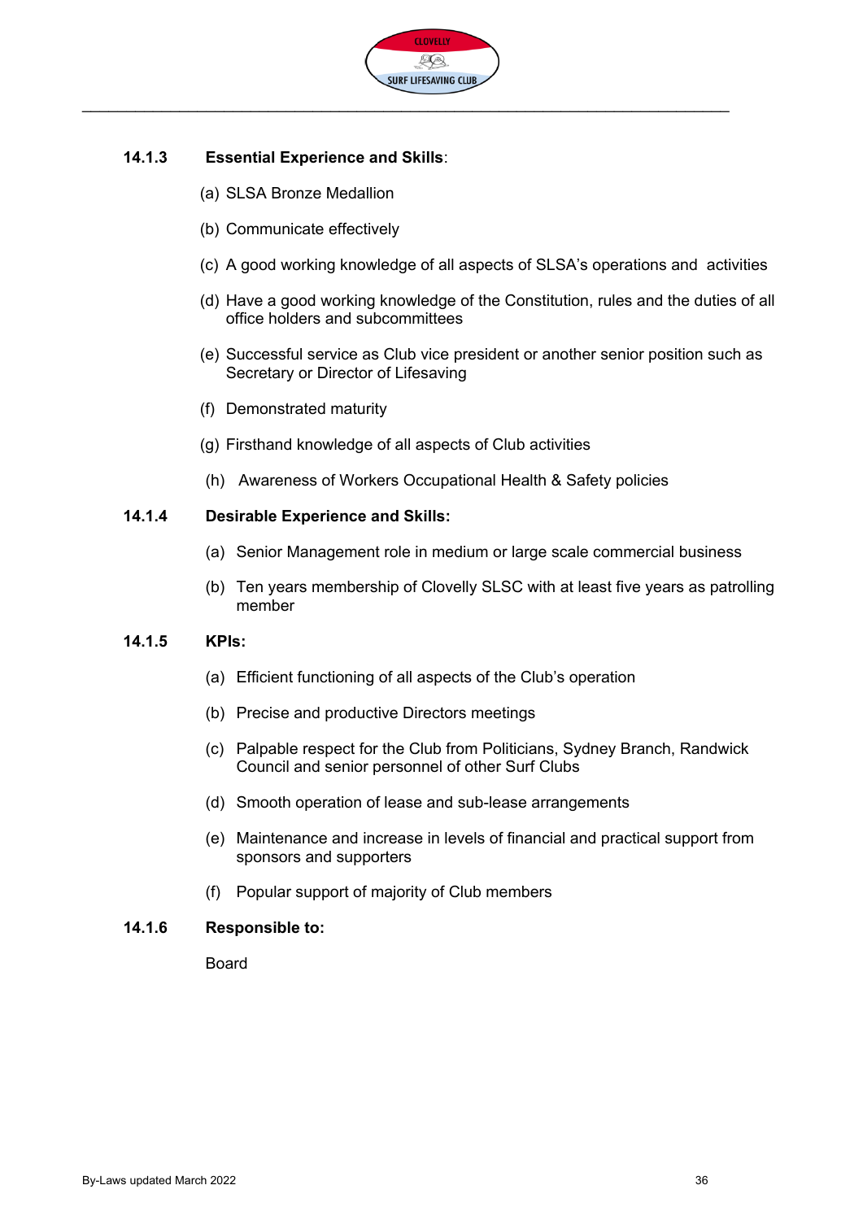#### 14.1.3 Essential Experience and Skills:

(a) SLSA Bronze Medallion

(b) Communicate effectively

(c) A good working knowledge of all aspects of SLSA's operations and activities

(d) Have a good working knowledge of the Constitution, rules and the duties of all office holders and subcommittees

(e) Successful service as Club vice president or another senior position such as Secretary or Director of Lifesaving

(f) Demonstrated maturity

(g) Firsthand knowledge of all aspects of Club activities

(h) Awareness of Workers Occupational Health & Safety policies

#### 14.1.4 Desirable Experience and Skills:

(a) Senior Management role in medium or large scale commercial business

(b) Ten years membership of Clovelly SLSC with at least five years as patrolling member

#### 14.1.5 KPIs:

(a) Efficient functioning of all aspects of the Club's operation

(b) Precise and productive Directors meetings

(c) Palpable respect for the Club from Politicians, Sydney Branch, Randwick Council and senior personnel of other Surf Clubs

(d) Smooth operation of lease and sub-lease arrangements

(e) Maintenance and increase in levels of financial and practical support from sponsors and supporters

(f) Popular support of majority of Club members

#### 14.1.6 Responsible to:

Board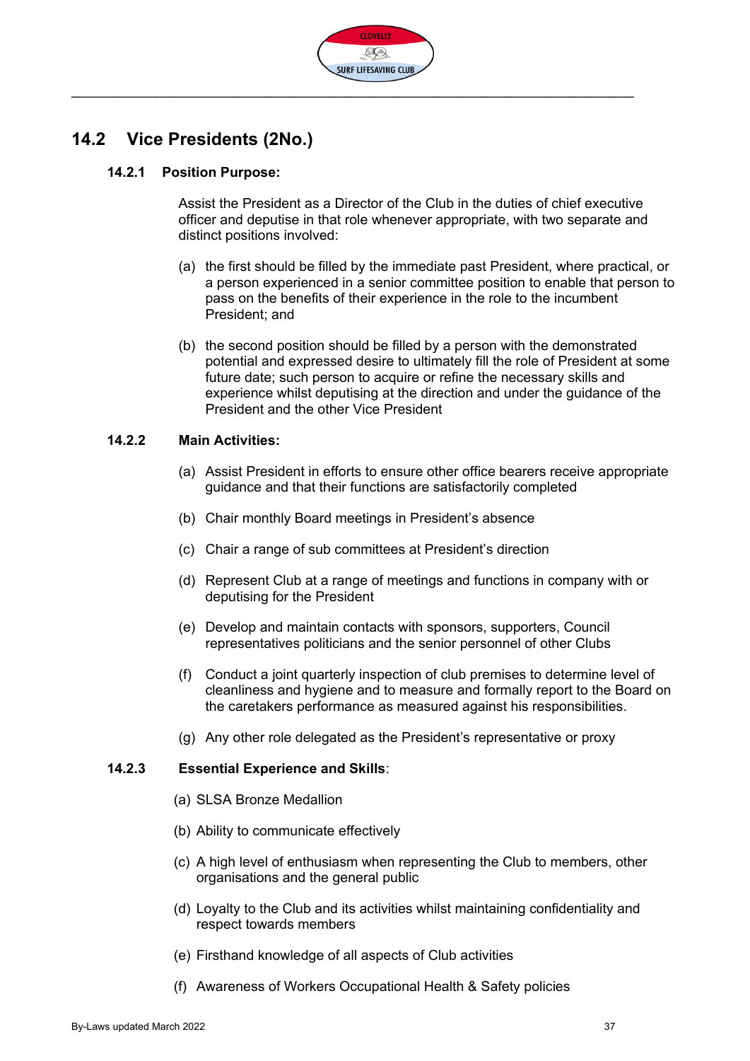## 14.2 Vice Presidents (2No.)

### 14.2.1 Position Purpose:

Assist the President as a Director of the Club in the duties of chief executive officer and deputise in that role whenever appropriate, with two separate and distinct positions involved:

(a) the first should be filled by the immediate past President, where practical, or a person experienced in a senior committee position to enable that person to pass on the benefits of their experience in the role to the incumbent President; and

(b) the second position should be filled by a person with the demonstrated potential and expressed desire to ultimately fill the role of President at some future date; such person to acquire or refine the necessary skills and experience whilst deputising at the direction and under the guidance of the President and the other Vice President

### 14.2.2 Main Activities:

(a) Assist President in efforts to ensure other office bearers receive appropriate guidance and that their functions are satisfactorily completed

(b) Chair monthly Board meetings in President's absence

(c) Chair a range of sub committees at President's direction

(d) Represent Club at a range of meetings and functions in company with or deputising for the President

(e) Develop and maintain contacts with sponsors, supporters, Council representatives politicians and the senior personnel of other Clubs

(f) Conduct a joint quarterly inspection of club premises to determine level of cleanliness and hygiene and to measure and formally report to the Board on the caretakers performance as measured against his responsibilities.

(g) Any other role delegated as the President's representative or proxy

### 14.2.3 Essential Experience and Skills:

(a) SLSA Bronze Medallion

(b) Ability to communicate effectively

(c) A high level of enthusiasm when representing the Club to members, other organisations and the general public

(d) Loyalty to the Club and its activities whilst maintaining confidentiality and respect towards members

(e) Firsthand knowledge of all aspects of Club activities

(f) Awareness of Workers Occupational Health & Safety policies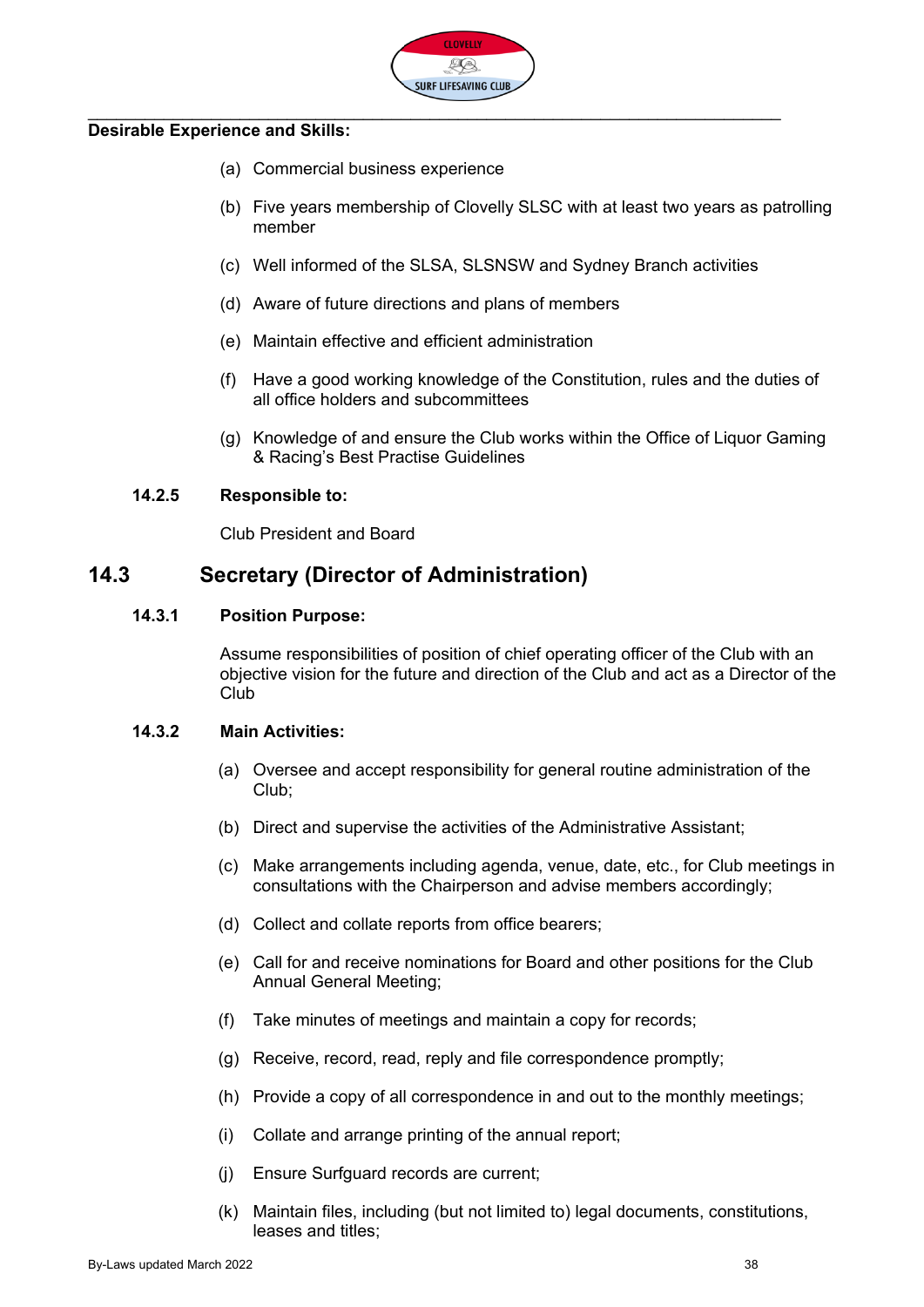**Desirable Experience and Skills:**

(a) Commercial business experience

(b) Five years membership of Clovelly SLSC with at least two years as patrolling member

(c) Well informed of the SLSA, SLSNSW and Sydney Branch activities

(d) Aware of future directions and plans of members

(e) Maintain effective and efficient administration

(f) Have a good working knowledge of the Constitution, rules and the duties of all office holders and subcommittees

(g) Knowledge of and ensure the Club works within the Office of Liquor Gaming & Racing's Best Practise Guidelines

### 14.2.5 Responsible to:

Club President and Board

## 14.3 Secretary (Director of Administration)

### 14.3.1 Position Purpose:

Assume responsibilities of position of chief operating officer of the Club with an objective vision for the future and direction of the Club and act as a Director of the Club

### 14.3.2 Main Activities:

(a) Oversee and accept responsibility for general routine administration of the Club;

(b) Direct and supervise the activities of the Administrative Assistant;

(c) Make arrangements including agenda, venue, date, etc., for Club meetings in consultations with the Chairperson and advise members accordingly;

(d) Collect and collate reports from office bearers;

(e) Call for and receive nominations for Board and other positions for the Club Annual General Meeting;

(f) Take minutes of meetings and maintain a copy for records;

(g) Receive, record, read, reply and file correspondence promptly;

(h) Provide a copy of all correspondence in and out to the monthly meetings;

(i) Collate and arrange printing of the annual report;

(j) Ensure Surfguard records are current;

(k) Maintain files, including (but not limited to) legal documents, constitutions, leases and titles;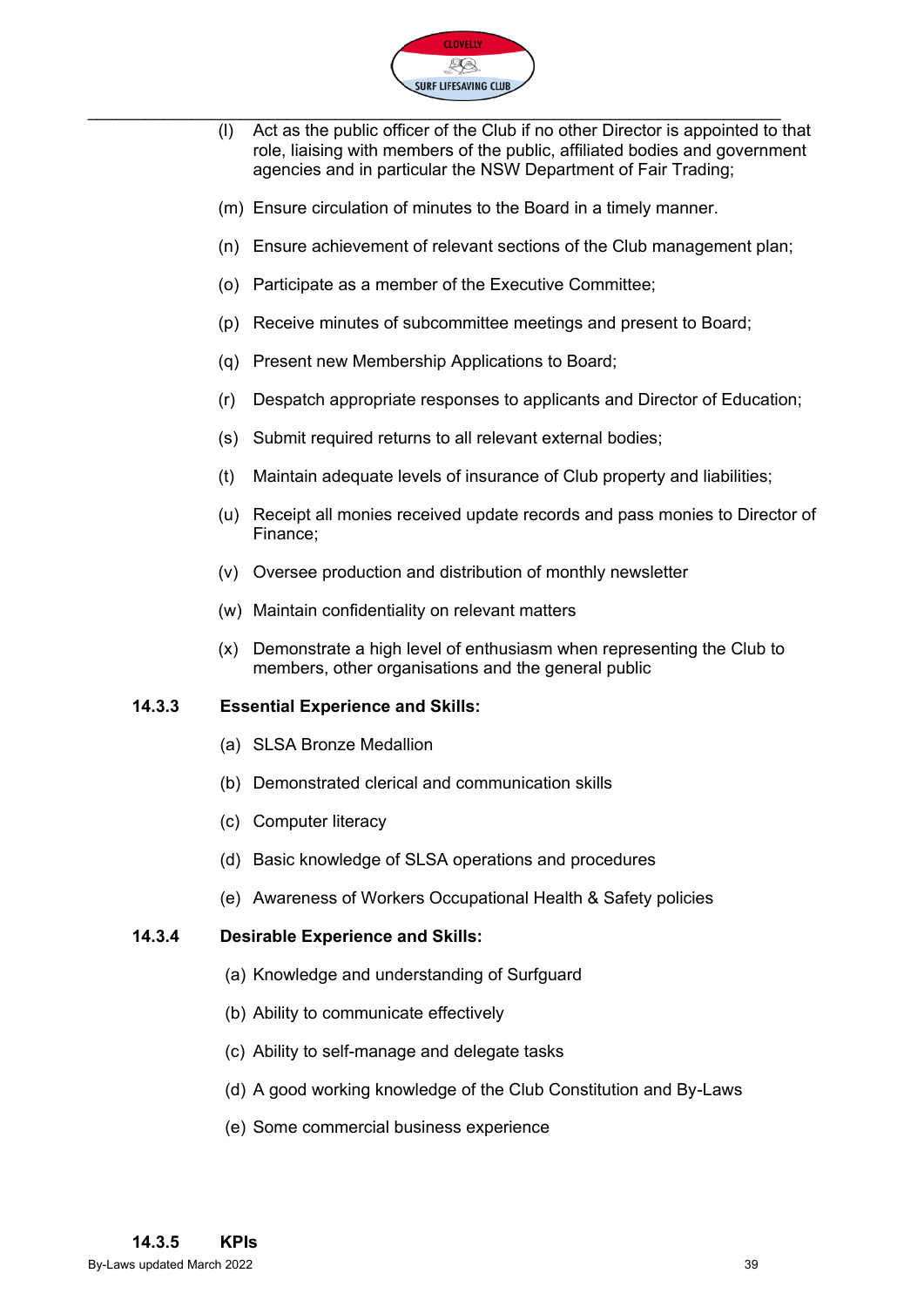(l) Act as the public officer of the Club if no other Director is appointed to that role, liaising with members of the public, affiliated bodies and government agencies and in particular the NSW Department of Fair Trading;

(m) Ensure circulation of minutes to the Board in a timely manner.

(n) Ensure achievement of relevant sections of the Club management plan;

(o) Participate as a member of the Executive Committee;

(p) Receive minutes of subcommittee meetings and present to Board;

(q) Present new Membership Applications to Board;

(r) Despatch appropriate responses to applicants and Director of Education;

(s) Submit required returns to all relevant external bodies;

(t) Maintain adequate levels of insurance of Club property and liabilities;

(u) Receipt all monies received update records and pass monies to Director of Finance;

(v) Oversee production and distribution of monthly newsletter

(w) Maintain confidentiality on relevant matters

(x) Demonstrate a high level of enthusiasm when representing the Club to members, other organisations and the general public

**14.3.3 Essential Experience and Skills:**

(a) SLSA Bronze Medallion

(b) Demonstrated clerical and communication skills

(c) Computer literacy

(d) Basic knowledge of SLSA operations and procedures

(e) Awareness of Workers Occupational Health & Safety policies

**14.3.4 Desirable Experience and Skills:**

(a) Knowledge and understanding of Surfguard

(b) Ability to communicate effectively

(c) Ability to self-manage and delegate tasks

(d) A good working knowledge of the Club Constitution and By-Laws

(e) Some commercial business experience

**14.3.5 KPIs**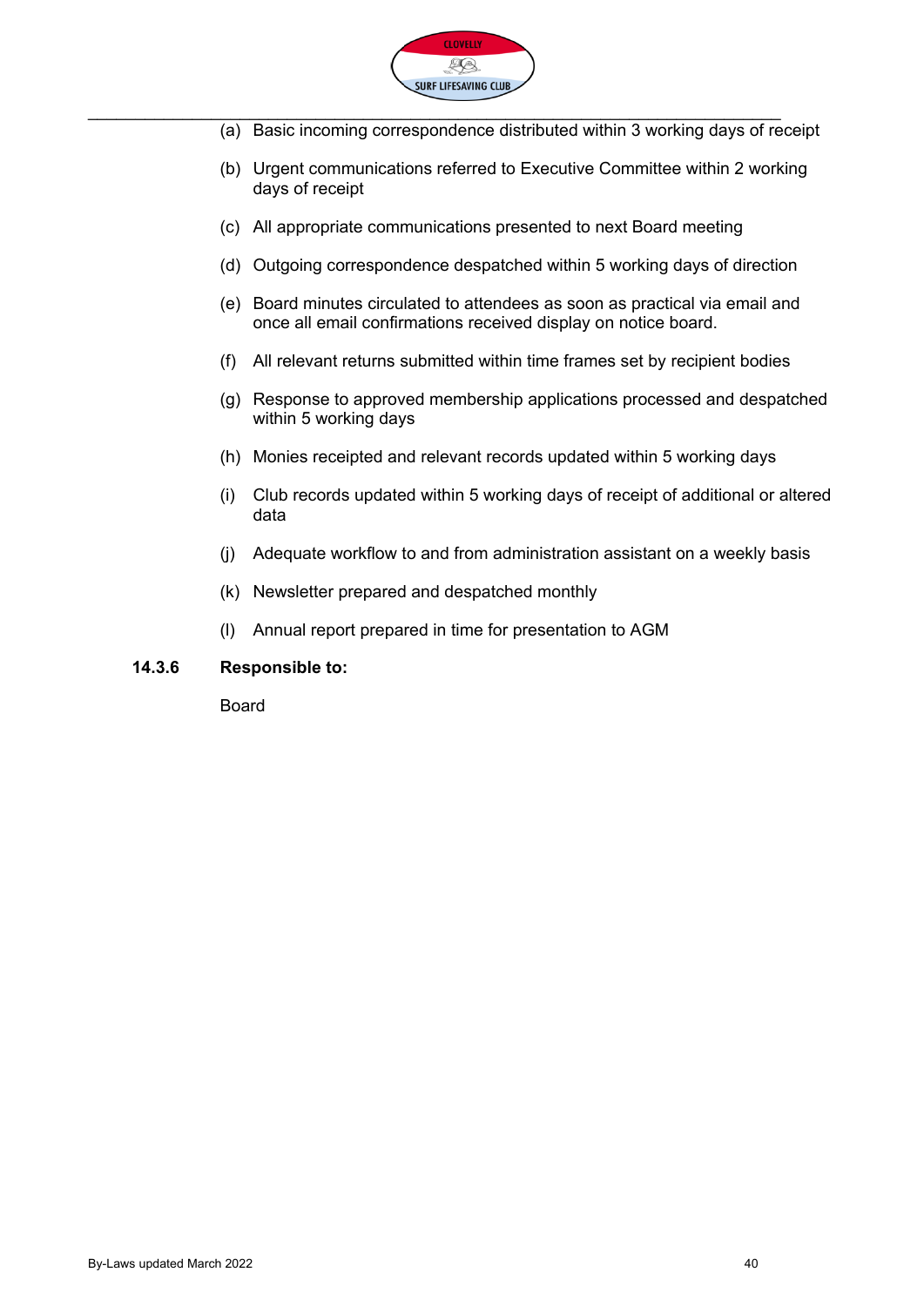(a) Basic incoming correspondence distributed within 3 working days of receipt

(b) Urgent communications referred to Executive Committee within 2 working days of receipt

(c) All appropriate communications presented to next Board meeting

(d) Outgoing correspondence despatched within 5 working days of direction

(e) Board minutes circulated to attendees as soon as practical via email and once all email confirmations received display on notice board.

(f) All relevant returns submitted within time frames set by recipient bodies

(g) Response to approved membership applications processed and despatched within 5 working days

(h) Monies receipted and relevant records updated within 5 working days

(i) Club records updated within 5 working days of receipt of additional or altered data

(j) Adequate workflow to and from administration assistant on a weekly basis

(k) Newsletter prepared and despatched monthly

(l) Annual report prepared in time for presentation to AGM

**14.3.6 Responsible to:**

Board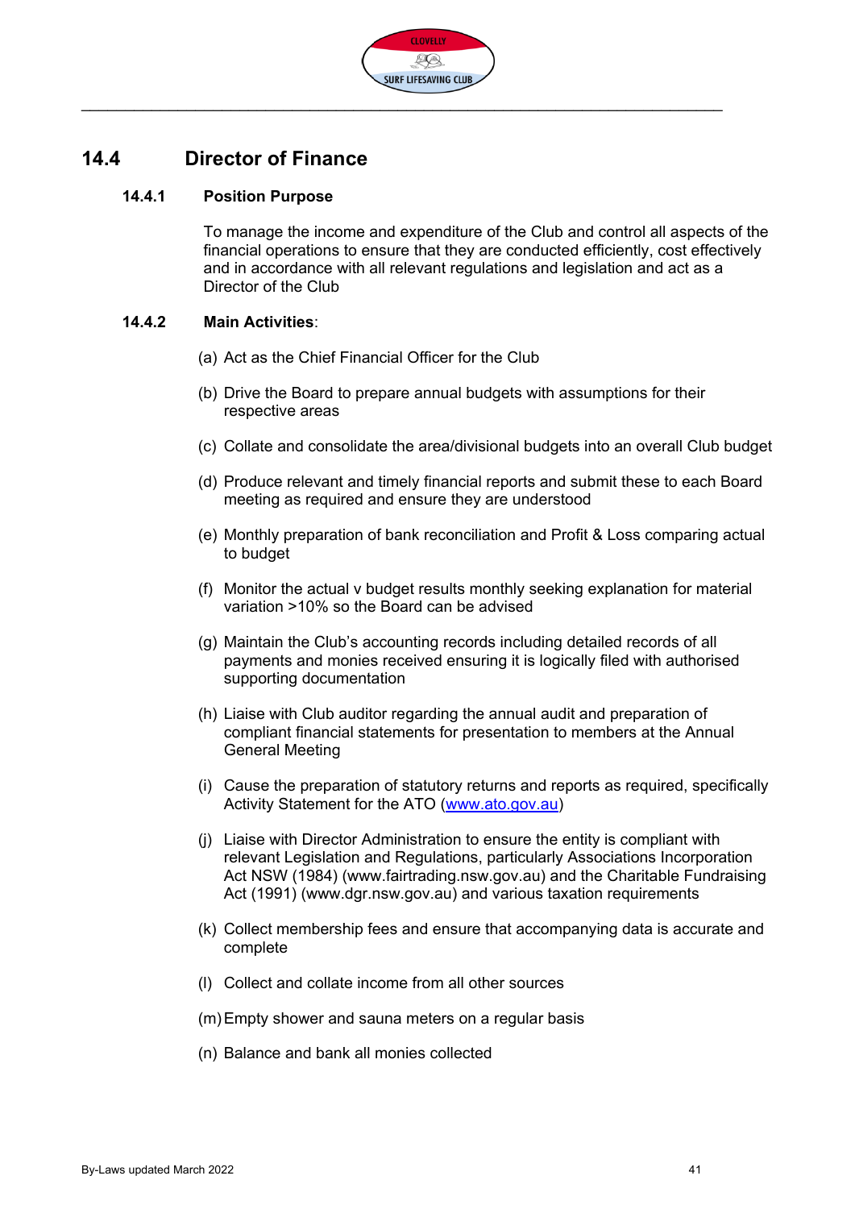## 14.4 Director of Finance

### 14.4.1 Position Purpose

To manage the income and expenditure of the Club and control all aspects of the financial operations to ensure that they are conducted efficiently, cost effectively and in accordance with all relevant regulations and legislation and act as a Director of the Club

### 14.4.2 Main Activities:

(a) Act as the Chief Financial Officer for the Club

(b) Drive the Board to prepare annual budgets with assumptions for their respective areas

(c) Collate and consolidate the area/divisional budgets into an overall Club budget

(d) Produce relevant and timely financial reports and submit these to each Board meeting as required and ensure they are understood

(e) Monthly preparation of bank reconciliation and Profit & Loss comparing actual to budget

(f) Monitor the actual v budget results monthly seeking explanation for material variation >10% so the Board can be advised

(g) Maintain the Club's accounting records including detailed records of all payments and monies received ensuring it is logically filed with authorised supporting documentation

(h) Liaise with Club auditor regarding the annual audit and preparation of compliant financial statements for presentation to members at the Annual General Meeting

(i) Cause the preparation of statutory returns and reports as required, specifically Activity Statement for the ATO (www.ato.gov.au)

(j) Liaise with Director Administration to ensure the entity is compliant with relevant Legislation and Regulations, particularly Associations Incorporation Act NSW (1984) (www.fairtrading.nsw.gov.au) and the Charitable Fundraising Act (1991) (www.dgr.nsw.gov.au) and various taxation requirements

(k) Collect membership fees and ensure that accompanying data is accurate and complete

(l) Collect and collate income from all other sources

(m) Empty shower and sauna meters on a regular basis

(n) Balance and bank all monies collected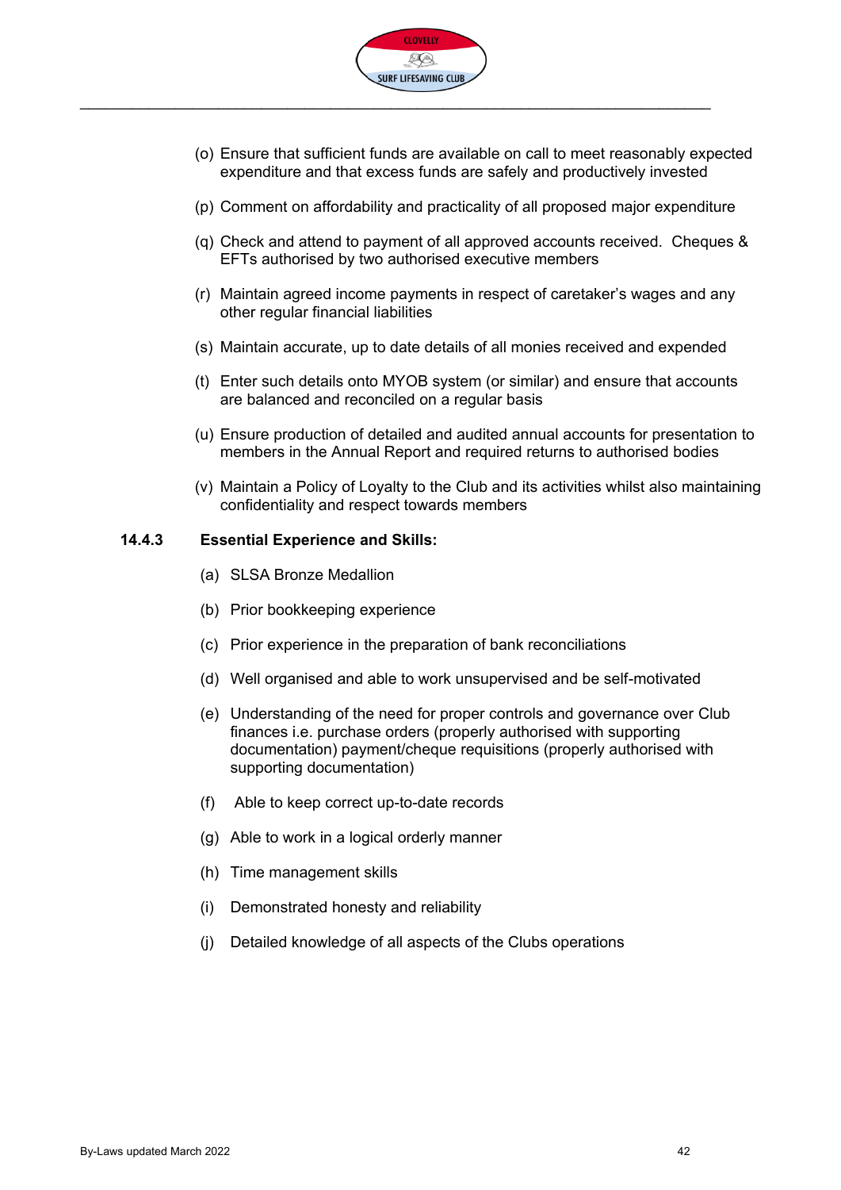(o) Ensure that sufficient funds are available on call to meet reasonably expected expenditure and that excess funds are safely and productively invested

(p) Comment on affordability and practicality of all proposed major expenditure

(q) Check and attend to payment of all approved accounts received. Cheques & EFTs authorised by two authorised executive members

(r) Maintain agreed income payments in respect of caretaker's wages and any other regular financial liabilities

(s) Maintain accurate, up to date details of all monies received and expended

(t) Enter such details onto MYOB system (or similar) and ensure that accounts are balanced and reconciled on a regular basis

(u) Ensure production of detailed and audited annual accounts for presentation to members in the Annual Report and required returns to authorised bodies

(v) Maintain a Policy of Loyalty to the Club and its activities whilst also maintaining confidentiality and respect towards members

**14.4.3 Essential Experience and Skills:**

(a) SLSA Bronze Medallion

(b) Prior bookkeeping experience

(c) Prior experience in the preparation of bank reconciliations

(d) Well organised and able to work unsupervised and be self-motivated

(e) Understanding of the need for proper controls and governance over Club finances i.e. purchase orders (properly authorised with supporting documentation) payment/cheque requisitions (properly authorised with supporting documentation)

(f) Able to keep correct up-to-date records

(g) Able to work in a logical orderly manner

(h) Time management skills

(i) Demonstrated honesty and reliability

(j) Detailed knowledge of all aspects of the Clubs operations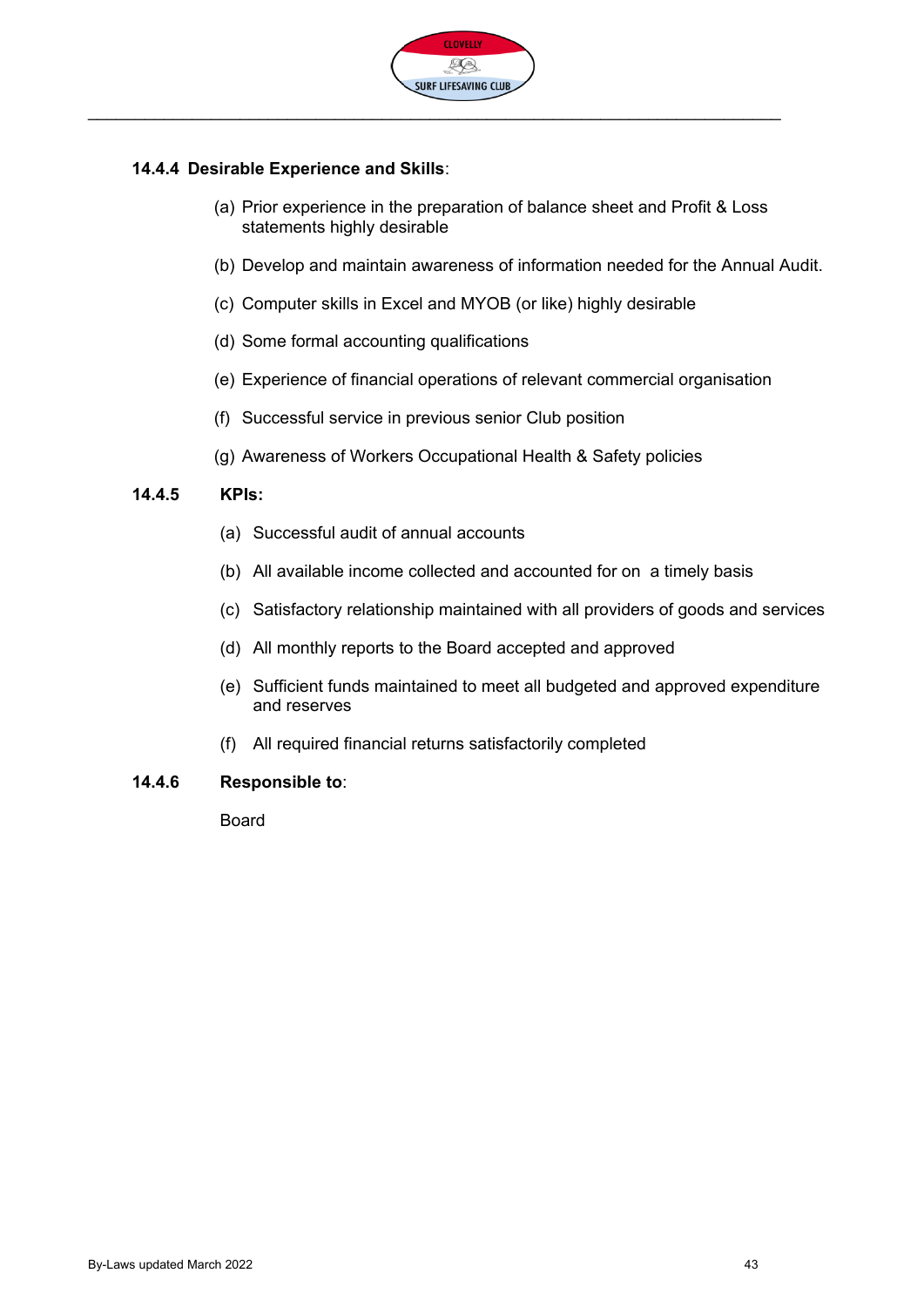**14.4.4 Desirable Experience and Skills**:

(a) Prior experience in the preparation of balance sheet and Profit & Loss statements highly desirable

(b) Develop and maintain awareness of information needed for the Annual Audit.

(c) Computer skills in Excel and MYOB (or like) highly desirable

(d) Some formal accounting qualifications

(e) Experience of financial operations of relevant commercial organisation

(f) Successful service in previous senior Club position

(g) Awareness of Workers Occupational Health & Safety policies

**14.4.5 KPIs:**

(a) Successful audit of annual accounts

(b) All available income collected and accounted for on a timely basis

(c) Satisfactory relationship maintained with all providers of goods and services

(d) All monthly reports to the Board accepted and approved

(e) Sufficient funds maintained to meet all budgeted and approved expenditure and reserves

(f) All required financial returns satisfactorily completed

**14.4.6 Responsible to**:

Board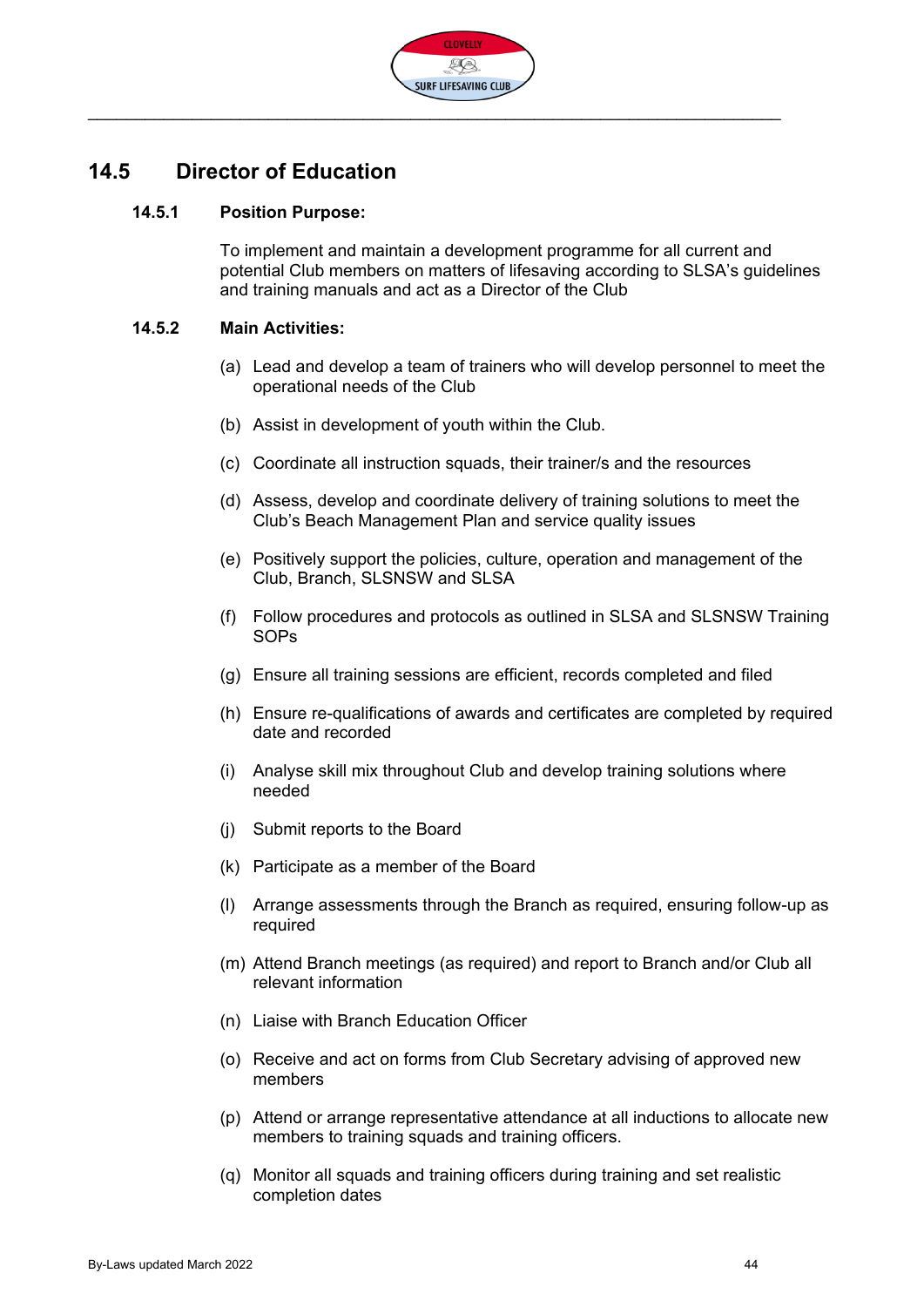## 14.5 Director of Education

### 14.5.1 Position Purpose:

To implement and maintain a development programme for all current and potential Club members on matters of lifesaving according to SLSA's guidelines and training manuals and act as a Director of the Club

### 14.5.2 Main Activities:

(a) Lead and develop a team of trainers who will develop personnel to meet the operational needs of the Club

(b) Assist in development of youth within the Club.

(c) Coordinate all instruction squads, their trainer/s and the resources

(d) Assess, develop and coordinate delivery of training solutions to meet the Club's Beach Management Plan and service quality issues

(e) Positively support the policies, culture, operation and management of the Club, Branch, SLSNSW and SLSA

(f) Follow procedures and protocols as outlined in SLSA and SLSNSW Training SOPs

(g) Ensure all training sessions are efficient, records completed and filed

(h) Ensure re-qualifications of awards and certificates are completed by required date and recorded

(i) Analyse skill mix throughout Club and develop training solutions where needed

(j) Submit reports to the Board

(k) Participate as a member of the Board

(l) Arrange assessments through the Branch as required, ensuring follow-up as required

(m) Attend Branch meetings (as required) and report to Branch and/or Club all relevant information

(n) Liaise with Branch Education Officer

(o) Receive and act on forms from Club Secretary advising of approved new members

(p) Attend or arrange representative attendance at all inductions to allocate new members to training squads and training officers.

(q) Monitor all squads and training officers during training and set realistic completion dates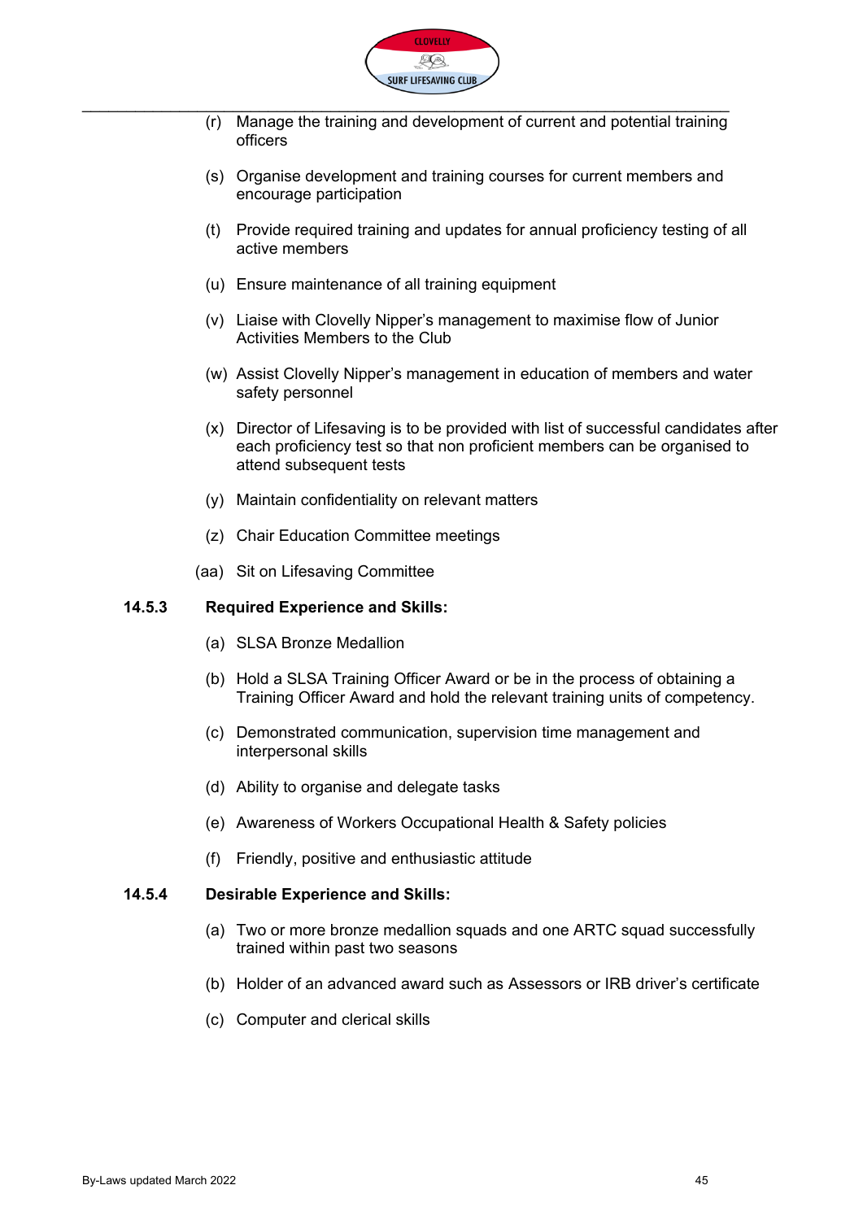(r) Manage the training and development of current and potential training officers

(s) Organise development and training courses for current members and encourage participation

(t) Provide required training and updates for annual proficiency testing of all active members

(u) Ensure maintenance of all training equipment

(v) Liaise with Clovelly Nipper's management to maximise flow of Junior Activities Members to the Club

(w) Assist Clovelly Nipper's management in education of members and water safety personnel

(x) Director of Lifesaving is to be provided with list of successful candidates after each proficiency test so that non proficient members can be organised to attend subsequent tests

(y) Maintain confidentiality on relevant matters

(z) Chair Education Committee meetings

(aa) Sit on Lifesaving Committee

**14.5.3 Required Experience and Skills:**

(a) SLSA Bronze Medallion

(b) Hold a SLSA Training Officer Award or be in the process of obtaining a Training Officer Award and hold the relevant training units of competency.

(c) Demonstrated communication, supervision time management and interpersonal skills

(d) Ability to organise and delegate tasks

(e) Awareness of Workers Occupational Health & Safety policies

(f) Friendly, positive and enthusiastic attitude

**14.5.4 Desirable Experience and Skills:**

(a) Two or more bronze medallion squads and one ARTC squad successfully trained within past two seasons

(b) Holder of an advanced award such as Assessors or IRB driver's certificate

(c) Computer and clerical skills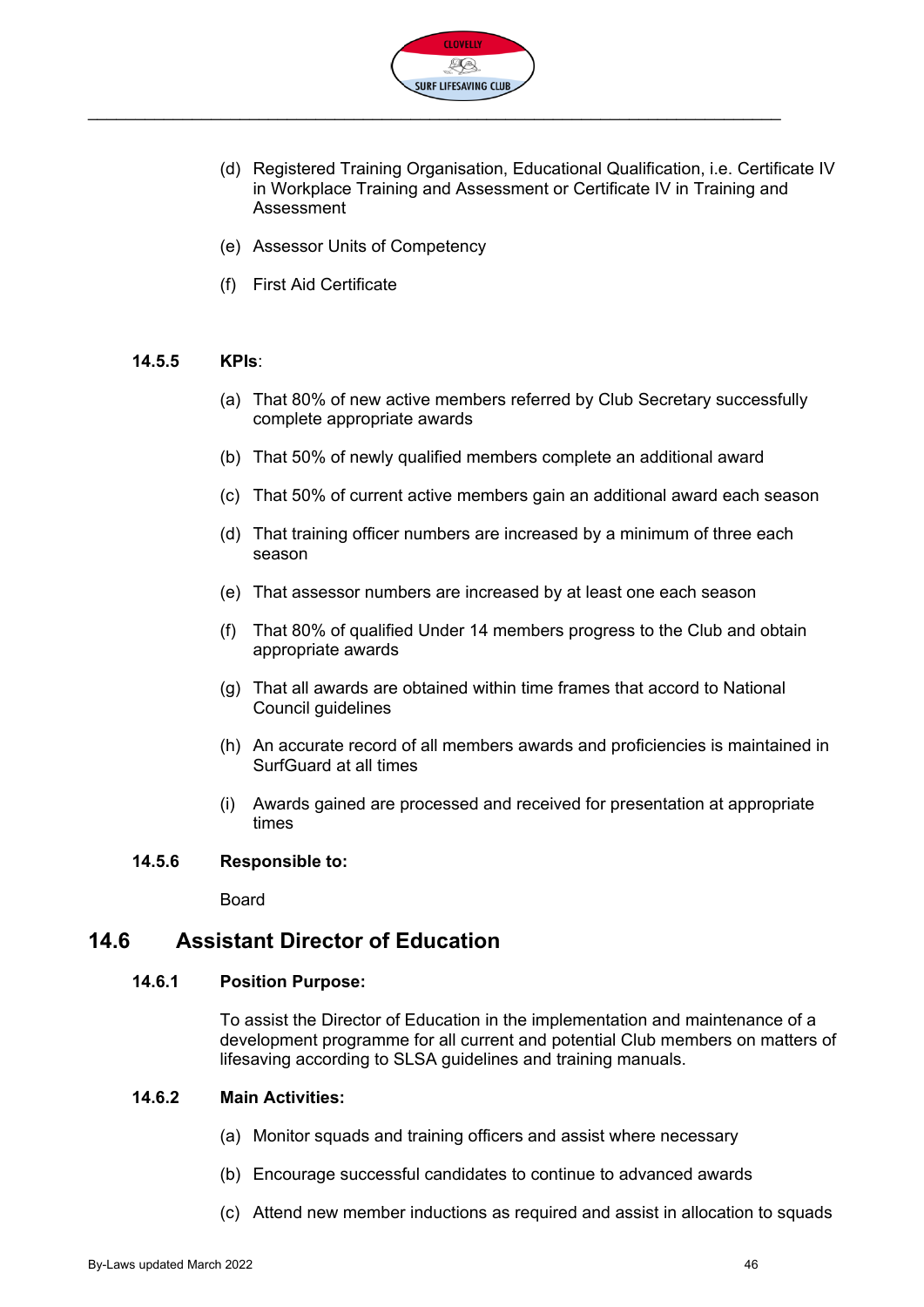(d) Registered Training Organisation, Educational Qualification, i.e. Certificate IV in Workplace Training and Assessment or Certificate IV in Training and Assessment

(e) Assessor Units of Competency

(f) First Aid Certificate

#### 14.5.5 KPIs:

(a) That 80% of new active members referred by Club Secretary successfully complete appropriate awards

(b) That 50% of newly qualified members complete an additional award

(c) That 50% of current active members gain an additional award each season

(d) That training officer numbers are increased by a minimum of three each season

(e) That assessor numbers are increased by at least one each season

(f) That 80% of qualified Under 14 members progress to the Club and obtain appropriate awards

(g) That all awards are obtained within time frames that accord to National Council guidelines

(h) An accurate record of all members awards and proficiencies is maintained in SurfGuard at all times

(i) Awards gained are processed and received for presentation at appropriate times

#### 14.5.6 Responsible to:

Board

## 14.6 Assistant Director of Education

#### 14.6.1 Position Purpose:

To assist the Director of Education in the implementation and maintenance of a development programme for all current and potential Club members on matters of lifesaving according to SLSA guidelines and training manuals.

#### 14.6.2 Main Activities:

(a) Monitor squads and training officers and assist where necessary

(b) Encourage successful candidates to continue to advanced awards

(c) Attend new member inductions as required and assist in allocation to squads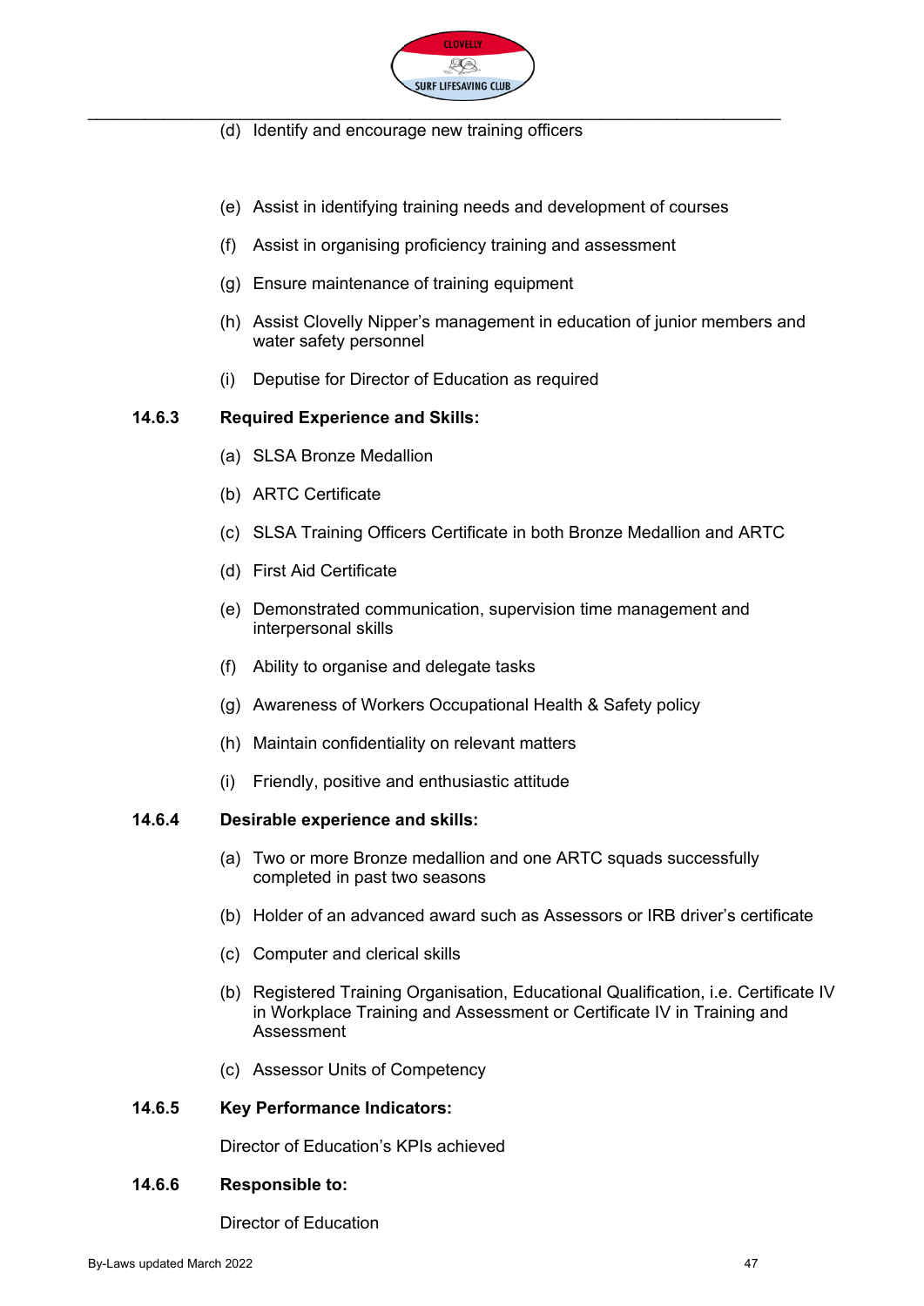(d) Identify and encourage new training officers

(e) Assist in identifying training needs and development of courses

(f) Assist in organising proficiency training and assessment

(g) Ensure maintenance of training equipment

(h) Assist Clovelly Nipper's management in education of junior members and water safety personnel

(i) Deputise for Director of Education as required

**14.6.3 Required Experience and Skills:**

(a) SLSA Bronze Medallion

(b) ARTC Certificate

(c) SLSA Training Officers Certificate in both Bronze Medallion and ARTC

(d) First Aid Certificate

(e) Demonstrated communication, supervision time management and interpersonal skills

(f) Ability to organise and delegate tasks

(g) Awareness of Workers Occupational Health & Safety policy

(h) Maintain confidentiality on relevant matters

(i) Friendly, positive and enthusiastic attitude

**14.6.4 Desirable experience and skills:**

(a) Two or more Bronze medallion and one ARTC squads successfully completed in past two seasons

(b) Holder of an advanced award such as Assessors or IRB driver's certificate

(c) Computer and clerical skills

(b) Registered Training Organisation, Educational Qualification, i.e. Certificate IV in Workplace Training and Assessment or Certificate IV in Training and Assessment

(c) Assessor Units of Competency

**14.6.5 Key Performance Indicators:**

Director of Education's KPIs achieved

**14.6.6 Responsible to:**

Director of Education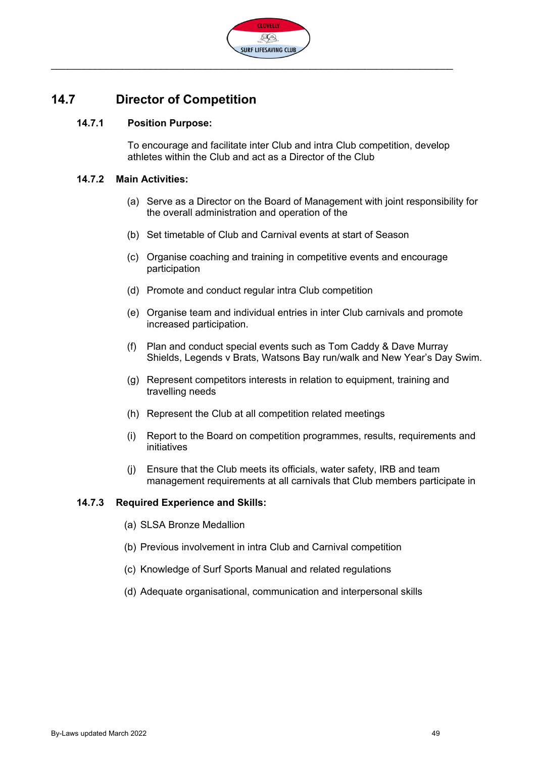## 14.7 Director of Competition

### 14.7.1 Position Purpose:

To encourage and facilitate inter Club and intra Club competition, develop athletes within the Club and act as a Director of the Club

### 14.7.2 Main Activities:

(a) Serve as a Director on the Board of Management with joint responsibility for the overall administration and operation of the

(b) Set timetable of Club and Carnival events at start of Season

(c) Organise coaching and training in competitive events and encourage participation

(d) Promote and conduct regular intra Club competition

(e) Organise team and individual entries in inter Club carnivals and promote increased participation.

(f) Plan and conduct special events such as Tom Caddy & Dave Murray Shields, Legends v Brats, Watsons Bay run/walk and New Year's Day Swim.

(g) Represent competitors interests in relation to equipment, training and travelling needs

(h) Represent the Club at all competition related meetings

(i) Report to the Board on competition programmes, results, requirements and initiatives

(j) Ensure that the Club meets its officials, water safety, IRB and team management requirements at all carnivals that Club members participate in

### 14.7.3 Required Experience and Skills:

(a) SLSA Bronze Medallion

(b) Previous involvement in intra Club and Carnival competition

(c) Knowledge of Surf Sports Manual and related regulations

(d) Adequate organisational, communication and interpersonal skills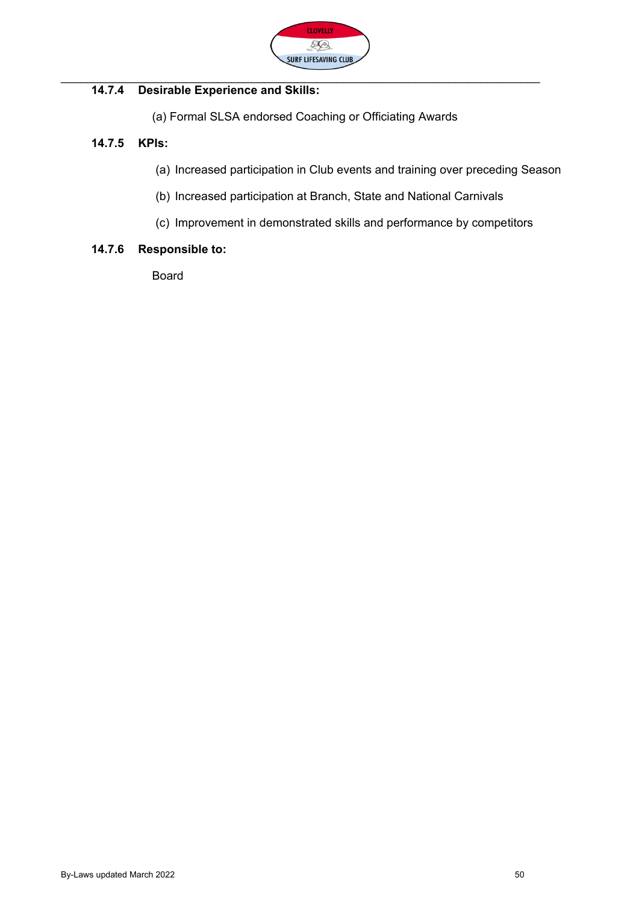#### 14.7.4 Desirable Experience and Skills:

(a) Formal SLSA endorsed Coaching or Officiating Awards

#### 14.7.5 KPIs:

(a) Increased participation in Club events and training over preceding Season

(b) Increased participation at Branch, State and National Carnivals

(c) Improvement in demonstrated skills and performance by competitors

#### 14.7.6 Responsible to:

Board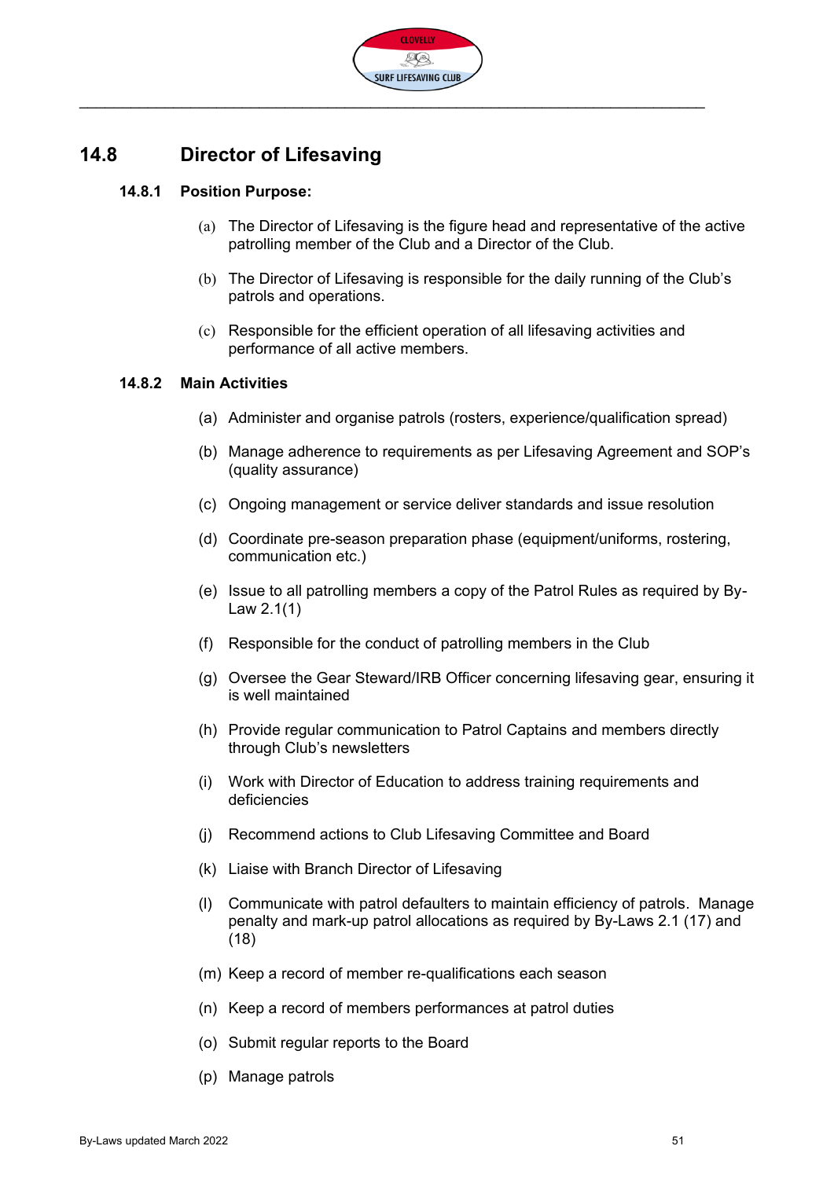## 14.8 Director of Lifesaving

### 14.8.1 Position Purpose:

(a) The Director of Lifesaving is the figure head and representative of the active patrolling member of the Club and a Director of the Club.

(b) The Director of Lifesaving is responsible for the daily running of the Club's patrols and operations.

(c) Responsible for the efficient operation of all lifesaving activities and performance of all active members.

### 14.8.2 Main Activities

(a) Administer and organise patrols (rosters, experience/qualification spread)

(b) Manage adherence to requirements as per Lifesaving Agreement and SOP's (quality assurance)

(c) Ongoing management or service deliver standards and issue resolution

(d) Coordinate pre-season preparation phase (equipment/uniforms, rostering, communication etc.)

(e) Issue to all patrolling members a copy of the Patrol Rules as required by By-Law 2.1(1)

(f) Responsible for the conduct of patrolling members in the Club

(g) Oversee the Gear Steward/IRB Officer concerning lifesaving gear, ensuring it is well maintained

(h) Provide regular communication to Patrol Captains and members directly through Club's newsletters

(i) Work with Director of Education to address training requirements and deficiencies

(j) Recommend actions to Club Lifesaving Committee and Board

(k) Liaise with Branch Director of Lifesaving

(l) Communicate with patrol defaulters to maintain efficiency of patrols. Manage penalty and mark-up patrol allocations as required by By-Laws 2.1 (17) and (18)

(m) Keep a record of member re-qualifications each season

(n) Keep a record of members performances at patrol duties

(o) Submit regular reports to the Board

(p) Manage patrols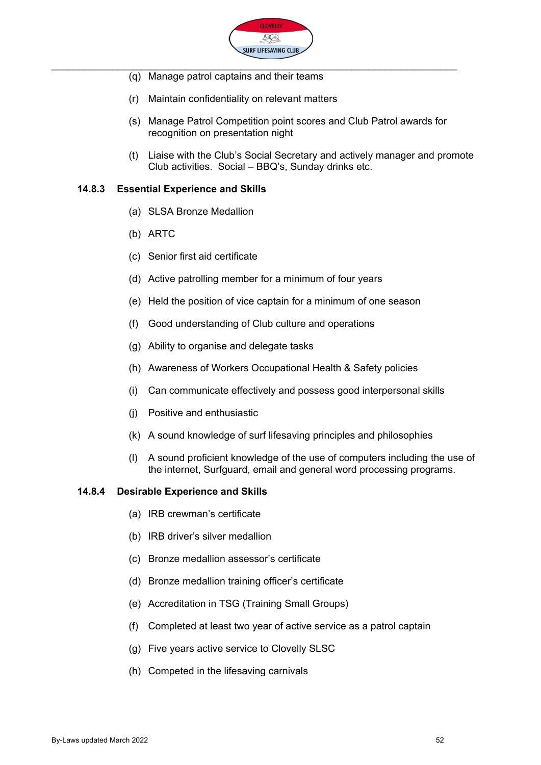(q) Manage patrol captains and their teams

(r) Maintain confidentiality on relevant matters

(s) Manage Patrol Competition point scores and Club Patrol awards for recognition on presentation night

(t) Liaise with the Club's Social Secretary and actively manager and promote Club activities. Social – BBQ's, Sunday drinks etc.

### 14.8.3 Essential Experience and Skills

(a) SLSA Bronze Medallion

(b) ARTC

(c) Senior first aid certificate

(d) Active patrolling member for a minimum of four years

(e) Held the position of vice captain for a minimum of one season

(f) Good understanding of Club culture and operations

(g) Ability to organise and delegate tasks

(h) Awareness of Workers Occupational Health & Safety policies

(i) Can communicate effectively and possess good interpersonal skills

(j) Positive and enthusiastic

(k) A sound knowledge of surf lifesaving principles and philosophies

(l) A sound proficient knowledge of the use of computers including the use of the internet, Surfguard, email and general word processing programs.

### 14.8.4 Desirable Experience and Skills

(a) IRB crewman's certificate

(b) IRB driver's silver medallion

(c) Bronze medallion assessor's certificate

(d) Bronze medallion training officer's certificate

(e) Accreditation in TSG (Training Small Groups)

(f) Completed at least two year of active service as a patrol captain

(g) Five years active service to Clovelly SLSC

(h) Competed in the lifesaving carnivals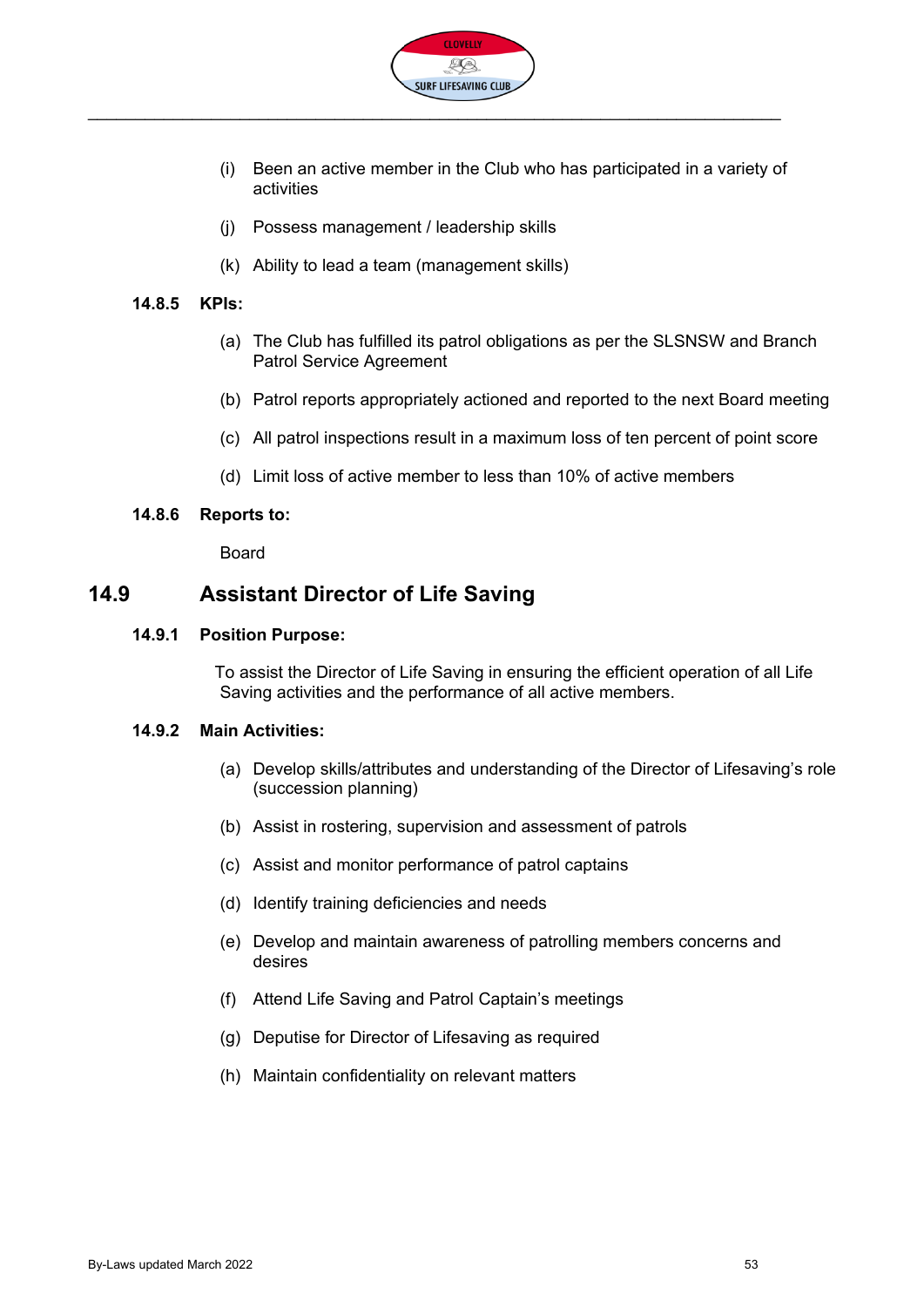(i) Been an active member in the Club who has participated in a variety of activities

(j) Possess management / leadership skills

(k) Ability to lead a team (management skills)

### 14.8.5 KPIs:

(a) The Club has fulfilled its patrol obligations as per the SLSNSW and Branch Patrol Service Agreement

(b) Patrol reports appropriately actioned and reported to the next Board meeting

(c) All patrol inspections result in a maximum loss of ten percent of point score

(d) Limit loss of active member to less than 10% of active members

### 14.8.6 Reports to:

Board

## 14.9 Assistant Director of Life Saving

### 14.9.1 Position Purpose:

To assist the Director of Life Saving in ensuring the efficient operation of all Life Saving activities and the performance of all active members.

### 14.9.2 Main Activities:

(a) Develop skills/attributes and understanding of the Director of Lifesaving's role (succession planning)

(b) Assist in rostering, supervision and assessment of patrols

(c) Assist and monitor performance of patrol captains

(d) Identify training deficiencies and needs

(e) Develop and maintain awareness of patrolling members concerns and desires

(f) Attend Life Saving and Patrol Captain's meetings

(g) Deputise for Director of Lifesaving as required

(h) Maintain confidentiality on relevant matters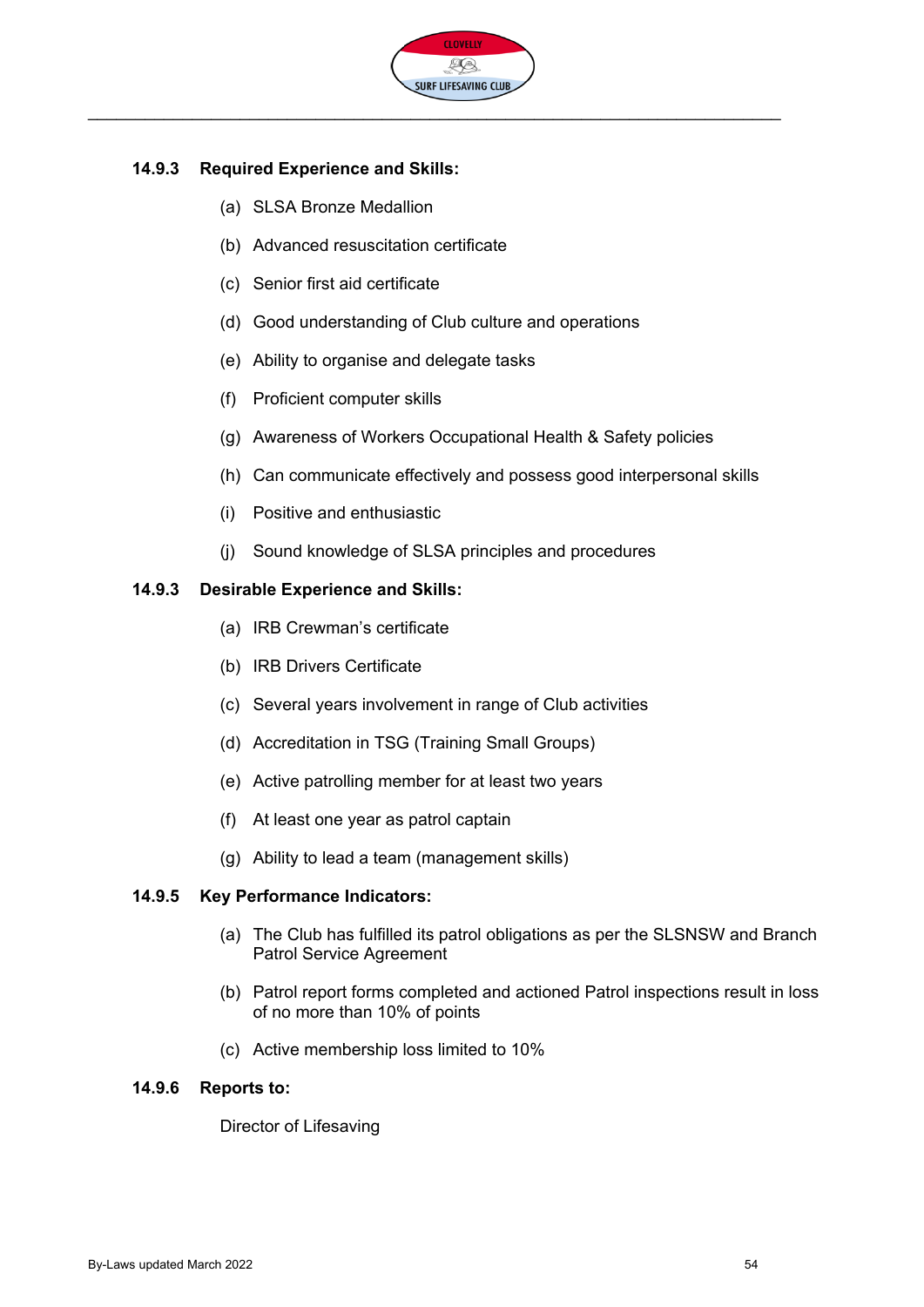### 14.9.3 Required Experience and Skills:

(a) SLSA Bronze Medallion

(b) Advanced resuscitation certificate

(c) Senior first aid certificate

(d) Good understanding of Club culture and operations

(e) Ability to organise and delegate tasks

(f) Proficient computer skills

(g) Awareness of Workers Occupational Health & Safety policies

(h) Can communicate effectively and possess good interpersonal skills

(i) Positive and enthusiastic

(j) Sound knowledge of SLSA principles and procedures

### 14.9.3 Desirable Experience and Skills:

(a) IRB Crewman's certificate

(b) IRB Drivers Certificate

(c) Several years involvement in range of Club activities

(d) Accreditation in TSG (Training Small Groups)

(e) Active patrolling member for at least two years

(f) At least one year as patrol captain

(g) Ability to lead a team (management skills)

### 14.9.5 Key Performance Indicators:

(a) The Club has fulfilled its patrol obligations as per the SLSNSW and Branch Patrol Service Agreement

(b) Patrol report forms completed and actioned Patrol inspections result in loss of no more than 10% of points

(c) Active membership loss limited to 10%

### 14.9.6 Reports to:

Director of Lifesaving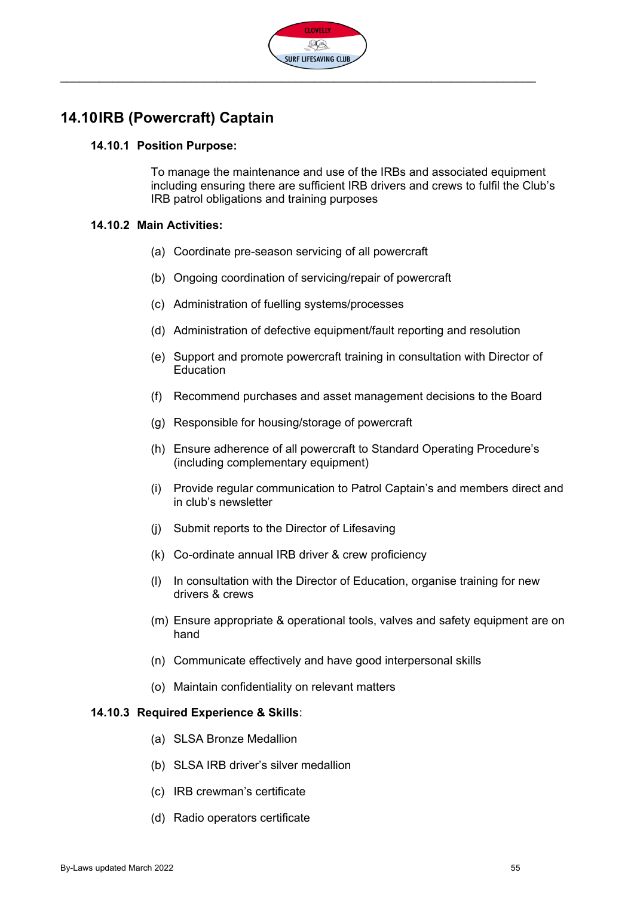## 14.10 IRB (Powercraft) Captain

### 14.10.1 Position Purpose:

To manage the maintenance and use of the IRBs and associated equipment including ensuring there are sufficient IRB drivers and crews to fulfil the Club's IRB patrol obligations and training purposes

### 14.10.2 Main Activities:

(a) Coordinate pre-season servicing of all powercraft

(b) Ongoing coordination of servicing/repair of powercraft

(c) Administration of fuelling systems/processes

(d) Administration of defective equipment/fault reporting and resolution

(e) Support and promote powercraft training in consultation with Director of Education

(f) Recommend purchases and asset management decisions to the Board

(g) Responsible for housing/storage of powercraft

(h) Ensure adherence of all powercraft to Standard Operating Procedure's (including complementary equipment)

(i) Provide regular communication to Patrol Captain's and members direct and in club's newsletter

(j) Submit reports to the Director of Lifesaving

(k) Co-ordinate annual IRB driver & crew proficiency

(l) In consultation with the Director of Education, organise training for new drivers & crews

(m) Ensure appropriate & operational tools, valves and safety equipment are on hand

(n) Communicate effectively and have good interpersonal skills

(o) Maintain confidentiality on relevant matters

### 14.10.3 Required Experience & Skills:

(a) SLSA Bronze Medallion

(b) SLSA IRB driver's silver medallion

(c) IRB crewman's certificate

(d) Radio operators certificate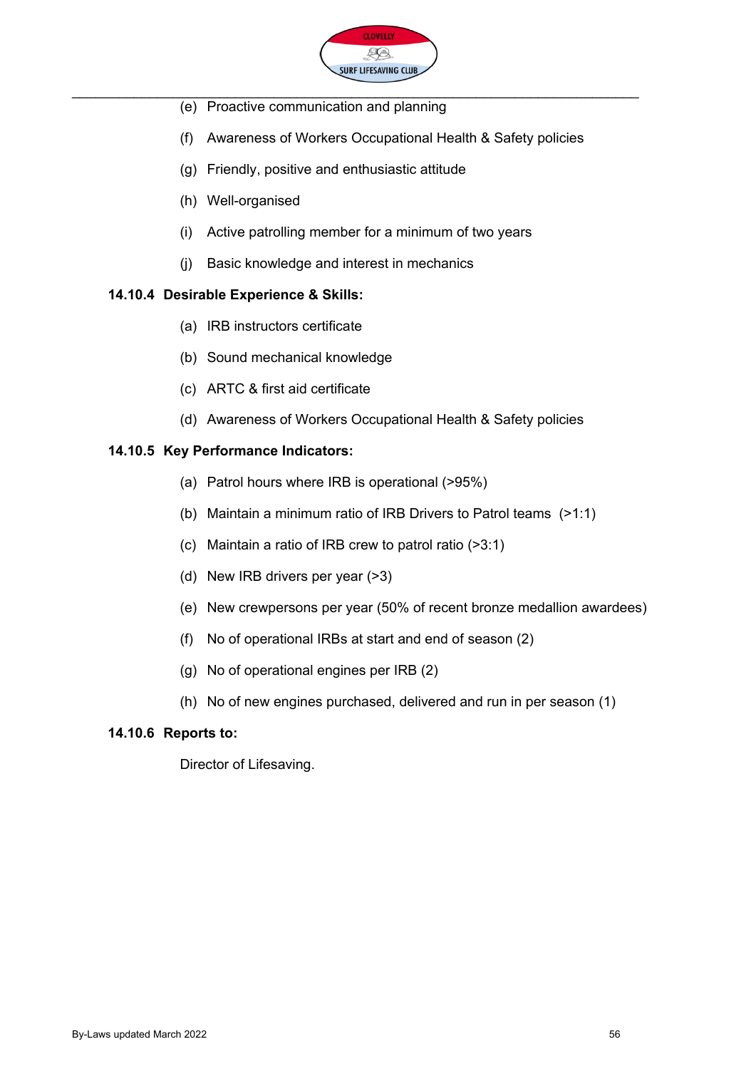(e) Proactive communication and planning

(f) Awareness of Workers Occupational Health & Safety policies

(g) Friendly, positive and enthusiastic attitude

(h) Well-organised

(i) Active patrolling member for a minimum of two years

(j) Basic knowledge and interest in mechanics

**14.10.4 Desirable Experience & Skills:**

(a) IRB instructors certificate

(b) Sound mechanical knowledge

(c) ARTC & first aid certificate

(d) Awareness of Workers Occupational Health & Safety policies

**14.10.5 Key Performance Indicators:**

(a) Patrol hours where IRB is operational (>95%)

(b) Maintain a minimum ratio of IRB Drivers to Patrol teams (>1:1)

(c) Maintain a ratio of IRB crew to patrol ratio (>3:1)

(d) New IRB drivers per year (>3)

(e) New crewpersons per year (50% of recent bronze medallion awardees)

(f) No of operational IRBs at start and end of season (2)

(g) No of operational engines per IRB (2)

(h) No of new engines purchased, delivered and run in per season (1)

**14.10.6 Reports to:**

Director of Lifesaving.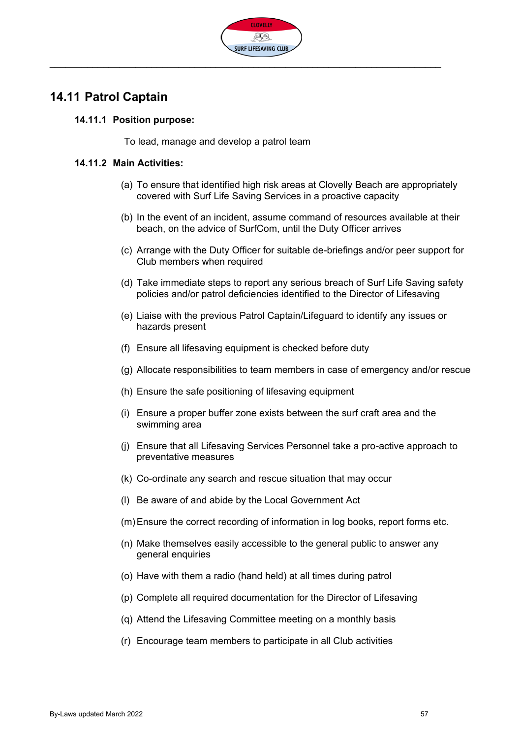## 14.11 Patrol Captain

### 14.11.1 Position purpose:

To lead, manage and develop a patrol team

### 14.11.2 Main Activities:

(a) To ensure that identified high risk areas at Clovelly Beach are appropriately covered with Surf Life Saving Services in a proactive capacity

(b) In the event of an incident, assume command of resources available at their beach, on the advice of SurfCom, until the Duty Officer arrives

(c) Arrange with the Duty Officer for suitable de-briefings and/or peer support for Club members when required

(d) Take immediate steps to report any serious breach of Surf Life Saving safety policies and/or patrol deficiencies identified to the Director of Lifesaving

(e) Liaise with the previous Patrol Captain/Lifeguard to identify any issues or hazards present

(f) Ensure all lifesaving equipment is checked before duty

(g) Allocate responsibilities to team members in case of emergency and/or rescue

(h) Ensure the safe positioning of lifesaving equipment

(i) Ensure a proper buffer zone exists between the surf craft area and the swimming area

(j) Ensure that all Lifesaving Services Personnel take a pro-active approach to preventative measures

(k) Co-ordinate any search and rescue situation that may occur

(l) Be aware of and abide by the Local Government Act

(m) Ensure the correct recording of information in log books, report forms etc.

(n) Make themselves easily accessible to the general public to answer any general enquiries

(o) Have with them a radio (hand held) at all times during patrol

(p) Complete all required documentation for the Director of Lifesaving

(q) Attend the Lifesaving Committee meeting on a monthly basis

(r) Encourage team members to participate in all Club activities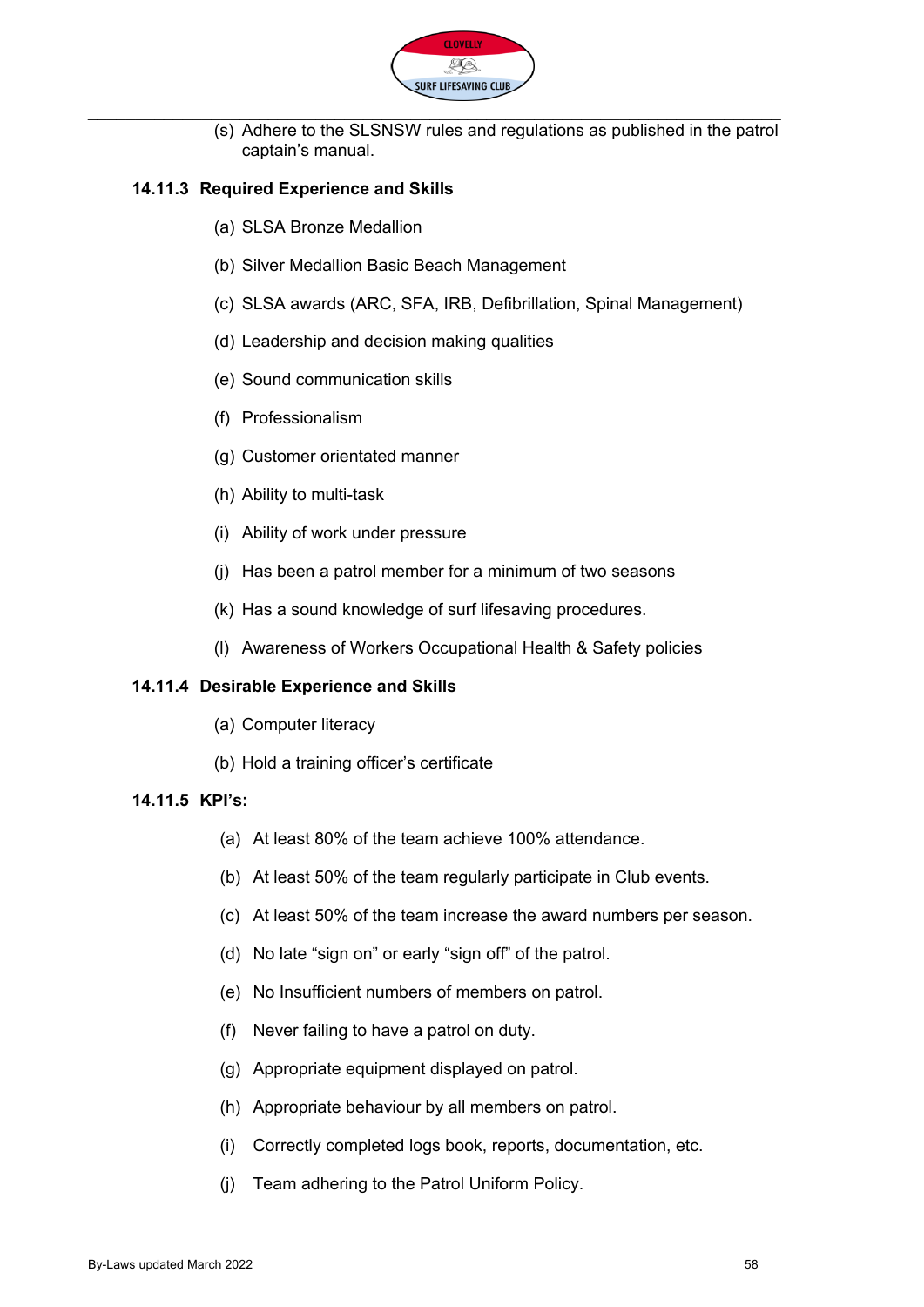(s) Adhere to the SLSNSW rules and regulations as published in the patrol captain's manual.

### 14.11.3 Required Experience and Skills

(a) SLSA Bronze Medallion

(b) Silver Medallion Basic Beach Management

(c) SLSA awards (ARC, SFA, IRB, Defibrillation, Spinal Management)

(d) Leadership and decision making qualities

(e) Sound communication skills

(f) Professionalism

(g) Customer orientated manner

(h) Ability to multi-task

(i) Ability of work under pressure

(j) Has been a patrol member for a minimum of two seasons

(k) Has a sound knowledge of surf lifesaving procedures.

(l) Awareness of Workers Occupational Health & Safety policies

### 14.11.4 Desirable Experience and Skills

(a) Computer literacy

(b) Hold a training officer's certificate

### 14.11.5 KPI's:

(a) At least 80% of the team achieve 100% attendance.

(b) At least 50% of the team regularly participate in Club events.

(c) At least 50% of the team increase the award numbers per season.

(d) No late "sign on" or early "sign off" of the patrol.

(e) No Insufficient numbers of members on patrol.

(f) Never failing to have a patrol on duty.

(g) Appropriate equipment displayed on patrol.

(h) Appropriate behaviour by all members on patrol.

(i) Correctly completed logs book, reports, documentation, etc.

(j) Team adhering to the Patrol Uniform Policy.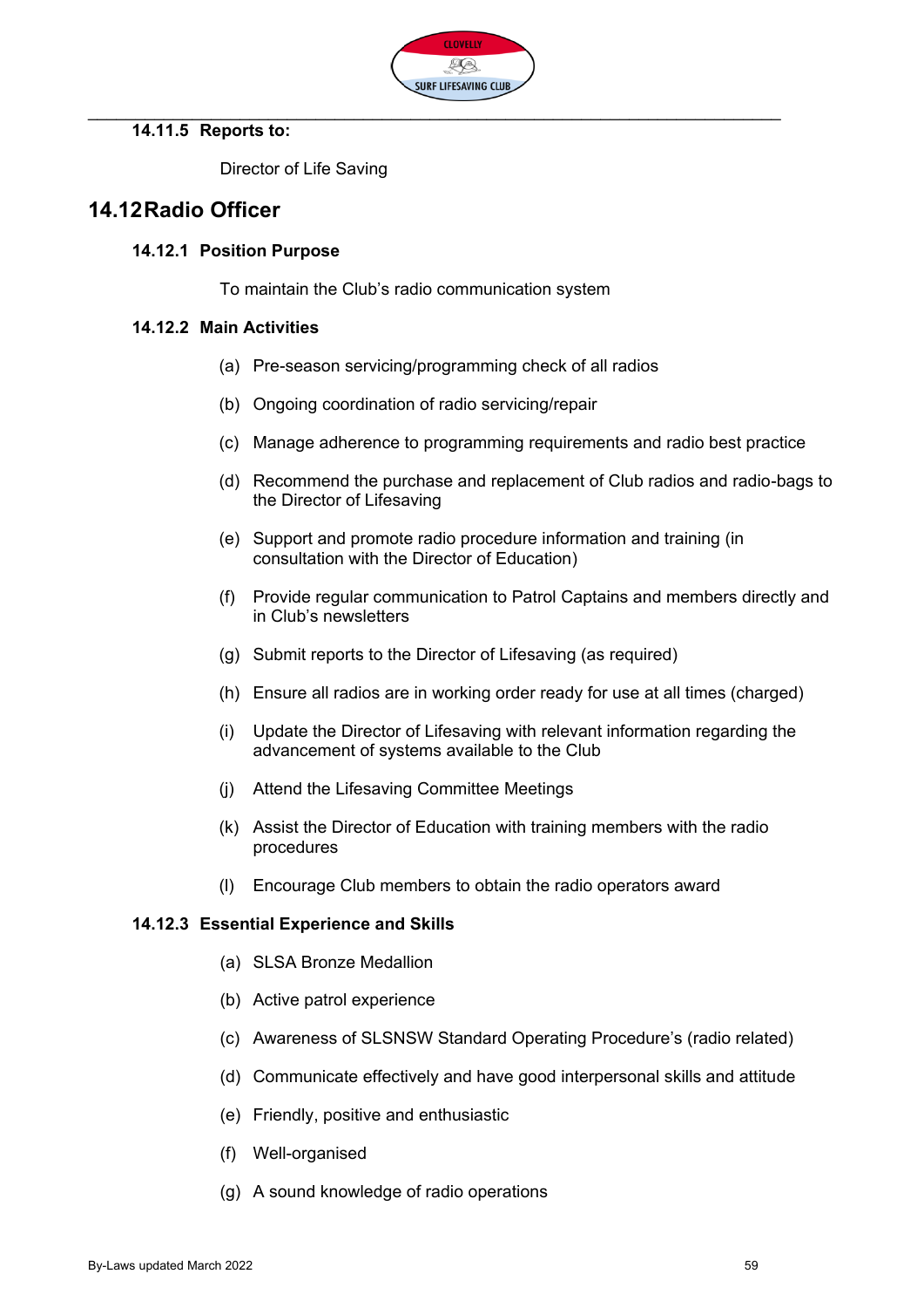#### 14.11.5 Reports to:

Director of Life Saving

## 14.12 Radio Officer

#### 14.12.1 Position Purpose

To maintain the Club's radio communication system

#### 14.12.2 Main Activities

(a) Pre-season servicing/programming check of all radios

(b) Ongoing coordination of radio servicing/repair

(c) Manage adherence to programming requirements and radio best practice

(d) Recommend the purchase and replacement of Club radios and radio-bags to the Director of Lifesaving

(e) Support and promote radio procedure information and training (in consultation with the Director of Education)

(f) Provide regular communication to Patrol Captains and members directly and in Club's newsletters

(g) Submit reports to the Director of Lifesaving (as required)

(h) Ensure all radios are in working order ready for use at all times (charged)

(i) Update the Director of Lifesaving with relevant information regarding the advancement of systems available to the Club

(j) Attend the Lifesaving Committee Meetings

(k) Assist the Director of Education with training members with the radio procedures

(l) Encourage Club members to obtain the radio operators award

#### 14.12.3 Essential Experience and Skills

(a) SLSA Bronze Medallion

(b) Active patrol experience

(c) Awareness of SLSNSW Standard Operating Procedure's (radio related)

(d) Communicate effectively and have good interpersonal skills and attitude

(e) Friendly, positive and enthusiastic

(f) Well-organised

(g) A sound knowledge of radio operations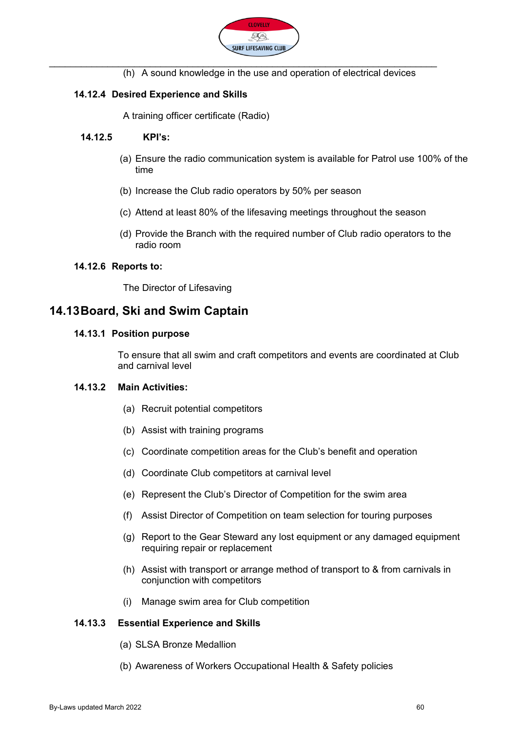(h) A sound knowledge in the use and operation of electrical devices

#### 14.12.4 Desired Experience and Skills

A training officer certificate (Radio)

#### 14.12.5 KPI's:

(a) Ensure the radio communication system is available for Patrol use 100% of the time

(b) Increase the Club radio operators by 50% per season

(c) Attend at least 80% of the lifesaving meetings throughout the season

(d) Provide the Branch with the required number of Club radio operators to the radio room

#### 14.12.6 Reports to:

The Director of Lifesaving

### 14.13 Board, Ski and Swim Captain

#### 14.13.1 Position purpose

To ensure that all swim and craft competitors and events are coordinated at Club and carnival level

#### 14.13.2 Main Activities:

(a) Recruit potential competitors

(b) Assist with training programs

(c) Coordinate competition areas for the Club's benefit and operation

(d) Coordinate Club competitors at carnival level

(e) Represent the Club's Director of Competition for the swim area

(f) Assist Director of Competition on team selection for touring purposes

(g) Report to the Gear Steward any lost equipment or any damaged equipment requiring repair or replacement

(h) Assist with transport or arrange method of transport to & from carnivals in conjunction with competitors

(i) Manage swim area for Club competition

#### 14.13.3 Essential Experience and Skills

(a) SLSA Bronze Medallion

(b) Awareness of Workers Occupational Health & Safety policies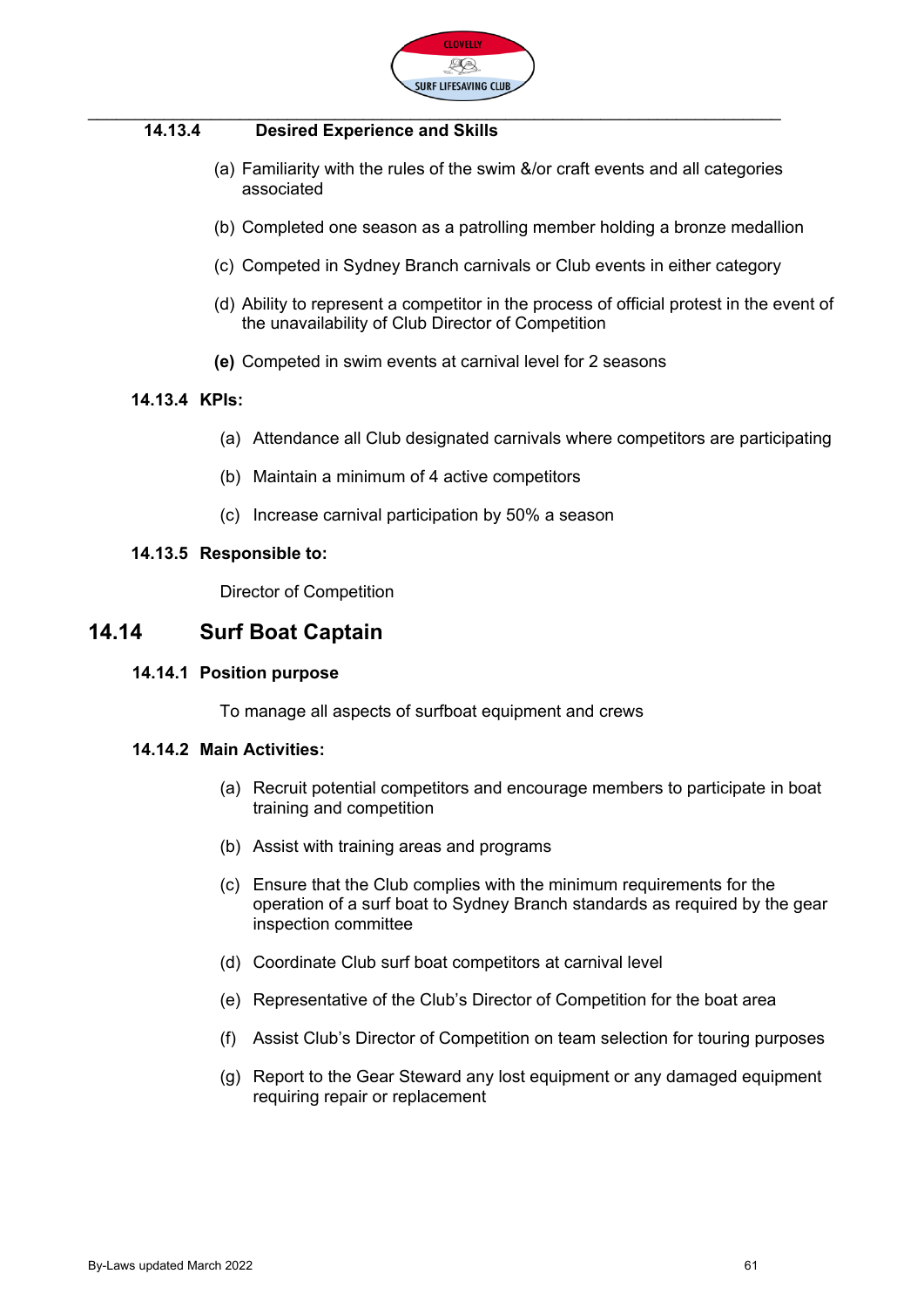#### 14.13.4 Desired Experience and Skills

(a) Familiarity with the rules of the swim &/or craft events and all categories associated

(b) Completed one season as a patrolling member holding a bronze medallion

(c) Competed in Sydney Branch carnivals or Club events in either category

(d) Ability to represent a competitor in the process of official protest in the event of the unavailability of Club Director of Competition

**(e)** Competed in swim events at carnival level for 2 seasons

#### 14.13.4 KPIs:

(a) Attendance all Club designated carnivals where competitors are participating

(b) Maintain a minimum of 4 active competitors

(c) Increase carnival participation by 50% a season

#### 14.13.5 Responsible to:

Director of Competition

## 14.14 Surf Boat Captain

#### 14.14.1 Position purpose

To manage all aspects of surfboat equipment and crews

#### 14.14.2 Main Activities:

(a) Recruit potential competitors and encourage members to participate in boat training and competition

(b) Assist with training areas and programs

(c) Ensure that the Club complies with the minimum requirements for the operation of a surf boat to Sydney Branch standards as required by the gear inspection committee

(d) Coordinate Club surf boat competitors at carnival level

(e) Representative of the Club's Director of Competition for the boat area

(f) Assist Club's Director of Competition on team selection for touring purposes

(g) Report to the Gear Steward any lost equipment or any damaged equipment requiring repair or replacement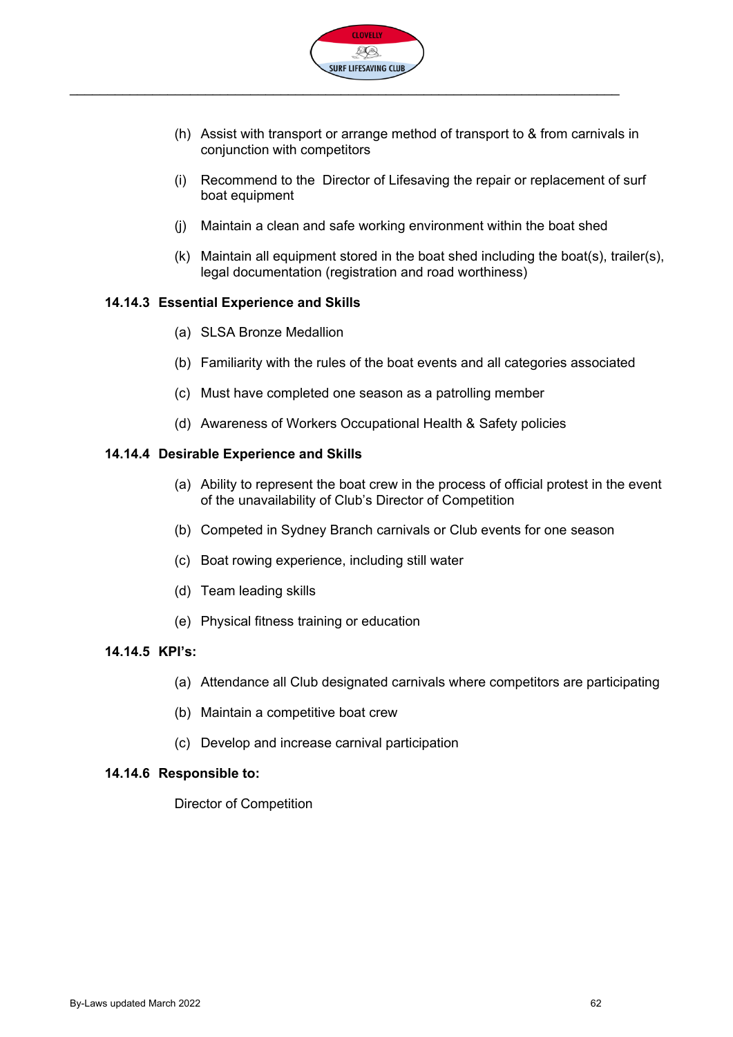(h) Assist with transport or arrange method of transport to & from carnivals in conjunction with competitors

(i) Recommend to the Director of Lifesaving the repair or replacement of surf boat equipment

(j) Maintain a clean and safe working environment within the boat shed

(k) Maintain all equipment stored in the boat shed including the boat(s), trailer(s), legal documentation (registration and road worthiness)

#### 14.14.3 Essential Experience and Skills

(a) SLSA Bronze Medallion

(b) Familiarity with the rules of the boat events and all categories associated

(c) Must have completed one season as a patrolling member

(d) Awareness of Workers Occupational Health & Safety policies

#### 14.14.4 Desirable Experience and Skills

(a) Ability to represent the boat crew in the process of official protest in the event of the unavailability of Club's Director of Competition

(b) Competed in Sydney Branch carnivals or Club events for one season

(c) Boat rowing experience, including still water

(d) Team leading skills

(e) Physical fitness training or education

#### 14.14.5 KPI's:

(a) Attendance all Club designated carnivals where competitors are participating

(b) Maintain a competitive boat crew

(c) Develop and increase carnival participation

#### 14.14.6 Responsible to:

Director of Competition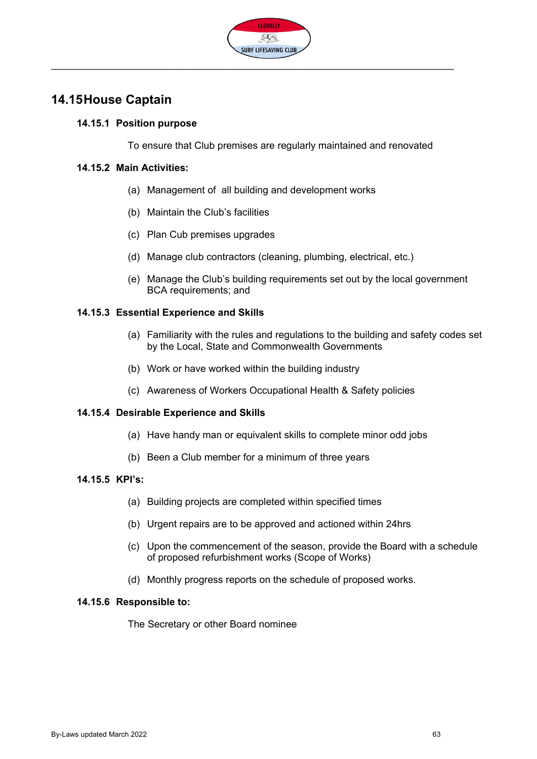## 14.15 House Captain

### 14.15.1 Position purpose

To ensure that Club premises are regularly maintained and renovated

### 14.15.2 Main Activities:

(a) Management of all building and development works

(b) Maintain the Club's facilities

(c) Plan Cub premises upgrades

(d) Manage club contractors (cleaning, plumbing, electrical, etc.)

(e) Manage the Club's building requirements set out by the local government BCA requirements; and

### 14.15.3 Essential Experience and Skills

(a) Familiarity with the rules and regulations to the building and safety codes set by the Local, State and Commonwealth Governments

(b) Work or have worked within the building industry

(c) Awareness of Workers Occupational Health & Safety policies

### 14.15.4 Desirable Experience and Skills

(a) Have handy man or equivalent skills to complete minor odd jobs

(b) Been a Club member for a minimum of three years

### 14.15.5 KPI's:

(a) Building projects are completed within specified times

(b) Urgent repairs are to be approved and actioned within 24hrs

(c) Upon the commencement of the season, provide the Board with a schedule of proposed refurbishment works (Scope of Works)

(d) Monthly progress reports on the schedule of proposed works.

### 14.15.6 Responsible to:

The Secretary or other Board nominee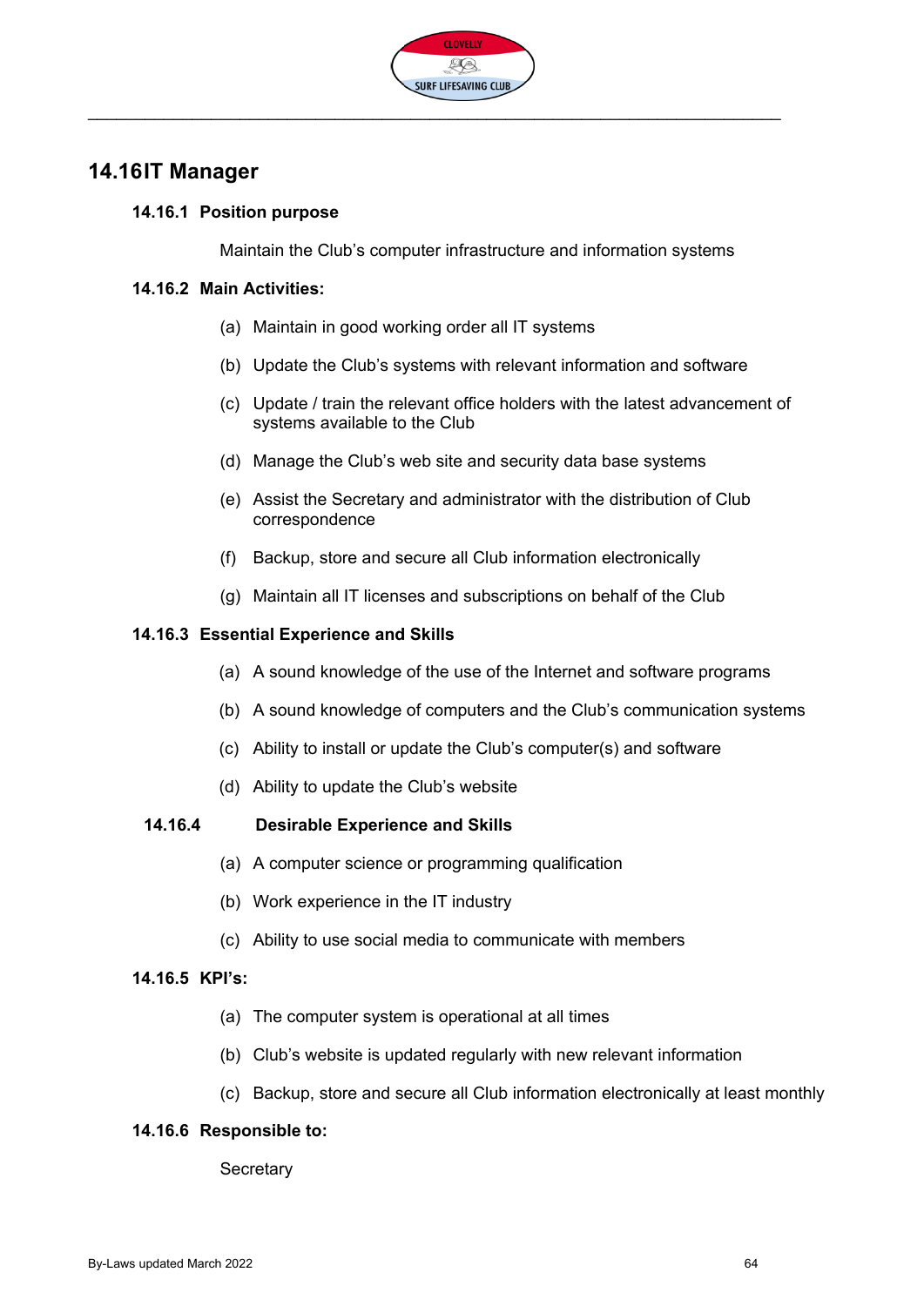## 14.16 IT Manager

### 14.16.1 Position purpose

Maintain the Club's computer infrastructure and information systems

### 14.16.2 Main Activities:

(a) Maintain in good working order all IT systems

(b) Update the Club's systems with relevant information and software

(c) Update / train the relevant office holders with the latest advancement of systems available to the Club

(d) Manage the Club's web site and security data base systems

(e) Assist the Secretary and administrator with the distribution of Club correspondence

(f) Backup, store and secure all Club information electronically

(g) Maintain all IT licenses and subscriptions on behalf of the Club

### 14.16.3 Essential Experience and Skills

(a) A sound knowledge of the use of the Internet and software programs

(b) A sound knowledge of computers and the Club's communication systems

(c) Ability to install or update the Club's computer(s) and software

(d) Ability to update the Club's website

### 14.16.4 Desirable Experience and Skills

(a) A computer science or programming qualification

(b) Work experience in the IT industry

(c) Ability to use social media to communicate with members

### 14.16.5 KPI's:

(a) The computer system is operational at all times

(b) Club's website is updated regularly with new relevant information

(c) Backup, store and secure all Club information electronically at least monthly

### 14.16.6 Responsible to:

Secretary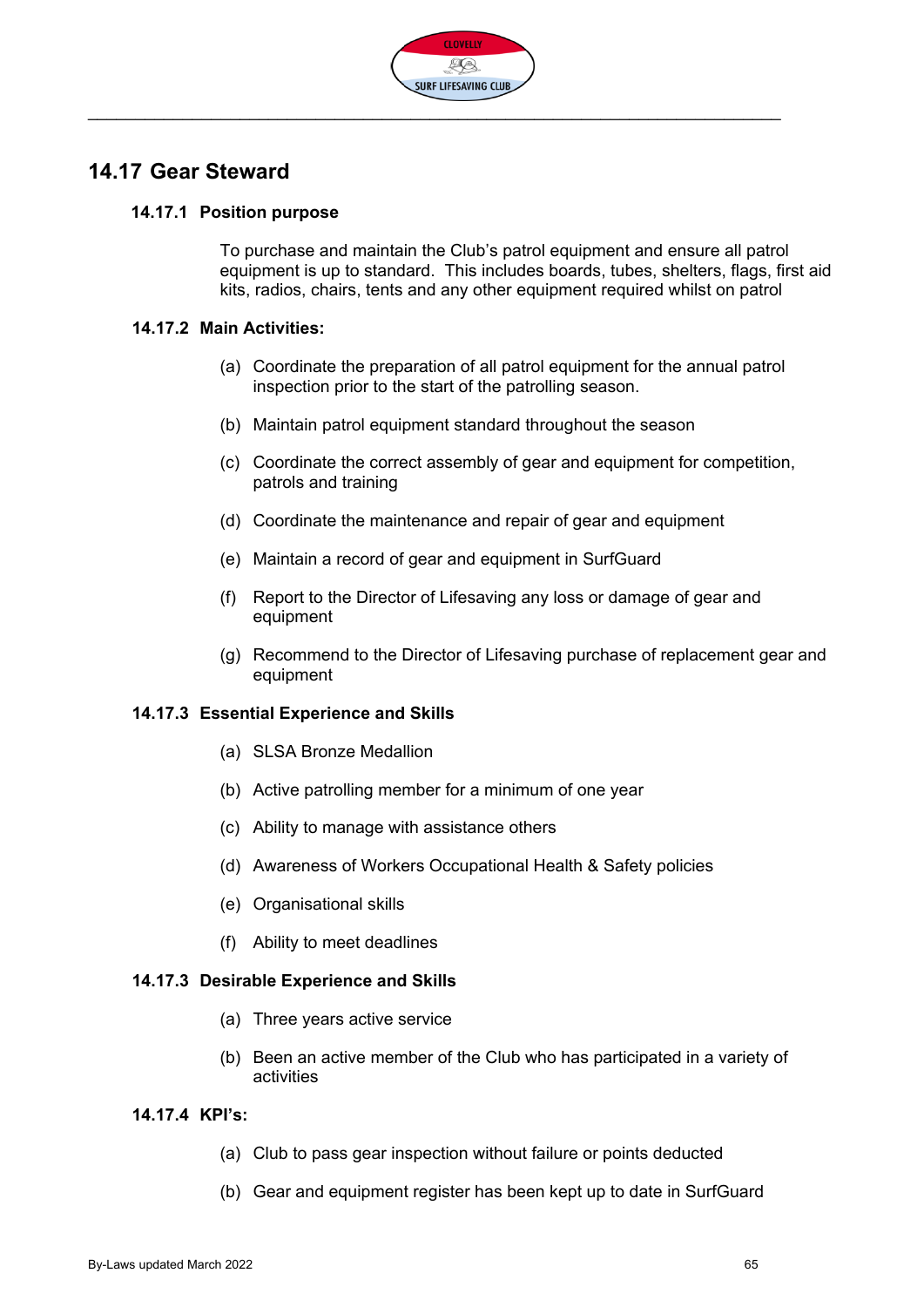## 14.17 Gear Steward

### 14.17.1 Position purpose

To purchase and maintain the Club's patrol equipment and ensure all patrol equipment is up to standard. This includes boards, tubes, shelters, flags, first aid kits, radios, chairs, tents and any other equipment required whilst on patrol

### 14.17.2 Main Activities:

(a) Coordinate the preparation of all patrol equipment for the annual patrol inspection prior to the start of the patrolling season.

(b) Maintain patrol equipment standard throughout the season

(c) Coordinate the correct assembly of gear and equipment for competition, patrols and training

(d) Coordinate the maintenance and repair of gear and equipment

(e) Maintain a record of gear and equipment in SurfGuard

(f) Report to the Director of Lifesaving any loss or damage of gear and equipment

(g) Recommend to the Director of Lifesaving purchase of replacement gear and equipment

### 14.17.3 Essential Experience and Skills

(a) SLSA Bronze Medallion

(b) Active patrolling member for a minimum of one year

(c) Ability to manage with assistance others

(d) Awareness of Workers Occupational Health & Safety policies

(e) Organisational skills

(f) Ability to meet deadlines

### 14.17.3 Desirable Experience and Skills

(a) Three years active service

(b) Been an active member of the Club who has participated in a variety of activities

### 14.17.4 KPI's:

(a) Club to pass gear inspection without failure or points deducted

(b) Gear and equipment register has been kept up to date in SurfGuard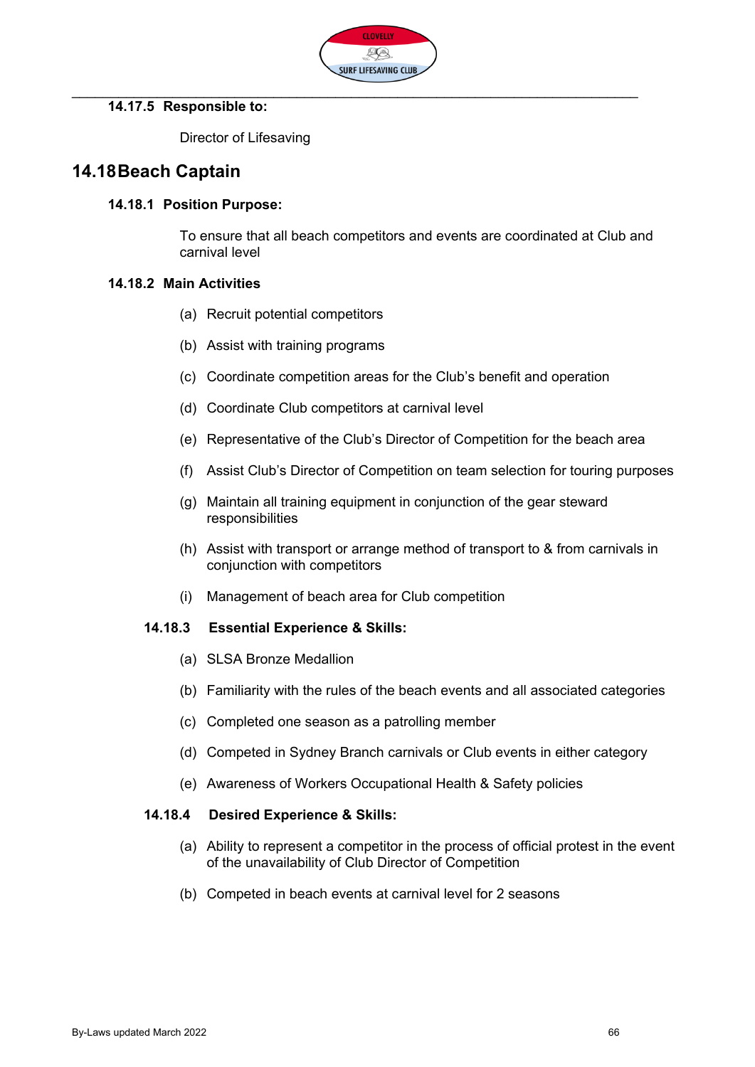#### 14.17.5 Responsible to:

Director of Lifesaving

## 14.18 Beach Captain

#### 14.18.1 Position Purpose:

To ensure that all beach competitors and events are coordinated at Club and carnival level

#### 14.18.2 Main Activities

(a) Recruit potential competitors

(b) Assist with training programs

(c) Coordinate competition areas for the Club's benefit and operation

(d) Coordinate Club competitors at carnival level

(e) Representative of the Club's Director of Competition for the beach area

(f) Assist Club's Director of Competition on team selection for touring purposes

(g) Maintain all training equipment in conjunction of the gear steward responsibilities

(h) Assist with transport or arrange method of transport to & from carnivals in conjunction with competitors

(i) Management of beach area for Club competition

#### 14.18.3 Essential Experience & Skills:

(a) SLSA Bronze Medallion

(b) Familiarity with the rules of the beach events and all associated categories

(c) Completed one season as a patrolling member

(d) Competed in Sydney Branch carnivals or Club events in either category

(e) Awareness of Workers Occupational Health & Safety policies

#### 14.18.4 Desired Experience & Skills:

(a) Ability to represent a competitor in the process of official protest in the event of the unavailability of Club Director of Competition

(b) Competed in beach events at carnival level for 2 seasons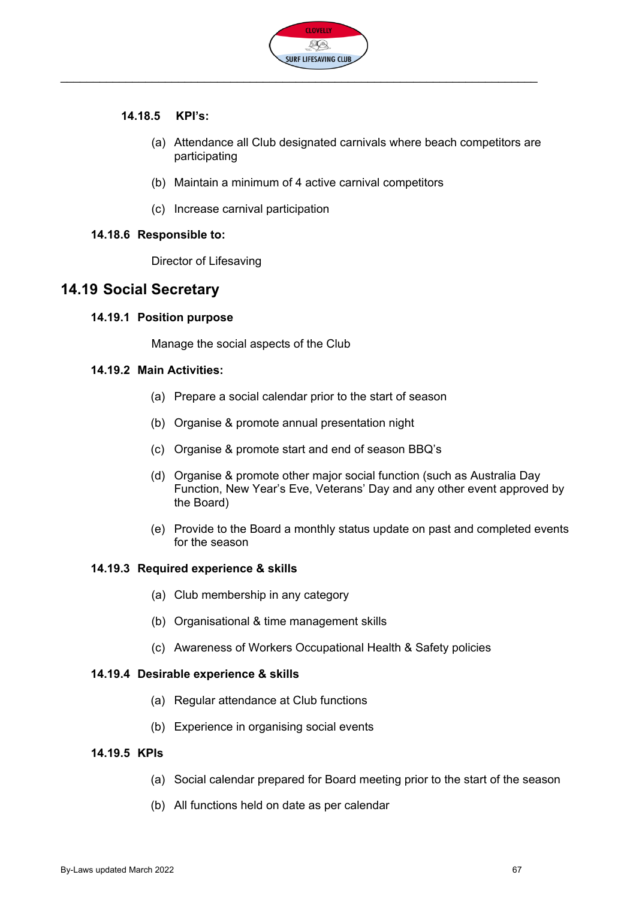#### 14.18.5 KPI's:

(a) Attendance all Club designated carnivals where beach competitors are participating

(b) Maintain a minimum of 4 active carnival competitors

(c) Increase carnival participation

#### 14.18.6 Responsible to:

Director of Lifesaving

## 14.19 Social Secretary

#### 14.19.1 Position purpose

Manage the social aspects of the Club

#### 14.19.2 Main Activities:

(a) Prepare a social calendar prior to the start of season

(b) Organise & promote annual presentation night

(c) Organise & promote start and end of season BBQ's

(d) Organise & promote other major social function (such as Australia Day Function, New Year's Eve, Veterans' Day and any other event approved by the Board)

(e) Provide to the Board a monthly status update on past and completed events for the season

#### 14.19.3 Required experience & skills

(a) Club membership in any category

(b) Organisational & time management skills

(c) Awareness of Workers Occupational Health & Safety policies

#### 14.19.4 Desirable experience & skills

(a) Regular attendance at Club functions

(b) Experience in organising social events

#### 14.19.5 KPIs

(a) Social calendar prepared for Board meeting prior to the start of the season

(b) All functions held on date as per calendar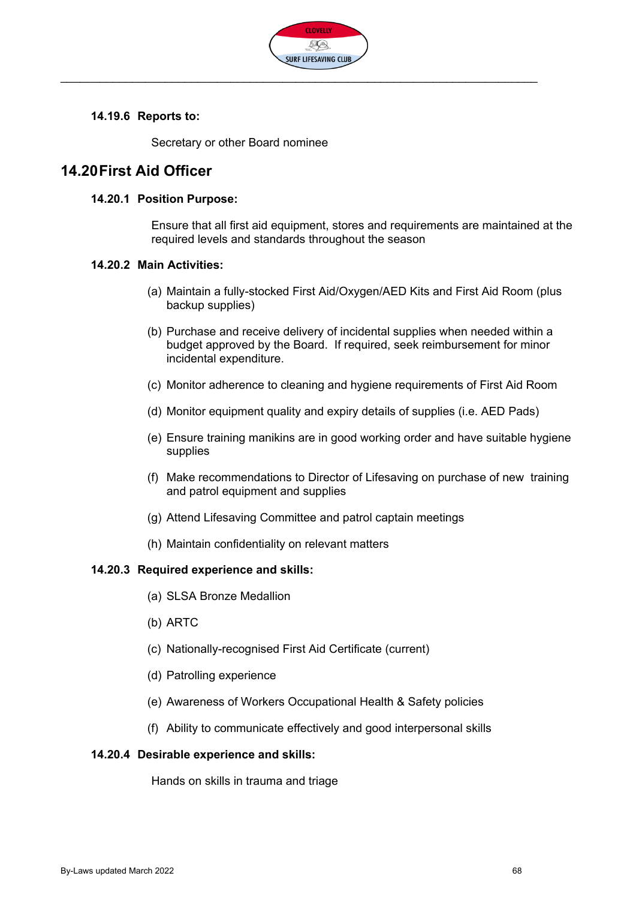#### 14.19.6 Reports to:

Secretary or other Board nominee

## 14.20 First Aid Officer

#### 14.20.1 Position Purpose:

Ensure that all first aid equipment, stores and requirements are maintained at the required levels and standards throughout the season

#### 14.20.2 Main Activities:

(a) Maintain a fully-stocked First Aid/Oxygen/AED Kits and First Aid Room (plus backup supplies)

(b) Purchase and receive delivery of incidental supplies when needed within a budget approved by the Board. If required, seek reimbursement for minor incidental expenditure.

(c) Monitor adherence to cleaning and hygiene requirements of First Aid Room

(d) Monitor equipment quality and expiry details of supplies (i.e. AED Pads)

(e) Ensure training manikins are in good working order and have suitable hygiene supplies

(f) Make recommendations to Director of Lifesaving on purchase of new training and patrol equipment and supplies

(g) Attend Lifesaving Committee and patrol captain meetings

(h) Maintain confidentiality on relevant matters

#### 14.20.3 Required experience and skills:

(a) SLSA Bronze Medallion

(b) ARTC

(c) Nationally-recognised First Aid Certificate (current)

(d) Patrolling experience

(e) Awareness of Workers Occupational Health & Safety policies

(f) Ability to communicate effectively and good interpersonal skills

#### 14.20.4 Desirable experience and skills:

Hands on skills in trauma and triage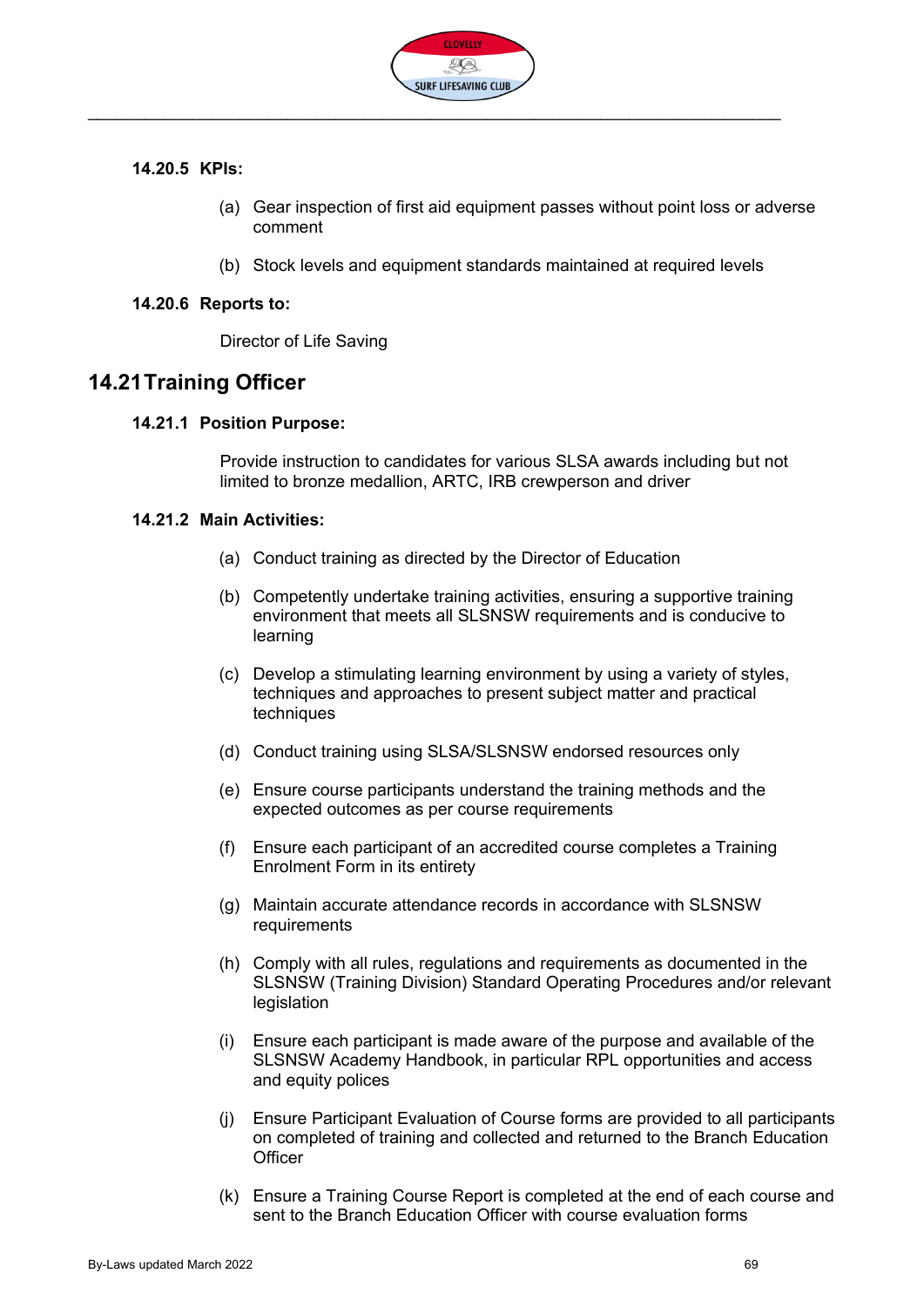### 14.20.5 KPIs:

(a) Gear inspection of first aid equipment passes without point loss or adverse comment

(b) Stock levels and equipment standards maintained at required levels

### 14.20.6 Reports to:

Director of Life Saving

## 14.21 Training Officer

### 14.21.1 Position Purpose:

Provide instruction to candidates for various SLSA awards including but not limited to bronze medallion, ARTC, IRB crewperson and driver

### 14.21.2 Main Activities:

(a) Conduct training as directed by the Director of Education

(b) Competently undertake training activities, ensuring a supportive training environment that meets all SLSNSW requirements and is conducive to learning

(c) Develop a stimulating learning environment by using a variety of styles, techniques and approaches to present subject matter and practical techniques

(d) Conduct training using SLSA/SLSNSW endorsed resources only

(e) Ensure course participants understand the training methods and the expected outcomes as per course requirements

(f) Ensure each participant of an accredited course completes a Training Enrolment Form in its entirety

(g) Maintain accurate attendance records in accordance with SLSNSW requirements

(h) Comply with all rules, regulations and requirements as documented in the SLSNSW (Training Division) Standard Operating Procedures and/or relevant legislation

(i) Ensure each participant is made aware of the purpose and available of the SLSNSW Academy Handbook, in particular RPL opportunities and access and equity polices

(j) Ensure Participant Evaluation of Course forms are provided to all participants on completed of training and collected and returned to the Branch Education Officer

(k) Ensure a Training Course Report is completed at the end of each course and sent to the Branch Education Officer with course evaluation forms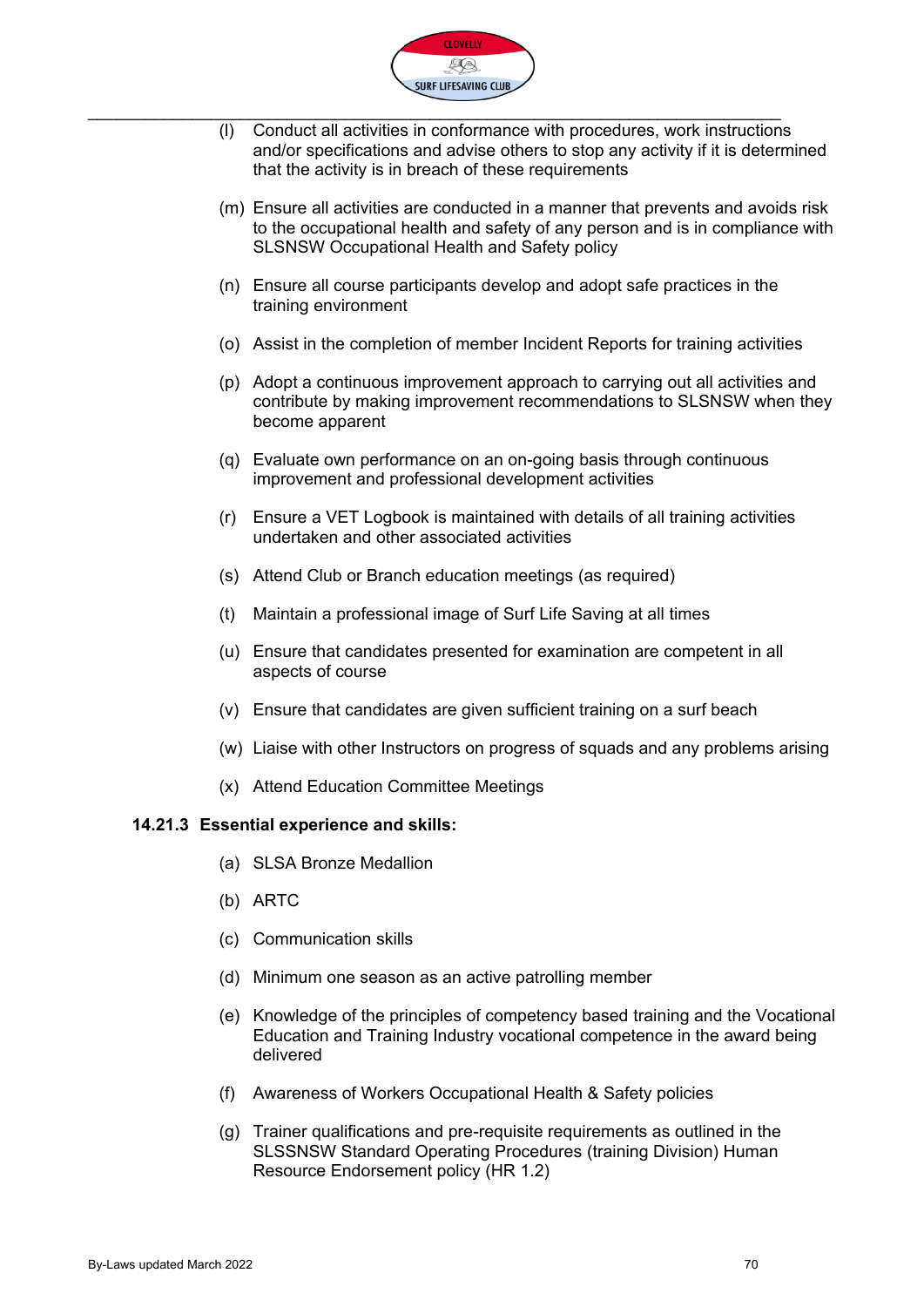(l) Conduct all activities in conformance with procedures, work instructions and/or specifications and advise others to stop any activity if it is determined that the activity is in breach of these requirements

(m) Ensure all activities are conducted in a manner that prevents and avoids risk to the occupational health and safety of any person and is in compliance with SLSNSW Occupational Health and Safety policy

(n) Ensure all course participants develop and adopt safe practices in the training environment

(o) Assist in the completion of member Incident Reports for training activities

(p) Adopt a continuous improvement approach to carrying out all activities and contribute by making improvement recommendations to SLSNSW when they become apparent

(q) Evaluate own performance on an on-going basis through continuous improvement and professional development activities

(r) Ensure a VET Logbook is maintained with details of all training activities undertaken and other associated activities

(s) Attend Club or Branch education meetings (as required)

(t) Maintain a professional image of Surf Life Saving at all times

(u) Ensure that candidates presented for examination are competent in all aspects of course

(v) Ensure that candidates are given sufficient training on a surf beach

(w) Liaise with other Instructors on progress of squads and any problems arising

(x) Attend Education Committee Meetings

**14.21.3 Essential experience and skills:**

(a) SLSA Bronze Medallion

(b) ARTC

(c) Communication skills

(d) Minimum one season as an active patrolling member

(e) Knowledge of the principles of competency based training and the Vocational Education and Training Industry vocational competence in the award being delivered

(f) Awareness of Workers Occupational Health & Safety policies

(g) Trainer qualifications and pre-requisite requirements as outlined in the SLSSNSW Standard Operating Procedures (training Division) Human Resource Endorsement policy (HR 1.2)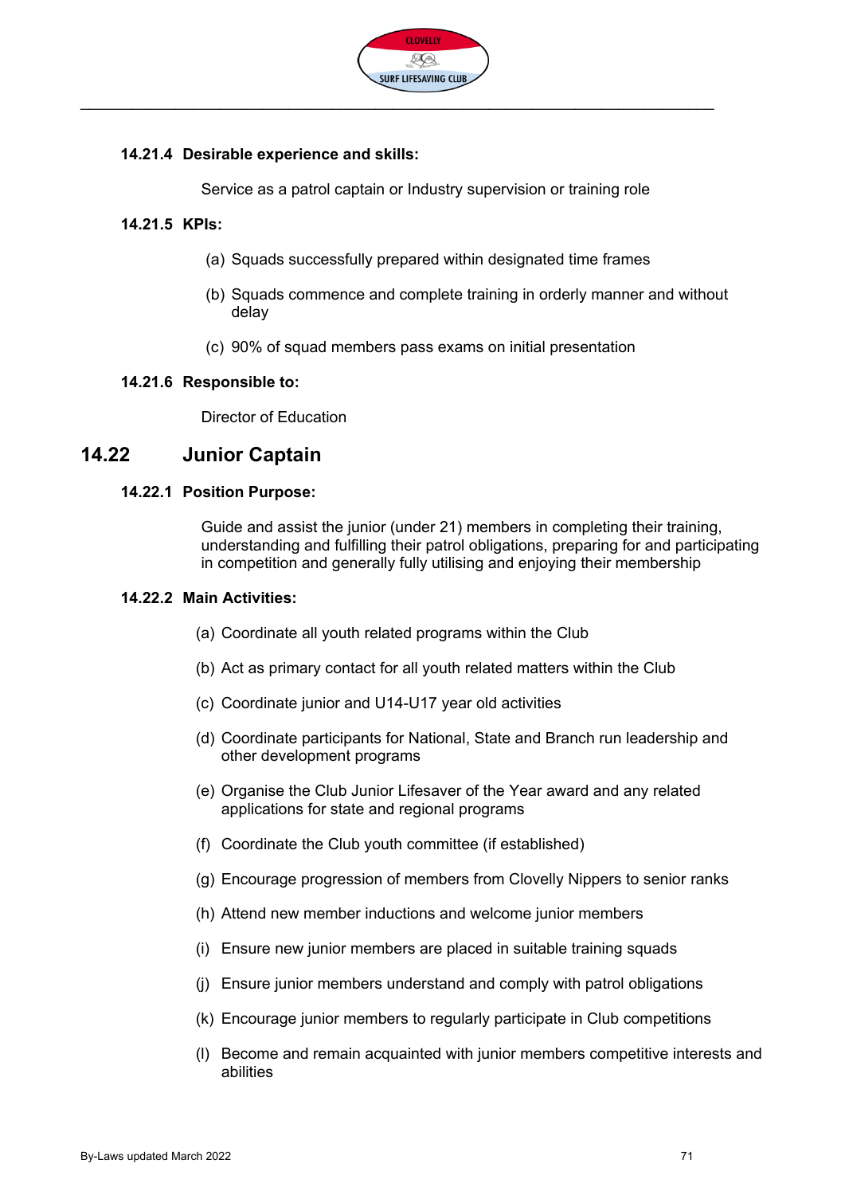#### 14.21.4 Desirable experience and skills:

Service as a patrol captain or Industry supervision or training role

#### 14.21.5 KPIs:

(a) Squads successfully prepared within designated time frames

(b) Squads commence and complete training in orderly manner and without delay

(c) 90% of squad members pass exams on initial presentation

#### 14.21.6 Responsible to:

Director of Education

## 14.22 Junior Captain

#### 14.22.1 Position Purpose:

Guide and assist the junior (under 21) members in completing their training, understanding and fulfilling their patrol obligations, preparing for and participating in competition and generally fully utilising and enjoying their membership

#### 14.22.2 Main Activities:

(a) Coordinate all youth related programs within the Club

(b) Act as primary contact for all youth related matters within the Club

(c) Coordinate junior and U14-U17 year old activities

(d) Coordinate participants for National, State and Branch run leadership and other development programs

(e) Organise the Club Junior Lifesaver of the Year award and any related applications for state and regional programs

(f) Coordinate the Club youth committee (if established)

(g) Encourage progression of members from Clovelly Nippers to senior ranks

(h) Attend new member inductions and welcome junior members

(i) Ensure new junior members are placed in suitable training squads

(j) Ensure junior members understand and comply with patrol obligations

(k) Encourage junior members to regularly participate in Club competitions

(l) Become and remain acquainted with junior members competitive interests and abilities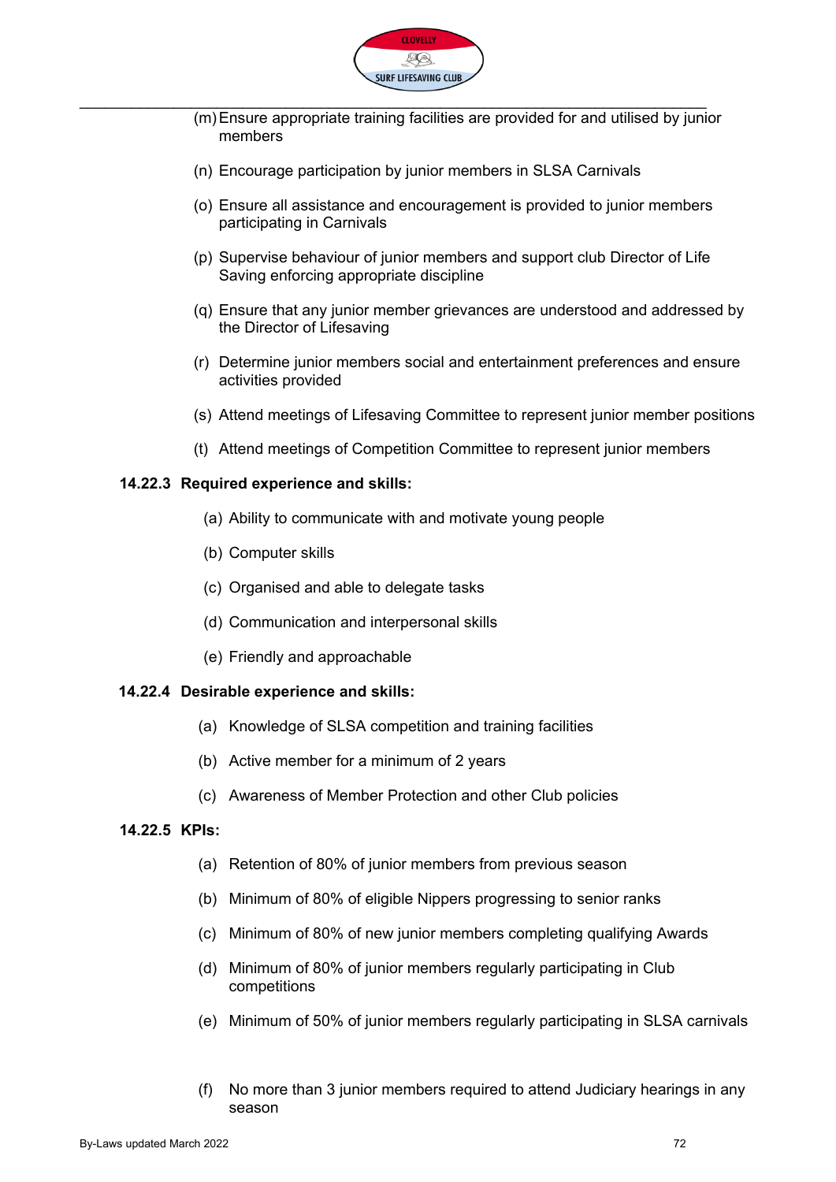(m) Ensure appropriate training facilities are provided for and utilised by junior members

(n) Encourage participation by junior members in SLSA Carnivals

(o) Ensure all assistance and encouragement is provided to junior members participating in Carnivals

(p) Supervise behaviour of junior members and support club Director of Life Saving enforcing appropriate discipline

(q) Ensure that any junior member grievances are understood and addressed by the Director of Lifesaving

(r) Determine junior members social and entertainment preferences and ensure activities provided

(s) Attend meetings of Lifesaving Committee to represent junior member positions

(t) Attend meetings of Competition Committee to represent junior members

**14.22.3 Required experience and skills:**

(a) Ability to communicate with and motivate young people

(b) Computer skills

(c) Organised and able to delegate tasks

(d) Communication and interpersonal skills

(e) Friendly and approachable

**14.22.4 Desirable experience and skills:**

(a) Knowledge of SLSA competition and training facilities

(b) Active member for a minimum of 2 years

(c) Awareness of Member Protection and other Club policies

**14.22.5 KPIs:**

(a) Retention of 80% of junior members from previous season

(b) Minimum of 80% of eligible Nippers progressing to senior ranks

(c) Minimum of 80% of new junior members completing qualifying Awards

(d) Minimum of 80% of junior members regularly participating in Club competitions

(e) Minimum of 50% of junior members regularly participating in SLSA carnivals

(f) No more than 3 junior members required to attend Judiciary hearings in any season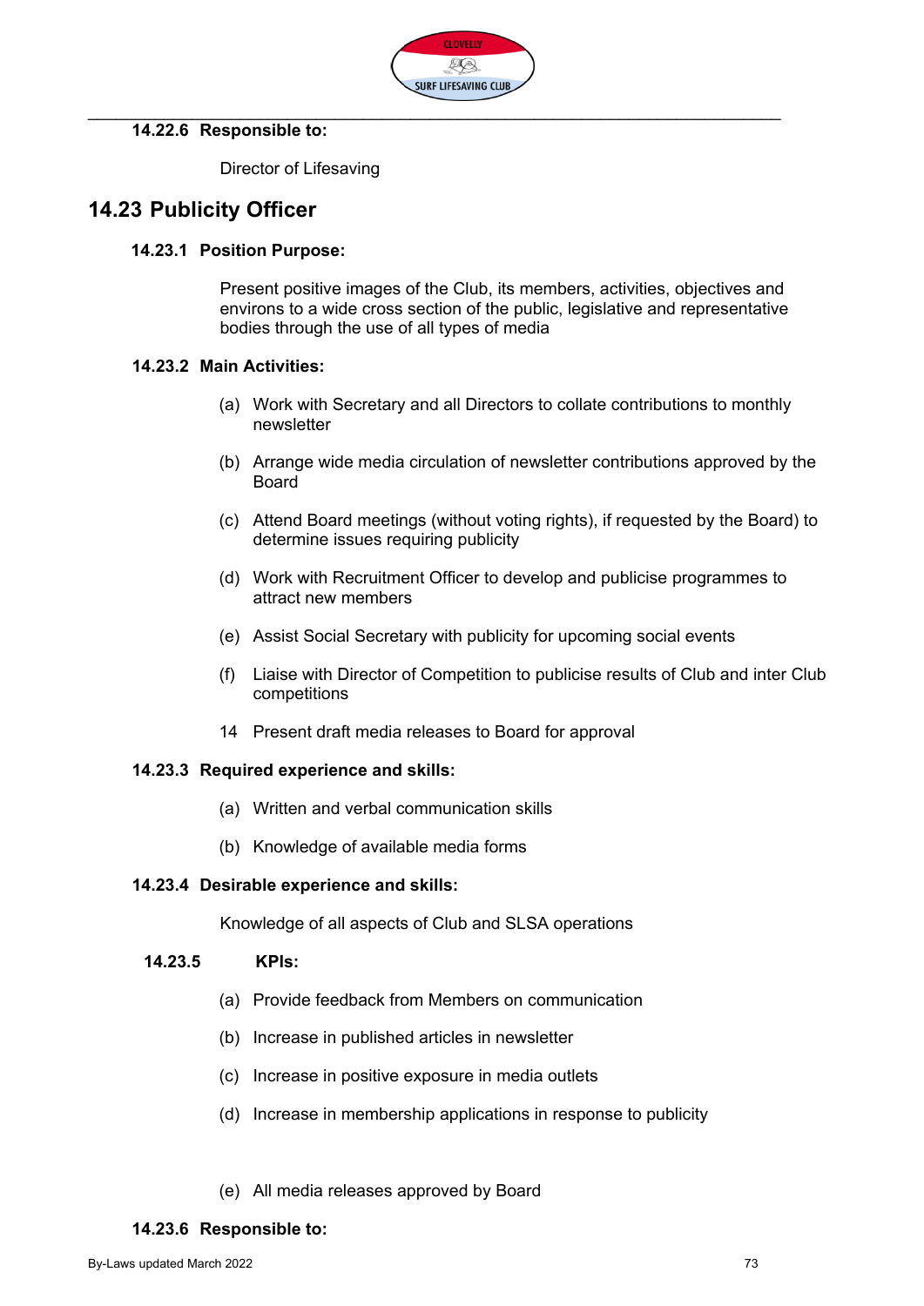#### 14.22.6 Responsible to:

Director of Lifesaving

## 14.23 Publicity Officer

#### 14.23.1 Position Purpose:

Present positive images of the Club, its members, activities, objectives and environs to a wide cross section of the public, legislative and representative bodies through the use of all types of media

#### 14.23.2 Main Activities:

(a) Work with Secretary and all Directors to collate contributions to monthly newsletter

(b) Arrange wide media circulation of newsletter contributions approved by the Board

(c) Attend Board meetings (without voting rights), if requested by the Board) to determine issues requiring publicity

(d) Work with Recruitment Officer to develop and publicise programmes to attract new members

(e) Assist Social Secretary with publicity for upcoming social events

(f) Liaise with Director of Competition to publicise results of Club and inter Club competitions

14 Present draft media releases to Board for approval

#### 14.23.3 Required experience and skills:

(a) Written and verbal communication skills

(b) Knowledge of available media forms

#### 14.23.4 Desirable experience and skills:

Knowledge of all aspects of Club and SLSA operations

#### 14.23.5 KPIs:

(a) Provide feedback from Members on communication

(b) Increase in published articles in newsletter

(c) Increase in positive exposure in media outlets

(d) Increase in membership applications in response to publicity

(e) All media releases approved by Board

#### 14.23.6 Responsible to: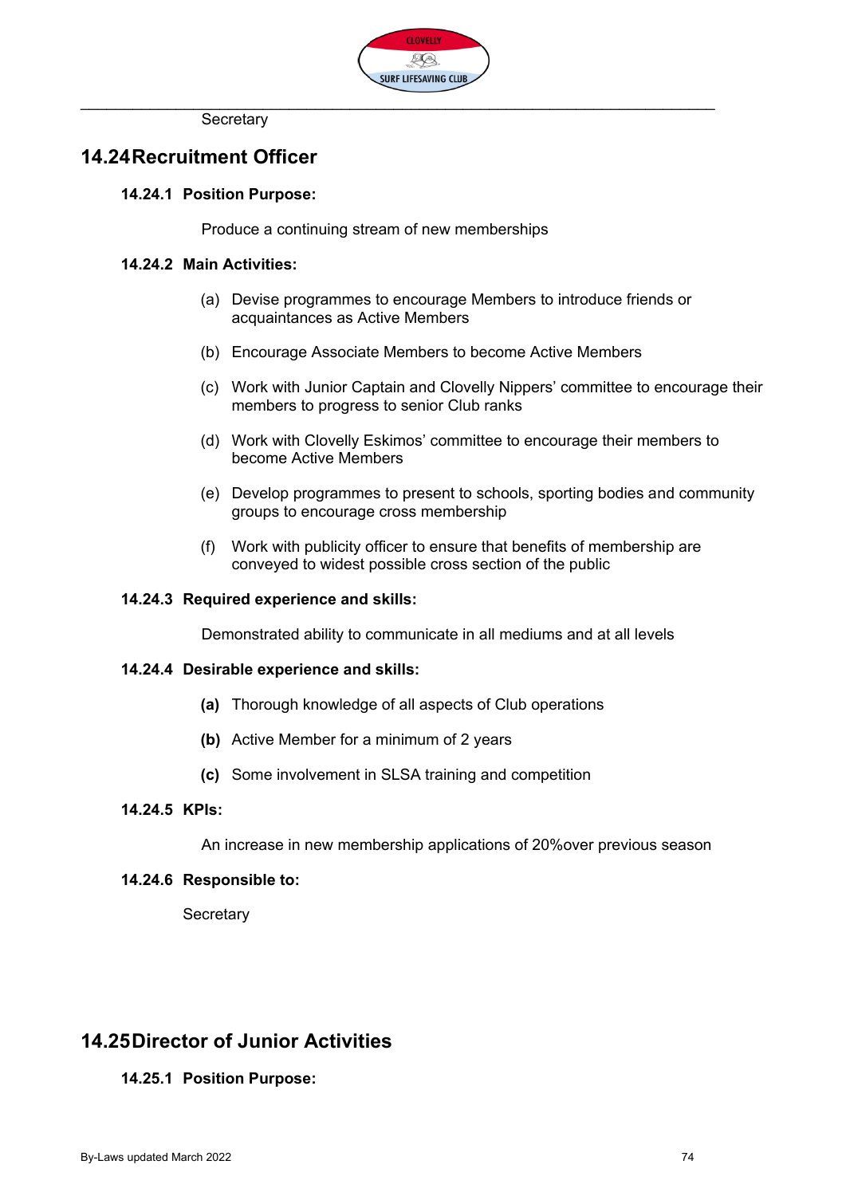Secretary

## 14.24 Recruitment Officer

### 14.24.1 Position Purpose:

Produce a continuing stream of new memberships

### 14.24.2 Main Activities:

(a) Devise programmes to encourage Members to introduce friends or acquaintances as Active Members

(b) Encourage Associate Members to become Active Members

(c) Work with Junior Captain and Clovelly Nippers' committee to encourage their members to progress to senior Club ranks

(d) Work with Clovelly Eskimos' committee to encourage their members to become Active Members

(e) Develop programmes to present to schools, sporting bodies and community groups to encourage cross membership

(f) Work with publicity officer to ensure that benefits of membership are conveyed to widest possible cross section of the public

### 14.24.3 Required experience and skills:

Demonstrated ability to communicate in all mediums and at all levels

### 14.24.4 Desirable experience and skills:

**(a)** Thorough knowledge of all aspects of Club operations

**(b)** Active Member for a minimum of 2 years

**(c)** Some involvement in SLSA training and competition

### 14.24.5 KPIs:

An increase in new membership applications of 20%over previous season

### 14.24.6 Responsible to:

Secretary

## 14.25 Director of Junior Activities

### 14.25.1 Position Purpose: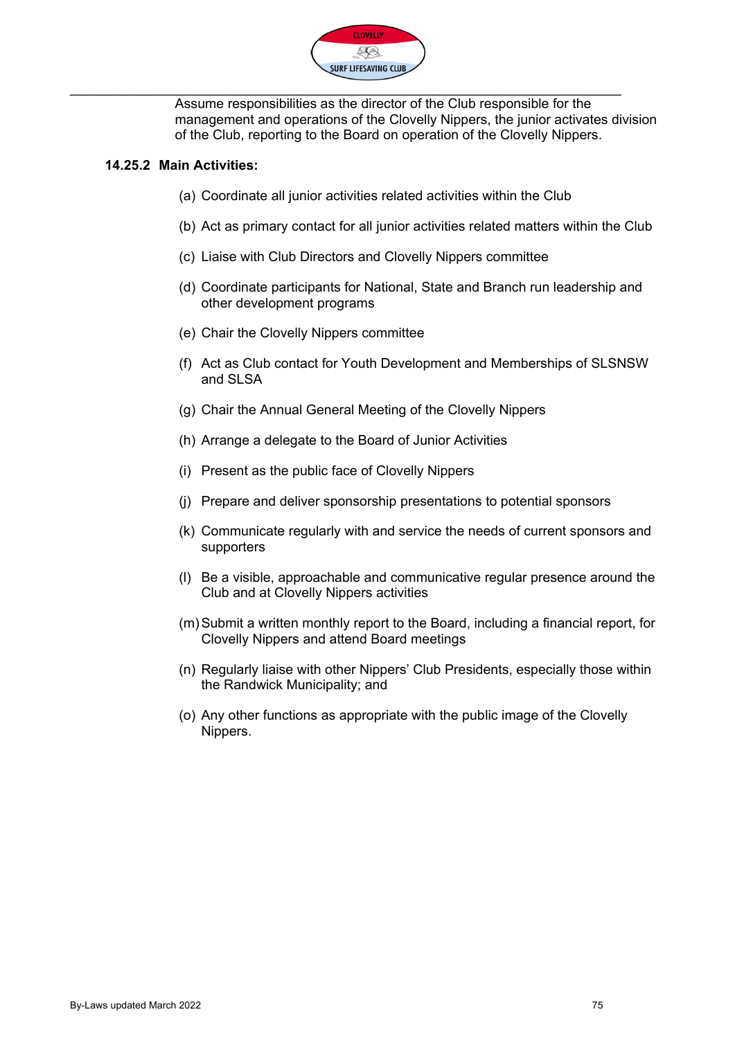Assume responsibilities as the director of the Club responsible for the management and operations of the Clovelly Nippers, the junior activates division of the Club, reporting to the Board on operation of the Clovelly Nippers.

**14.25.2 Main Activities:**

(a) Coordinate all junior activities related activities within the Club

(b) Act as primary contact for all junior activities related matters within the Club

(c) Liaise with Club Directors and Clovelly Nippers committee

(d) Coordinate participants for National, State and Branch run leadership and other development programs

(e) Chair the Clovelly Nippers committee

(f) Act as Club contact for Youth Development and Memberships of SLSNSW and SLSA

(g) Chair the Annual General Meeting of the Clovelly Nippers

(h) Arrange a delegate to the Board of Junior Activities

(i) Present as the public face of Clovelly Nippers

(j) Prepare and deliver sponsorship presentations to potential sponsors

(k) Communicate regularly with and service the needs of current sponsors and supporters

(l) Be a visible, approachable and communicative regular presence around the Club and at Clovelly Nippers activities

(m) Submit a written monthly report to the Board, including a financial report, for Clovelly Nippers and attend Board meetings

(n) Regularly liaise with other Nippers' Club Presidents, especially those within the Randwick Municipality; and

(o) Any other functions as appropriate with the public image of the Clovelly Nippers.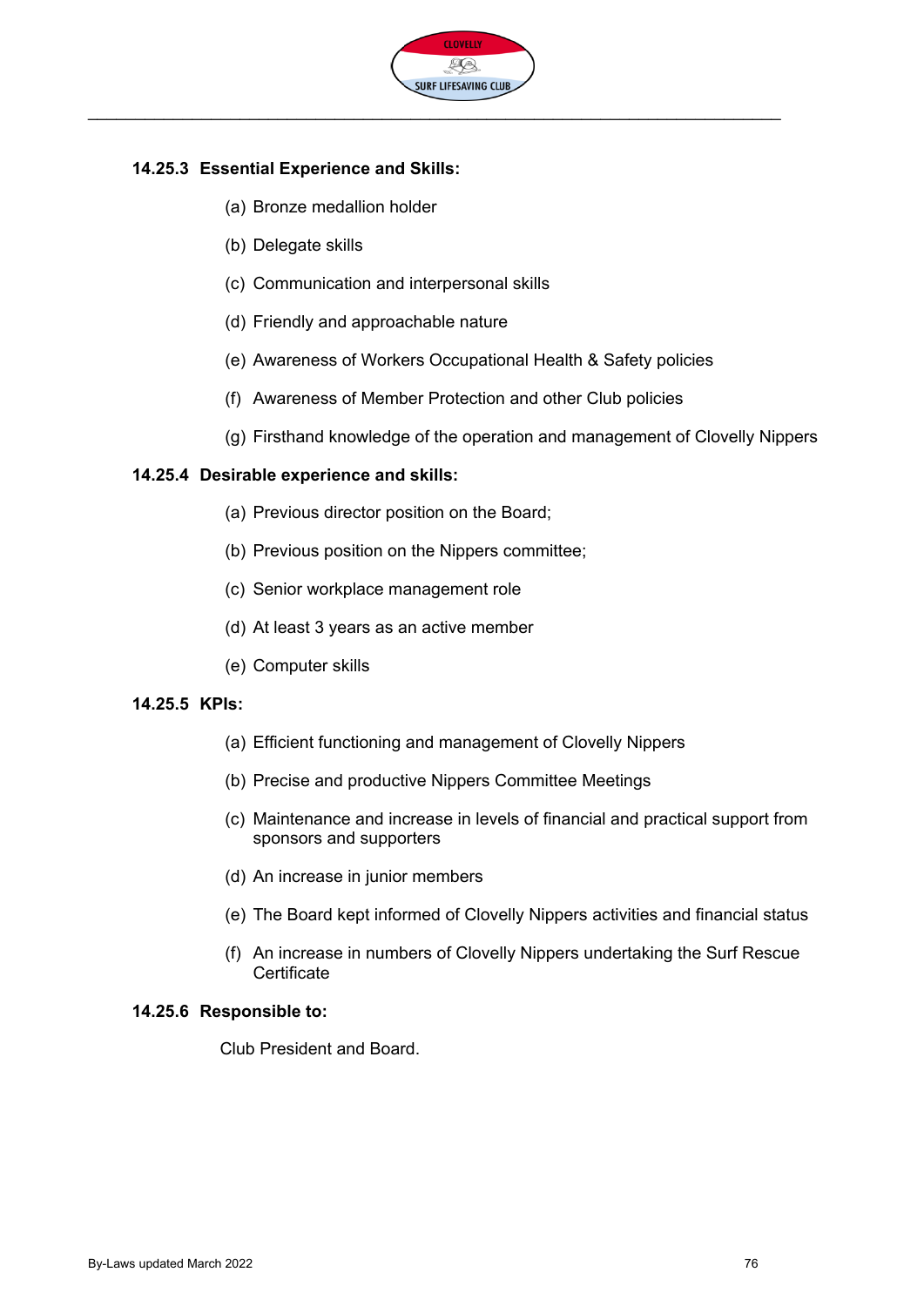#### 14.25.3 Essential Experience and Skills:

(a) Bronze medallion holder

(b) Delegate skills

(c) Communication and interpersonal skills

(d) Friendly and approachable nature

(e) Awareness of Workers Occupational Health & Safety policies

(f) Awareness of Member Protection and other Club policies

(g) Firsthand knowledge of the operation and management of Clovelly Nippers

#### 14.25.4 Desirable experience and skills:

(a) Previous director position on the Board;

(b) Previous position on the Nippers committee;

(c) Senior workplace management role

(d) At least 3 years as an active member

(e) Computer skills

#### 14.25.5 KPIs:

(a) Efficient functioning and management of Clovelly Nippers

(b) Precise and productive Nippers Committee Meetings

(c) Maintenance and increase in levels of financial and practical support from sponsors and supporters

(d) An increase in junior members

(e) The Board kept informed of Clovelly Nippers activities and financial status

(f) An increase in numbers of Clovelly Nippers undertaking the Surf Rescue Certificate

#### 14.25.6 Responsible to:

Club President and Board.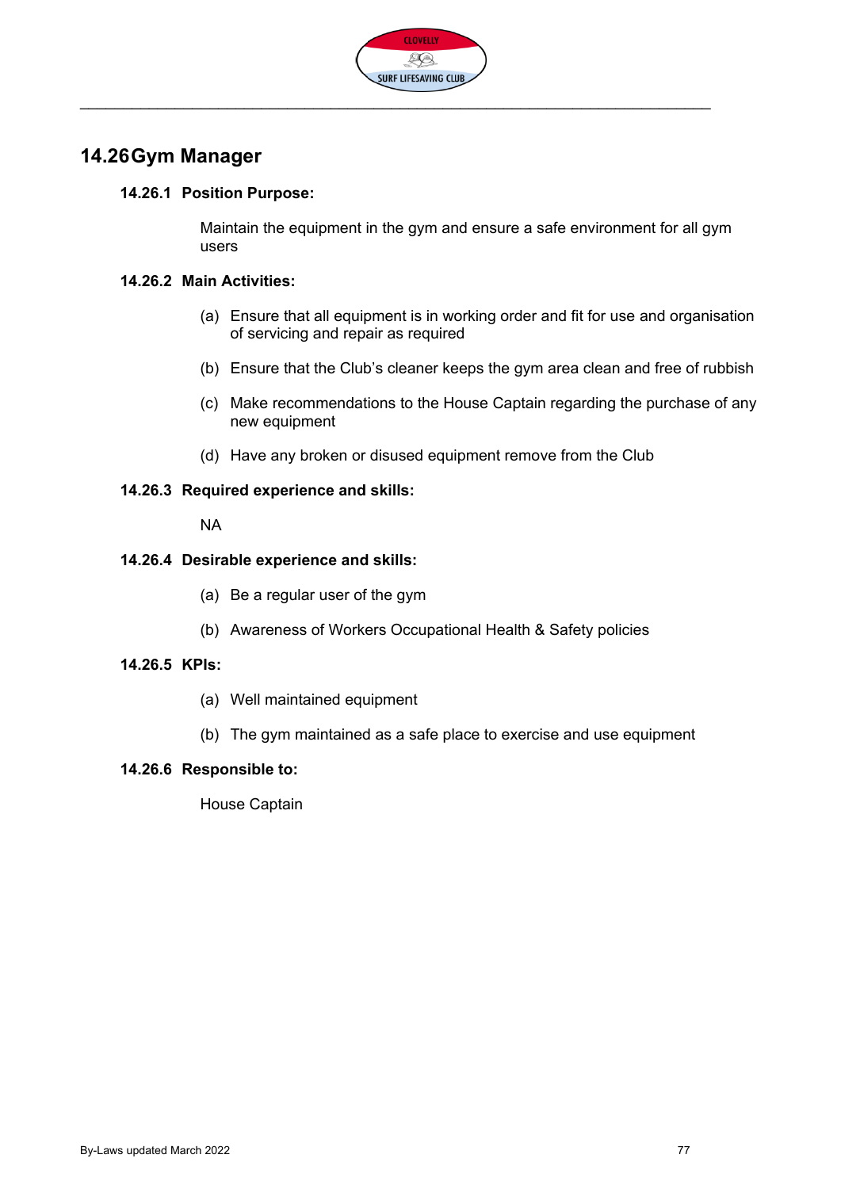## 14.26 Gym Manager

### 14.26.1 Position Purpose:

Maintain the equipment in the gym and ensure a safe environment for all gym users

### 14.26.2 Main Activities:

(a) Ensure that all equipment is in working order and fit for use and organisation of servicing and repair as required

(b) Ensure that the Club's cleaner keeps the gym area clean and free of rubbish

(c) Make recommendations to the House Captain regarding the purchase of any new equipment

(d) Have any broken or disused equipment remove from the Club

### 14.26.3 Required experience and skills:

NA

### 14.26.4 Desirable experience and skills:

(a) Be a regular user of the gym

(b) Awareness of Workers Occupational Health & Safety policies

### 14.26.5 KPIs:

(a) Well maintained equipment

(b) The gym maintained as a safe place to exercise and use equipment

### 14.26.6 Responsible to:

House Captain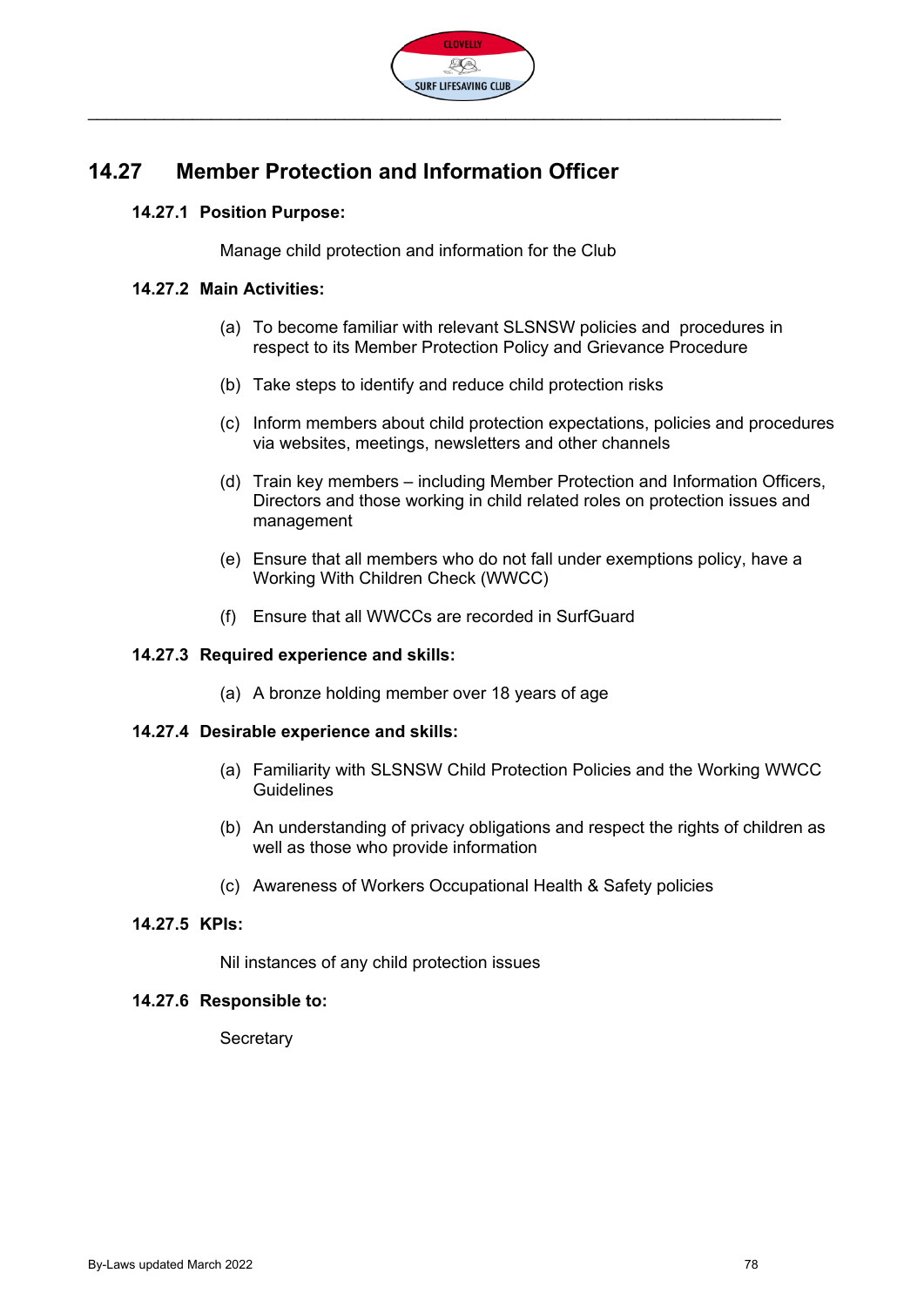## 14.27 Member Protection and Information Officer

### 14.27.1 Position Purpose:

Manage child protection and information for the Club

### 14.27.2 Main Activities:

(a) To become familiar with relevant SLSNSW policies and procedures in respect to its Member Protection Policy and Grievance Procedure

(b) Take steps to identify and reduce child protection risks

(c) Inform members about child protection expectations, policies and procedures via websites, meetings, newsletters and other channels

(d) Train key members – including Member Protection and Information Officers, Directors and those working in child related roles on protection issues and management

(e) Ensure that all members who do not fall under exemptions policy, have a Working With Children Check (WWCC)

(f) Ensure that all WWCCs are recorded in SurfGuard

### 14.27.3 Required experience and skills:

(a) A bronze holding member over 18 years of age

### 14.27.4 Desirable experience and skills:

(a) Familiarity with SLSNSW Child Protection Policies and the Working WWCC Guidelines

(b) An understanding of privacy obligations and respect the rights of children as well as those who provide information

(c) Awareness of Workers Occupational Health & Safety policies

### 14.27.5 KPIs:

Nil instances of any child protection issues

### 14.27.6 Responsible to:

Secretary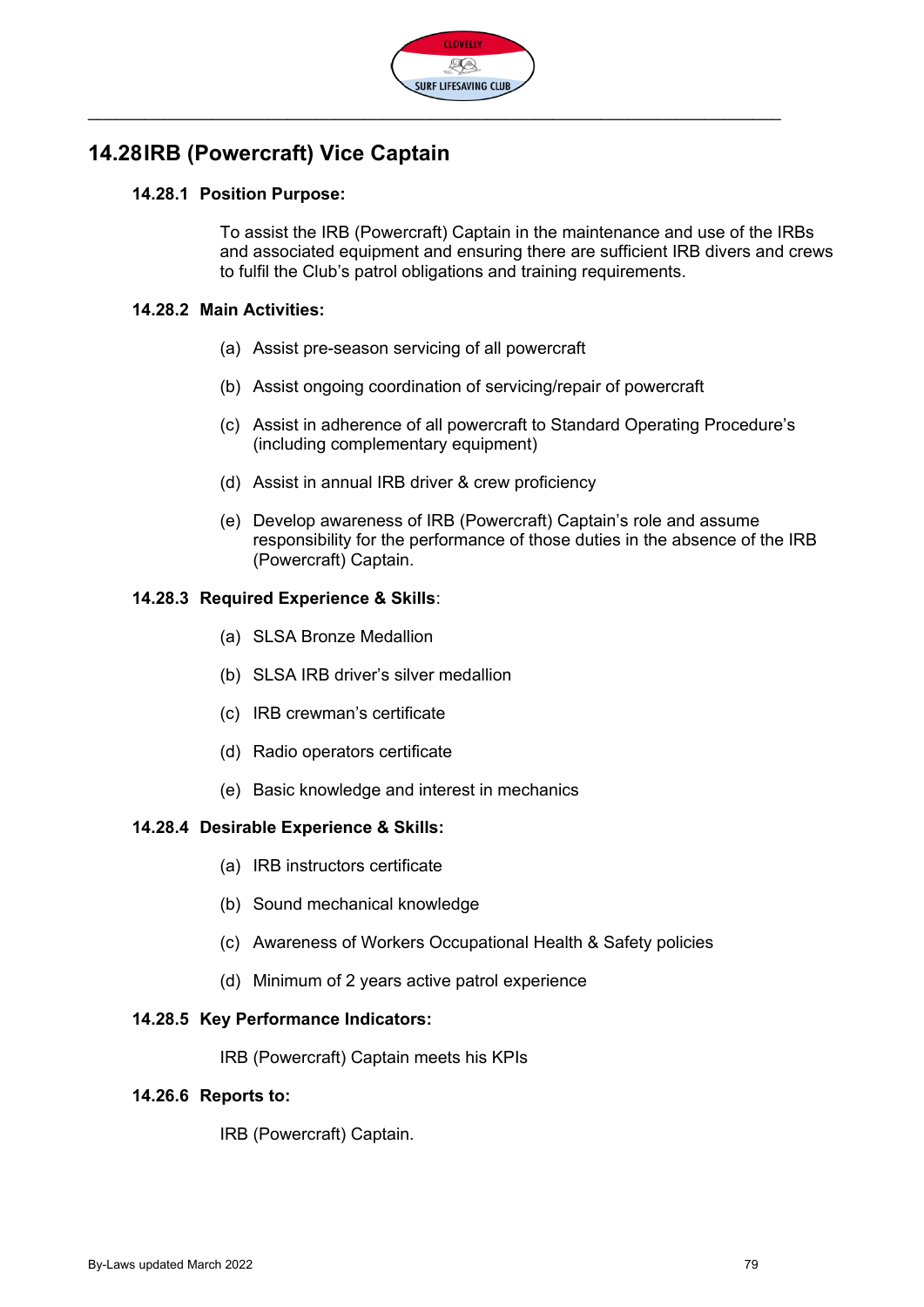## 14.28 IRB (Powercraft) Vice Captain

### 14.28.1 Position Purpose:

To assist the IRB (Powercraft) Captain in the maintenance and use of the IRBs and associated equipment and ensuring there are sufficient IRB divers and crews to fulfil the Club's patrol obligations and training requirements.

### 14.28.2 Main Activities:

(a) Assist pre-season servicing of all powercraft

(b) Assist ongoing coordination of servicing/repair of powercraft

(c) Assist in adherence of all powercraft to Standard Operating Procedure's (including complementary equipment)

(d) Assist in annual IRB driver & crew proficiency

(e) Develop awareness of IRB (Powercraft) Captain's role and assume responsibility for the performance of those duties in the absence of the IRB (Powercraft) Captain.

### 14.28.3 Required Experience & Skills:

(a) SLSA Bronze Medallion

(b) SLSA IRB driver's silver medallion

(c) IRB crewman's certificate

(d) Radio operators certificate

(e) Basic knowledge and interest in mechanics

### 14.28.4 Desirable Experience & Skills:

(a) IRB instructors certificate

(b) Sound mechanical knowledge

(c) Awareness of Workers Occupational Health & Safety policies

(d) Minimum of 2 years active patrol experience

### 14.28.5 Key Performance Indicators:

IRB (Powercraft) Captain meets his KPIs

### 14.26.6 Reports to:

IRB (Powercraft) Captain.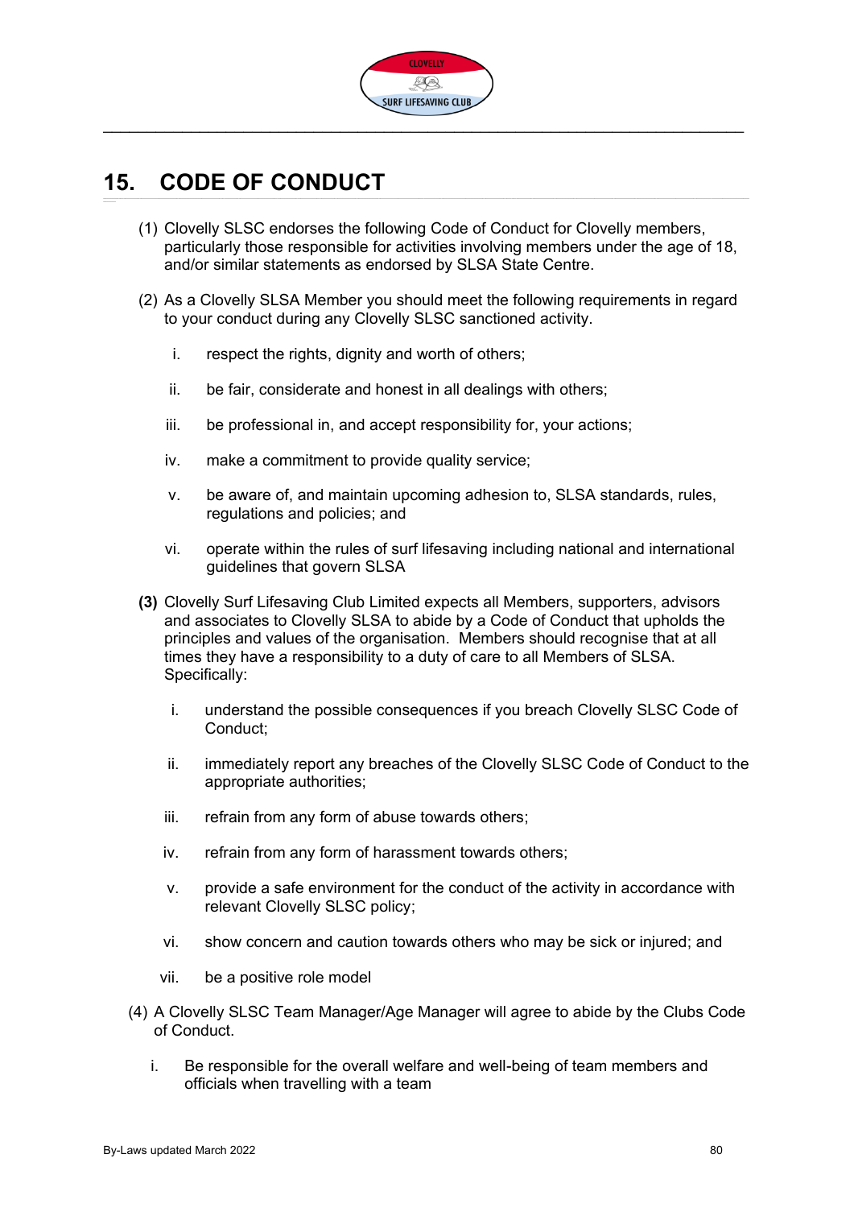# 15. CODE OF CONDUCT

(1) Clovelly SLSC endorses the following Code of Conduct for Clovelly members, particularly those responsible for activities involving members under the age of 18, and/or similar statements as endorsed by SLSA State Centre.

(2) As a Clovelly SLSA Member you should meet the following requirements in regard to your conduct during any Clovelly SLSC sanctioned activity.

i. respect the rights, dignity and worth of others;

ii. be fair, considerate and honest in all dealings with others;

iii. be professional in, and accept responsibility for, your actions;

iv. make a commitment to provide quality service;

v. be aware of, and maintain upcoming adhesion to, SLSA standards, rules, regulations and policies; and

vi. operate within the rules of surf lifesaving including national and international guidelines that govern SLSA

**(3)** Clovelly Surf Lifesaving Club Limited expects all Members, supporters, advisors and associates to Clovelly SLSA to abide by a Code of Conduct that upholds the principles and values of the organisation. Members should recognise that at all times they have a responsibility to a duty of care to all Members of SLSA. Specifically:

i. understand the possible consequences if you breach Clovelly SLSC Code of Conduct;

ii. immediately report any breaches of the Clovelly SLSC Code of Conduct to the appropriate authorities;

iii. refrain from any form of abuse towards others;

iv. refrain from any form of harassment towards others;

v. provide a safe environment for the conduct of the activity in accordance with relevant Clovelly SLSC policy;

vi. show concern and caution towards others who may be sick or injured; and

vii. be a positive role model

(4) A Clovelly SLSC Team Manager/Age Manager will agree to abide by the Clubs Code of Conduct.

i. Be responsible for the overall welfare and well-being of team members and officials when travelling with a team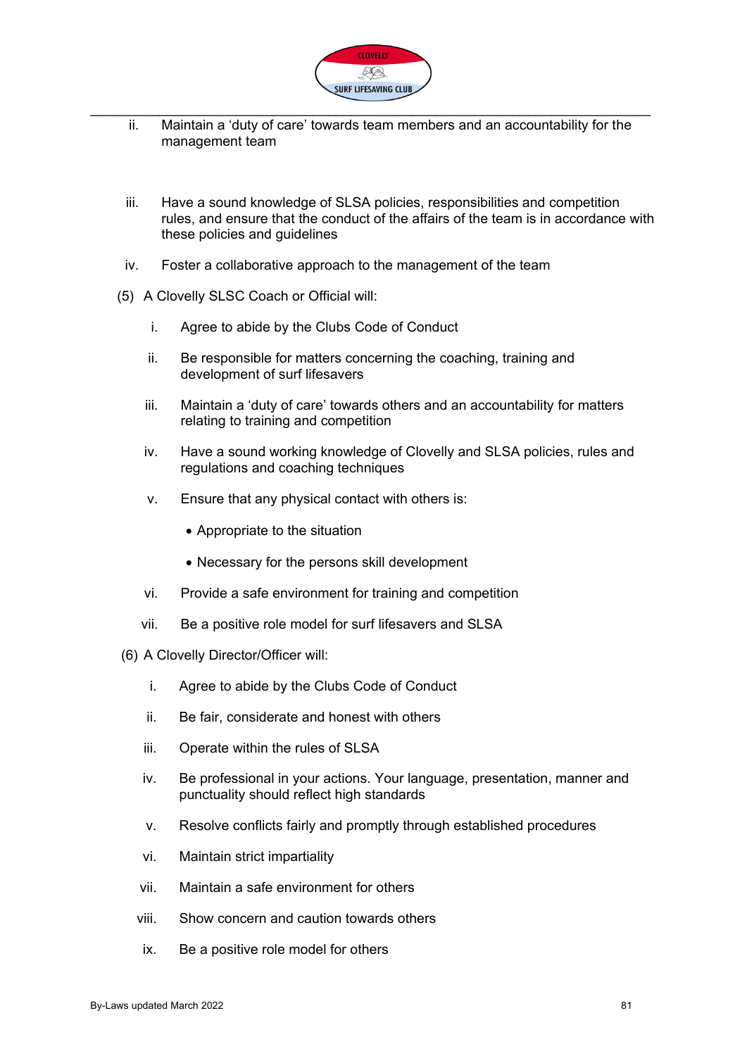ii. Maintain a 'duty of care' towards team members and an accountability for the management team

iii. Have a sound knowledge of SLSA policies, responsibilities and competition rules, and ensure that the conduct of the affairs of the team is in accordance with these policies and guidelines

iv. Foster a collaborative approach to the management of the team

(5) A Clovelly SLSC Coach or Official will:

i. Agree to abide by the Clubs Code of Conduct

ii. Be responsible for matters concerning the coaching, training and development of surf lifesavers

iii. Maintain a 'duty of care' towards others and an accountability for matters relating to training and competition

iv. Have a sound working knowledge of Clovelly and SLSA policies, rules and regulations and coaching techniques

v. Ensure that any physical contact with others is:

- Appropriate to the situation
- Necessary for the persons skill development

vi. Provide a safe environment for training and competition

vii. Be a positive role model for surf lifesavers and SLSA

(6) A Clovelly Director/Officer will:

i. Agree to abide by the Clubs Code of Conduct

ii. Be fair, considerate and honest with others

iii. Operate within the rules of SLSA

iv. Be professional in your actions. Your language, presentation, manner and punctuality should reflect high standards

v. Resolve conflicts fairly and promptly through established procedures

vi. Maintain strict impartiality

vii. Maintain a safe environment for others

viii. Show concern and caution towards others

ix. Be a positive role model for others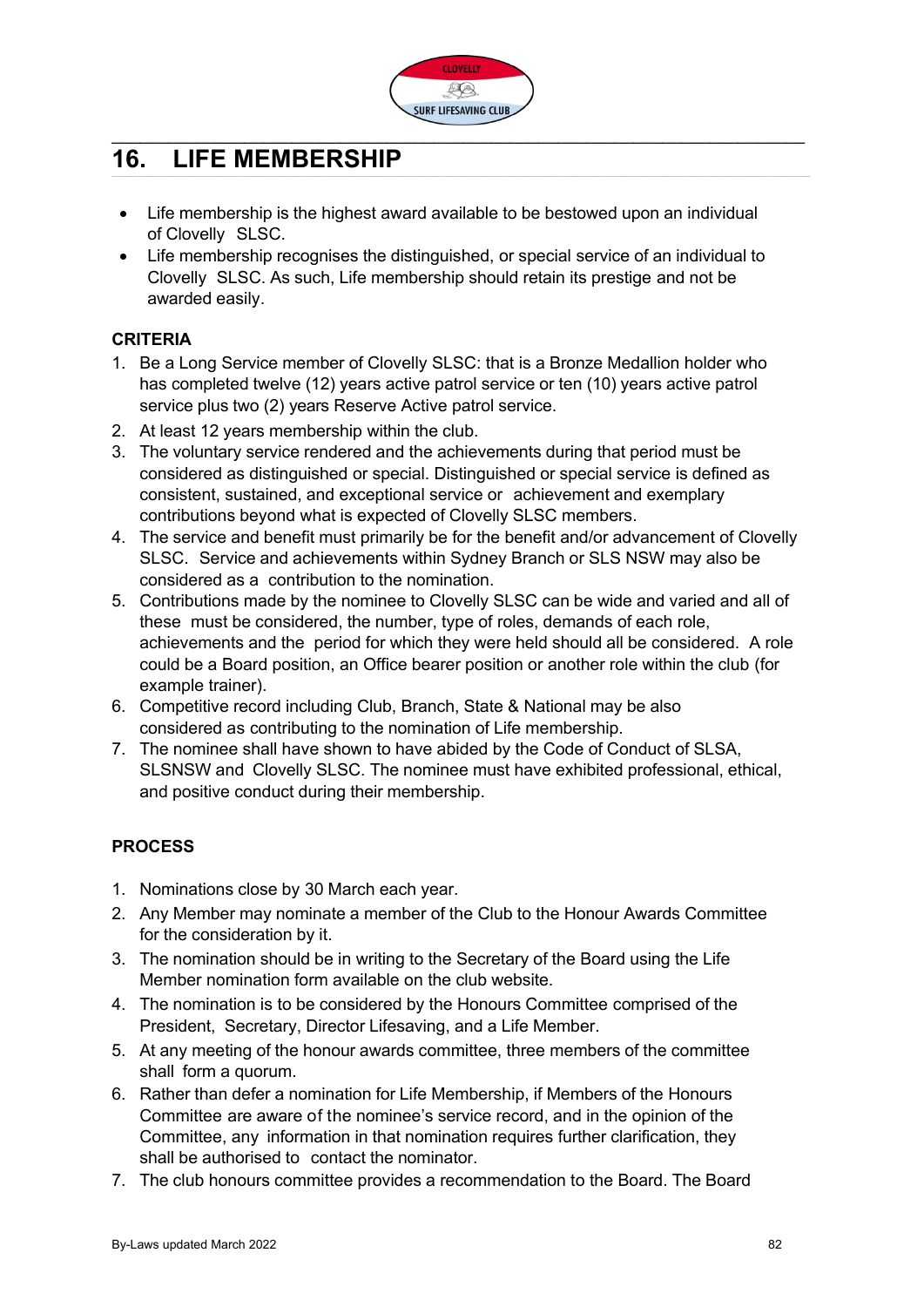# 16. LIFE MEMBERSHIP

- Life membership is the highest award available to be bestowed upon an individual of Clovelly SLSC.
- Life membership recognises the distinguished, or special service of an individual to Clovelly SLSC. As such, Life membership should retain its prestige and not be awarded easily.

**CRITERIA**

1. Be a Long Service member of Clovelly SLSC: that is a Bronze Medallion holder who has completed twelve (12) years active patrol service or ten (10) years active patrol service plus two (2) years Reserve Active patrol service.
2. At least 12 years membership within the club.
3. The voluntary service rendered and the achievements during that period must be considered as distinguished or special. Distinguished or special service is defined as consistent, sustained, and exceptional service or achievement and exemplary contributions beyond what is expected of Clovelly SLSC members.
4. The service and benefit must primarily be for the benefit and/or advancement of Clovelly SLSC. Service and achievements within Sydney Branch or SLS NSW may also be considered as a contribution to the nomination.
5. Contributions made by the nominee to Clovelly SLSC can be wide and varied and all of these must be considered, the number, type of roles, demands of each role, achievements and the period for which they were held should all be considered. A role could be a Board position, an Office bearer position or another role within the club (for example trainer).
6. Competitive record including Club, Branch, State & National may be also considered as contributing to the nomination of Life membership.
7. The nominee shall have shown to have abided by the Code of Conduct of SLSA, SLSNSW and Clovelly SLSC. The nominee must have exhibited professional, ethical, and positive conduct during their membership.

**PROCESS**

1. Nominations close by 30 March each year.
2. Any Member may nominate a member of the Club to the Honour Awards Committee for the consideration by it.
3. The nomination should be in writing to the Secretary of the Board using the Life Member nomination form available on the club website.
4. The nomination is to be considered by the Honours Committee comprised of the President, Secretary, Director Lifesaving, and a Life Member.
5. At any meeting of the honour awards committee, three members of the committee shall form a quorum.
6. Rather than defer a nomination for Life Membership, if Members of the Honours Committee are aware of the nominee's service record, and in the opinion of the Committee, any information in that nomination requires further clarification, they shall be authorised to contact the nominator.
7. The club honours committee provides a recommendation to the Board. The Board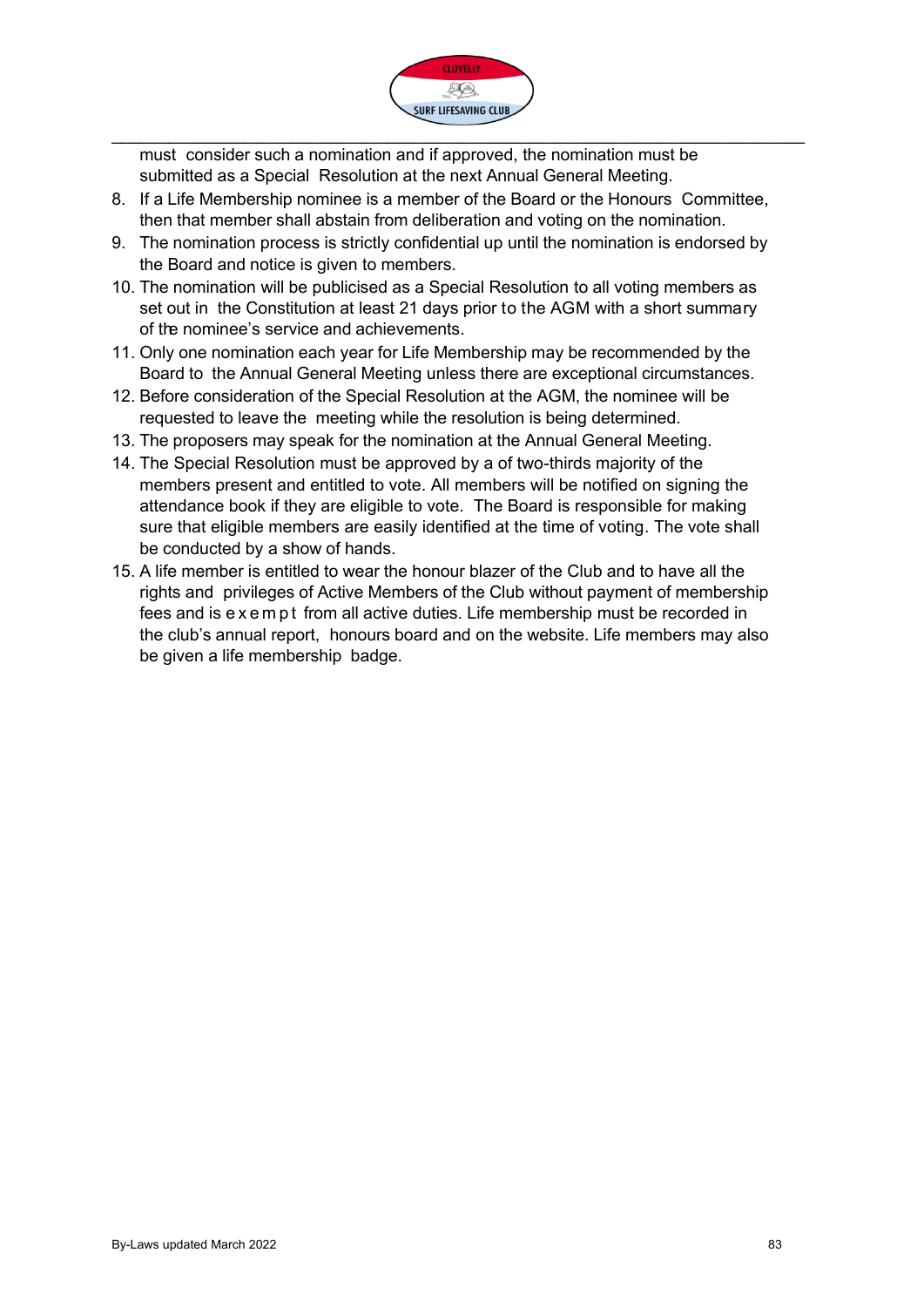must consider such a nomination and if approved, the nomination must be submitted as a Special Resolution at the next Annual General Meeting.

8. If a Life Membership nominee is a member of the Board or the Honours Committee, then that member shall abstain from deliberation and voting on the nomination.
9. The nomination process is strictly confidential up until the nomination is endorsed by the Board and notice is given to members.
10. The nomination will be publicised as a Special Resolution to all voting members as set out in the Constitution at least 21 days prior to the AGM with a short summary of the nominee's service and achievements.
11. Only one nomination each year for Life Membership may be recommended by the Board to the Annual General Meeting unless there are exceptional circumstances.
12. Before consideration of the Special Resolution at the AGM, the nominee will be requested to leave the meeting while the resolution is being determined.
13. The proposers may speak for the nomination at the Annual General Meeting.
14. The Special Resolution must be approved by a of two-thirds majority of the members present and entitled to vote. All members will be notified on signing the attendance book if they are eligible to vote. The Board is responsible for making sure that eligible members are easily identified at the time of voting. The vote shall be conducted by a show of hands.
15. A life member is entitled to wear the honour blazer of the Club and to have all the rights and privileges of Active Members of the Club without payment of membership fees and is exempt from all active duties. Life membership must be recorded in the club's annual report, honours board and on the website. Life members may also be given a life membership badge.